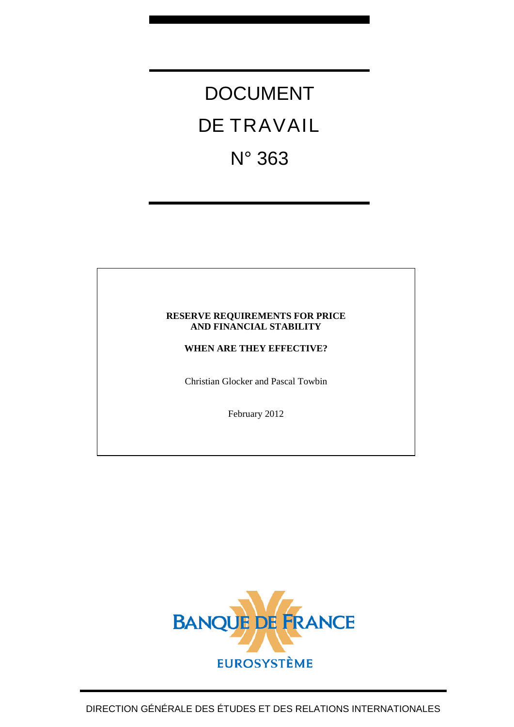# DOCUMENT DE TRAVAIL N° 363

**RESERVE REQUIREMENTS FOR PRICE AND FINANCIAL STABILITY**

**WHEN ARE THEY EFFECTIVE?**

Christian Glocker and Pascal Towbin

February 2012

BANQUE DE FRANCE

EUROSYSTÈME

DIRECTION GÉNÉRALE DES ÉTUDES ET DES RELATIONS INTERNATIONALES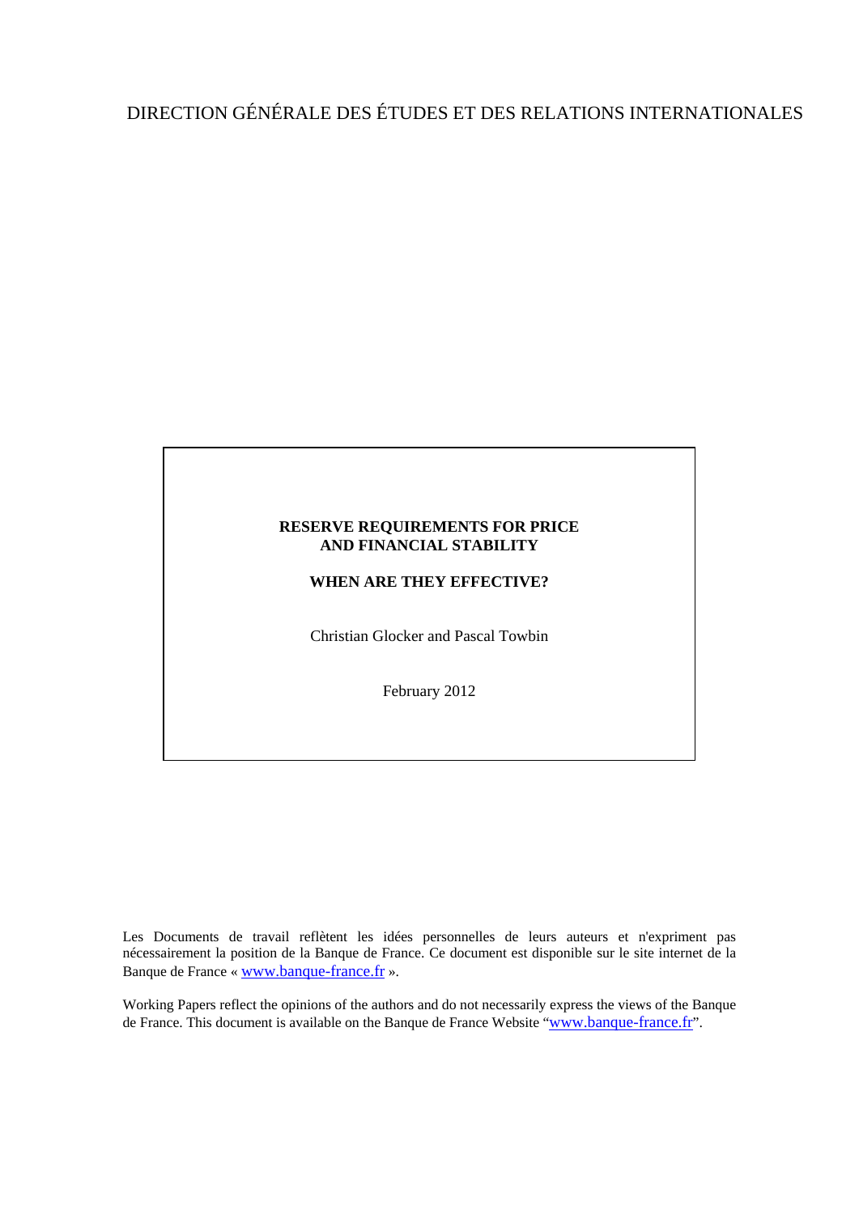DIRECTION GÉNÉRALE DES ÉTUDES ET DES RELATIONS INTERNATIONALES

**RESERVE REQUIREMENTS FOR PRICE AND FINANCIAL STABILITY**

**WHEN ARE THEY EFFECTIVE?**

Christian Glocker and Pascal Towbin

February 2012

Les Documents de travail reflètent les idées personnelles de leurs auteurs et n'expriment pas nécessairement la position de la Banque de France. Ce document est disponible sur le site internet de la Banque de France « www.banque-france.fr ».

Working Papers reflect the opinions of the authors and do not necessarily express the views of the Banque de France. This document is available on the Banque de France Website "www.banque-france.fr".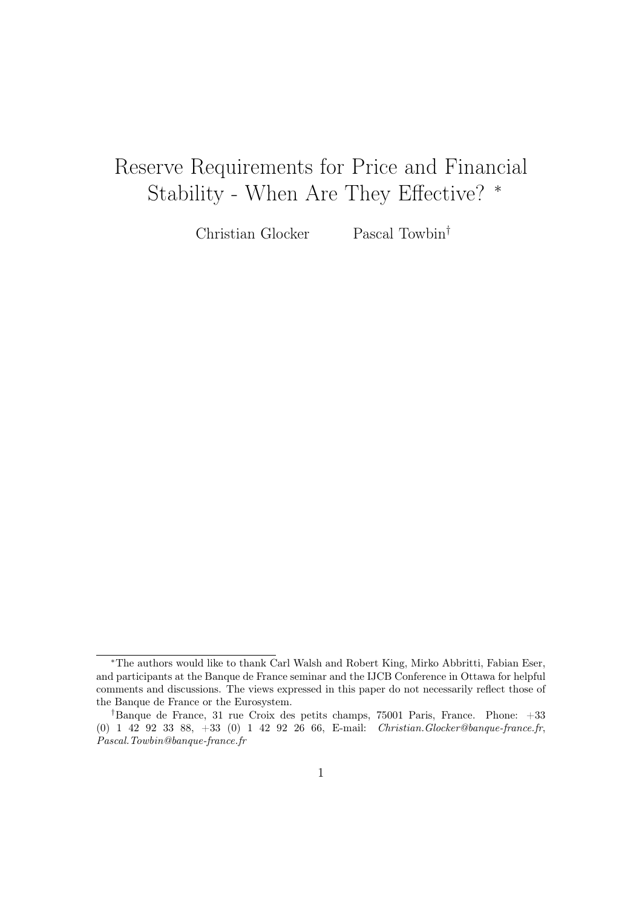# Reserve Requirements for Price and Financial Stability - When Are They Effective? *

Christian Glocker Pascal Towbin†

---

*The authors would like to thank Carl Walsh and Robert King, Mirko Abbritti, Fabian Eser, and participants at the Banque de France seminar and the IJCB Conference in Ottawa for helpful comments and discussions. The views expressed in this paper do not necessarily reflect those of the Banque de France or the Eurosystem.

†Banque de France, 31 rue Croix des petits champs, 75001 Paris, France. Phone: +33 (0) 1 42 92 33 88, +33 (0) 1 42 92 26 66, E-mail: *Christian.Glocker@banque-france.fr*, *Pascal.Towbin@banque-france.fr*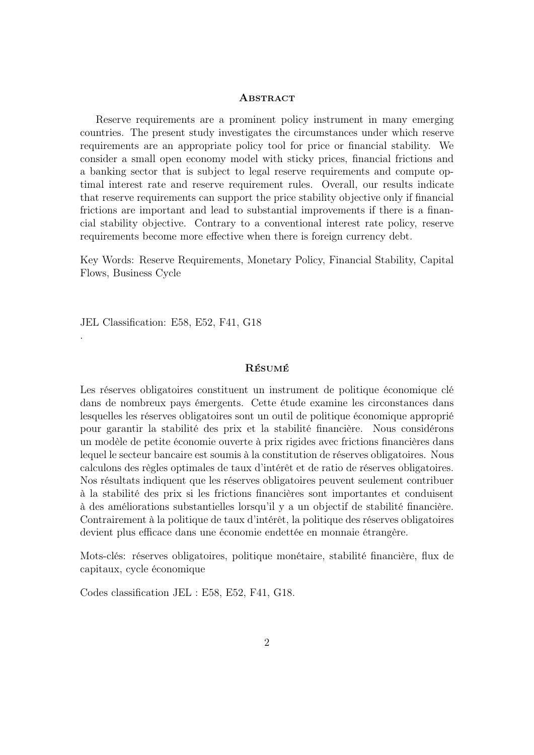## Abstract

Reserve requirements are a prominent policy instrument in many emerging countries. The present study investigates the circumstances under which reserve requirements are an appropriate policy tool for price or financial stability. We consider a small open economy model with sticky prices, financial frictions and a banking sector that is subject to legal reserve requirements and compute optimal interest rate and reserve requirement rules. Overall, our results indicate that reserve requirements can support the price stability objective only if financial frictions are important and lead to substantial improvements if there is a financial stability objective. Contrary to a conventional interest rate policy, reserve requirements become more effective when there is foreign currency debt.

Key Words: Reserve Requirements, Monetary Policy, Financial Stability, Capital Flows, Business Cycle

JEL Classification: E58, E52, F41, G18

.

## Résumé

Les réserves obligatoires constituent un instrument de politique économique clé dans de nombreux pays émergents. Cette étude examine les circonstances dans lesquelles les réserves obligatoires sont un outil de politique économique approprié pour garantir la stabilité des prix et la stabilité financière. Nous considérons un modèle de petite économie ouverte à prix rigides avec frictions financières dans lequel le secteur bancaire est soumis à la constitution de réserves obligatoires. Nous calculons des règles optimales de taux d'intérêt et de ratio de réserves obligatoires. Nos résultats indiquent que les réserves obligatoires peuvent seulement contribuer à la stabilité des prix si les frictions financières sont importantes et conduisent à des améliorations substantielles lorsqu'il y a un objectif de stabilité financière. Contrairement à la politique de taux d'intérêt, la politique des réserves obligatoires devient plus efficace dans une économie endettée en monnaie étrangère.

Mots-clés: réserves obligatoires, politique monétaire, stabilité financière, flux de capitaux, cycle économique

Codes classification JEL : E58, E52, F41, G18.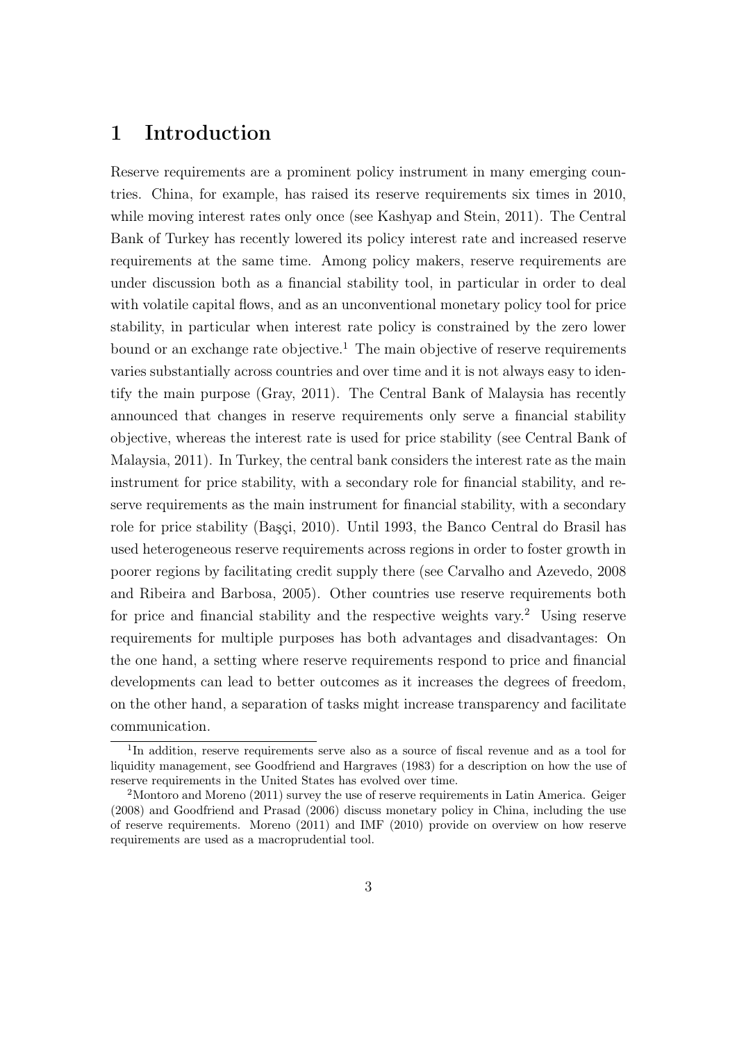# 1 Introduction

Reserve requirements are a prominent policy instrument in many emerging countries. China, for example, has raised its reserve requirements six times in 2010, while moving interest rates only once (see Kashyap and Stein, 2011). The Central Bank of Turkey has recently lowered its policy interest rate and increased reserve requirements at the same time. Among policy makers, reserve requirements are under discussion both as a financial stability tool, in particular in order to deal with volatile capital flows, and as an unconventional monetary policy tool for price stability, in particular when interest rate policy is constrained by the zero lower bound or an exchange rate objective.[1] The main objective of reserve requirements varies substantially across countries and over time and it is not always easy to identify the main purpose (Gray, 2011). The Central Bank of Malaysia has recently announced that changes in reserve requirements only serve a financial stability objective, whereas the interest rate is used for price stability (see Central Bank of Malaysia, 2011). In Turkey, the central bank considers the interest rate as the main instrument for price stability, with a secondary role for financial stability, and reserve requirements as the main instrument for financial stability, with a secondary role for price stability (Başçi, 2010). Until 1993, the Banco Central do Brasil has used heterogeneous reserve requirements across regions in order to foster growth in poorer regions by facilitating credit supply there (see Carvalho and Azevedo, 2008 and Ribeira and Barbosa, 2005). Other countries use reserve requirements both for price and financial stability and the respective weights vary.[2] Using reserve requirements for multiple purposes has both advantages and disadvantages: On the one hand, a setting where reserve requirements respond to price and financial developments can lead to better outcomes as it increases the degrees of freedom, on the other hand, a separation of tasks might increase transparency and facilitate communication.

[1] In addition, reserve requirements serve also as a source of fiscal revenue and as a tool for liquidity management, see Goodfriend and Hargraves (1983) for a description on how the use of reserve requirements in the United States has evolved over time.

[2] Montoro and Moreno (2011) survey the use of reserve requirements in Latin America. Geiger (2008) and Goodfriend and Prasad (2006) discuss monetary policy in China, including the use of reserve requirements. Moreno (2011) and IMF (2010) provide on overview on how reserve requirements are used as a macroprudential tool.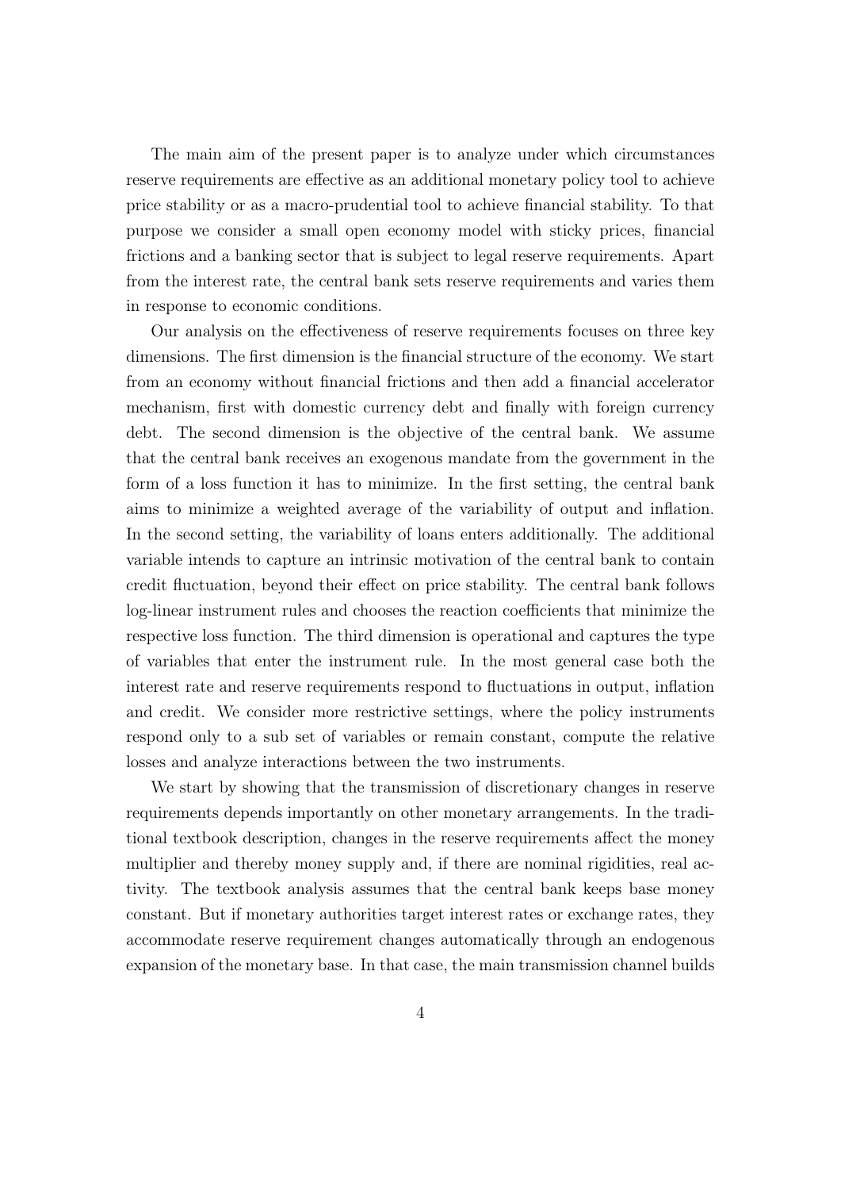The main aim of the present paper is to analyze under which circumstances reserve requirements are effective as an additional monetary policy tool to achieve price stability or as a macro-prudential tool to achieve financial stability. To that purpose we consider a small open economy model with sticky prices, financial frictions and a banking sector that is subject to legal reserve requirements. Apart from the interest rate, the central bank sets reserve requirements and varies them in response to economic conditions.

Our analysis on the effectiveness of reserve requirements focuses on three key dimensions. The first dimension is the financial structure of the economy. We start from an economy without financial frictions and then add a financial accelerator mechanism, first with domestic currency debt and finally with foreign currency debt. The second dimension is the objective of the central bank. We assume that the central bank receives an exogenous mandate from the government in the form of a loss function it has to minimize. In the first setting, the central bank aims to minimize a weighted average of the variability of output and inflation. In the second setting, the variability of loans enters additionally. The additional variable intends to capture an intrinsic motivation of the central bank to contain credit fluctuation, beyond their effect on price stability. The central bank follows log-linear instrument rules and chooses the reaction coefficients that minimize the respective loss function. The third dimension is operational and captures the type of variables that enter the instrument rule. In the most general case both the interest rate and reserve requirements respond to fluctuations in output, inflation and credit. We consider more restrictive settings, where the policy instruments respond only to a sub set of variables or remain constant, compute the relative losses and analyze interactions between the two instruments.

We start by showing that the transmission of discretionary changes in reserve requirements depends importantly on other monetary arrangements. In the traditional textbook description, changes in the reserve requirements affect the money multiplier and thereby money supply and, if there are nominal rigidities, real activity. The textbook analysis assumes that the central bank keeps base money constant. But if monetary authorities target interest rates or exchange rates, they accommodate reserve requirement changes automatically through an endogenous expansion of the monetary base. In that case, the main transmission channel builds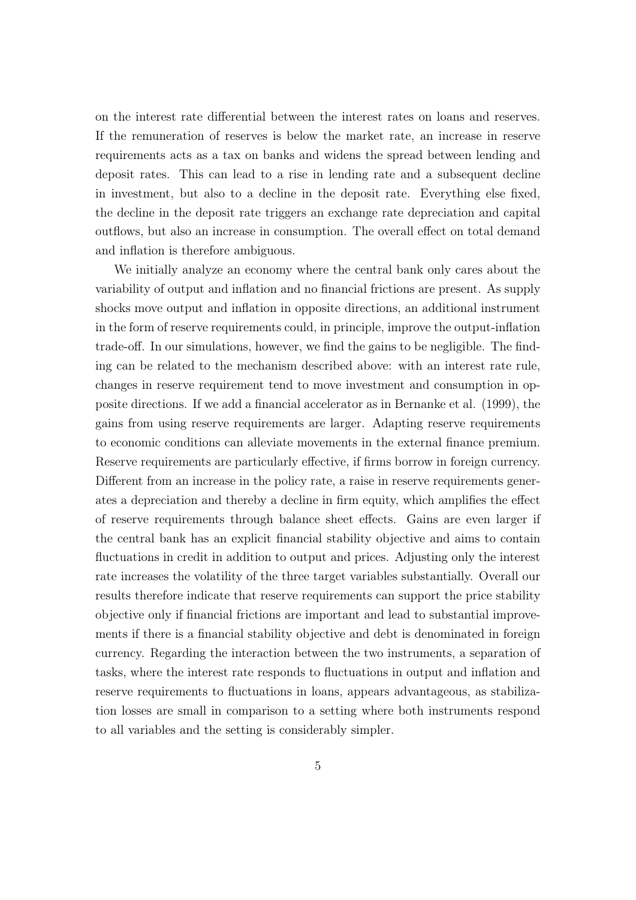on the interest rate differential between the interest rates on loans and reserves. If the remuneration of reserves is below the market rate, an increase in reserve requirements acts as a tax on banks and widens the spread between lending and deposit rates. This can lead to a rise in lending rate and a subsequent decline in investment, but also to a decline in the deposit rate. Everything else fixed, the decline in the deposit rate triggers an exchange rate depreciation and capital outflows, but also an increase in consumption. The overall effect on total demand and inflation is therefore ambiguous.

We initially analyze an economy where the central bank only cares about the variability of output and inflation and no financial frictions are present. As supply shocks move output and inflation in opposite directions, an additional instrument in the form of reserve requirements could, in principle, improve the output-inflation trade-off. In our simulations, however, we find the gains to be negligible. The finding can be related to the mechanism described above: with an interest rate rule, changes in reserve requirement tend to move investment and consumption in opposite directions. If we add a financial accelerator as in Bernanke et al. (1999), the gains from using reserve requirements are larger. Adapting reserve requirements to economic conditions can alleviate movements in the external finance premium. Reserve requirements are particularly effective, if firms borrow in foreign currency. Different from an increase in the policy rate, a raise in reserve requirements generates a depreciation and thereby a decline in firm equity, which amplifies the effect of reserve requirements through balance sheet effects. Gains are even larger if the central bank has an explicit financial stability objective and aims to contain fluctuations in credit in addition to output and prices. Adjusting only the interest rate increases the volatility of the three target variables substantially. Overall our results therefore indicate that reserve requirements can support the price stability objective only if financial frictions are important and lead to substantial improvements if there is a financial stability objective and debt is denominated in foreign currency. Regarding the interaction between the two instruments, a separation of tasks, where the interest rate responds to fluctuations in output and inflation and reserve requirements to fluctuations in loans, appears advantageous, as stabilization losses are small in comparison to a setting where both instruments respond to all variables and the setting is considerably simpler.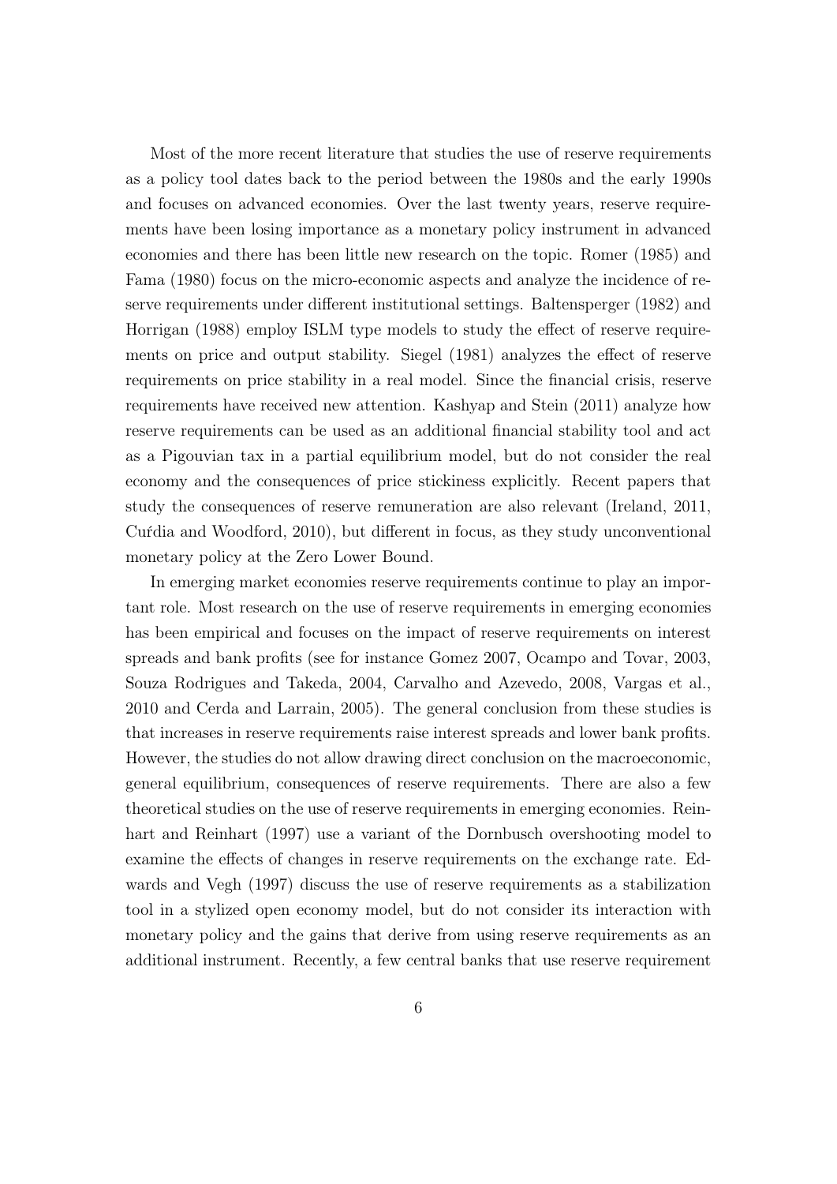Most of the more recent literature that studies the use of reserve requirements as a policy tool dates back to the period between the 1980s and the early 1990s and focuses on advanced economies. Over the last twenty years, reserve requirements have been losing importance as a monetary policy instrument in advanced economies and there has been little new research on the topic. Romer (1985) and Fama (1980) focus on the micro-economic aspects and analyze the incidence of reserve requirements under different institutional settings. Baltensperger (1982) and Horrigan (1988) employ ISLM type models to study the effect of reserve requirements on price and output stability. Siegel (1981) analyzes the effect of reserve requirements on price stability in a real model. Since the financial crisis, reserve requirements have received new attention. Kashyap and Stein (2011) analyze how reserve requirements can be used as an additional financial stability tool and act as a Pigouvian tax in a partial equilibrium model, but do not consider the real economy and the consequences of price stickiness explicitly. Recent papers that study the consequences of reserve remuneration are also relevant (Ireland, 2011, Cuŕdia and Woodford, 2010), but different in focus, as they study unconventional monetary policy at the Zero Lower Bound.

In emerging market economies reserve requirements continue to play an important role. Most research on the use of reserve requirements in emerging economies has been empirical and focuses on the impact of reserve requirements on interest spreads and bank profits (see for instance Gomez 2007, Ocampo and Tovar, 2003, Souza Rodrigues and Takeda, 2004, Carvalho and Azevedo, 2008, Vargas et al., 2010 and Cerda and Larrain, 2005). The general conclusion from these studies is that increases in reserve requirements raise interest spreads and lower bank profits. However, the studies do not allow drawing direct conclusion on the macroeconomic, general equilibrium, consequences of reserve requirements. There are also a few theoretical studies on the use of reserve requirements in emerging economies. Reinhart and Reinhart (1997) use a variant of the Dornbusch overshooting model to examine the effects of changes in reserve requirements on the exchange rate. Edwards and Vegh (1997) discuss the use of reserve requirements as a stabilization tool in a stylized open economy model, but do not consider its interaction with monetary policy and the gains that derive from using reserve requirements as an additional instrument. Recently, a few central banks that use reserve requirement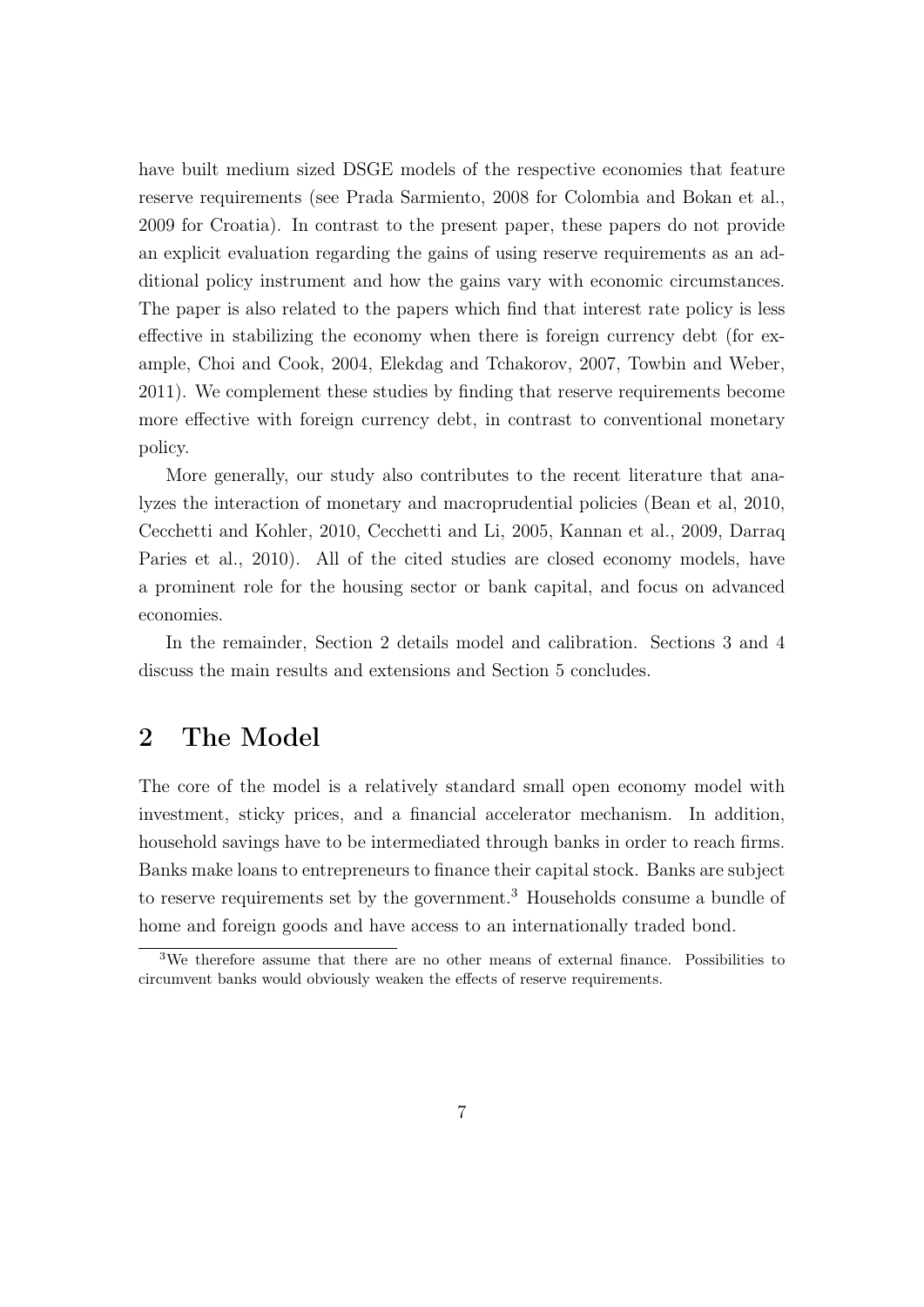have built medium sized DSGE models of the respective economies that feature reserve requirements (see Prada Sarmiento, 2008 for Colombia and Bokan et al., 2009 for Croatia). In contrast to the present paper, these papers do not provide an explicit evaluation regarding the gains of using reserve requirements as an additional policy instrument and how the gains vary with economic circumstances. The paper is also related to the papers which find that interest rate policy is less effective in stabilizing the economy when there is foreign currency debt (for example, Choi and Cook, 2004, Elekdag and Tchakorov, 2007, Towbin and Weber, 2011). We complement these studies by finding that reserve requirements become more effective with foreign currency debt, in contrast to conventional monetary policy.

More generally, our study also contributes to the recent literature that analyzes the interaction of monetary and macroprudential policies (Bean et al, 2010, Cecchetti and Kohler, 2010, Cecchetti and Li, 2005, Kannan et al., 2009, Darraq Paries et al., 2010). All of the cited studies are closed economy models, have a prominent role for the housing sector or bank capital, and focus on advanced economies.

In the remainder, Section 2 details model and calibration. Sections 3 and 4 discuss the main results and extensions and Section 5 concludes.

# 2 The Model

The core of the model is a relatively standard small open economy model with investment, sticky prices, and a financial accelerator mechanism. In addition, household savings have to be intermediated through banks in order to reach firms. Banks make loans to entrepreneurs to finance their capital stock. Banks are subject to reserve requirements set by the government.[3] Households consume a bundle of home and foreign goods and have access to an internationally traded bond.

[3] We therefore assume that there are no other means of external finance. Possibilities to circumvent banks would obviously weaken the effects of reserve requirements.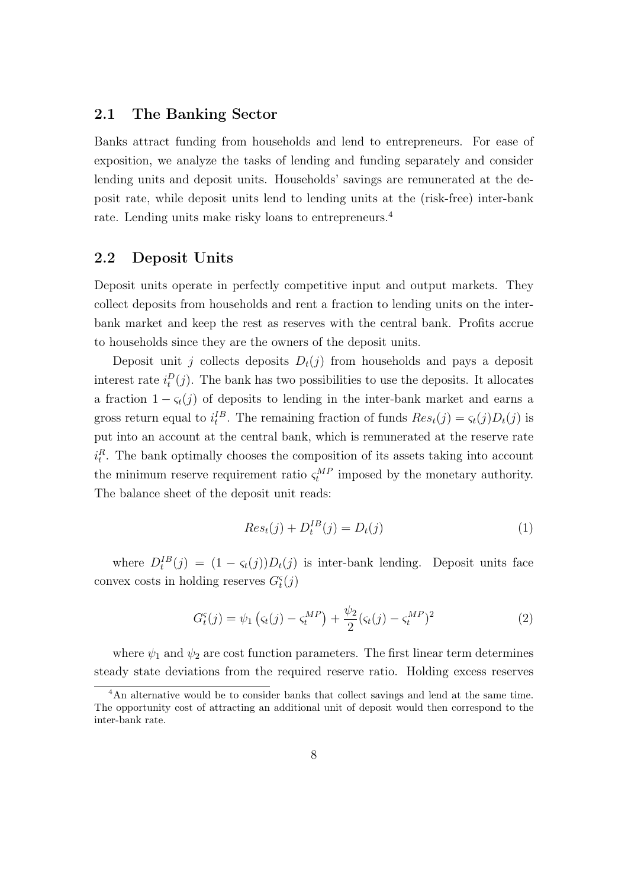## 2.1 The Banking Sector

Banks attract funding from households and lend to entrepreneurs. For ease of exposition, we analyze the tasks of lending and funding separately and consider lending units and deposit units. Households' savings are remunerated at the deposit rate, while deposit units lend to lending units at the (risk-free) inter-bank rate. Lending units make risky loans to entrepreneurs.[4]

## 2.2 Deposit Units

Deposit units operate in perfectly competitive input and output markets. They collect deposits from households and rent a fraction to lending units on the inter-bank market and keep the rest as reserves with the central bank. Profits accrue to households since they are the owners of the deposit units.

Deposit unit $j$ collects deposits $D_t(j)$ from households and pays a deposit interest rate $i_t^D(j)$. The bank has two possibilities to use the deposits. It allocates a fraction $1 - \varsigma_t(j)$ of deposits to lending in the inter-bank market and earns a gross return equal to $i_t^{IB}$. The remaining fraction of funds $Res_t(j) = \varsigma_t(j)D_t(j)$ is put into an account at the central bank, which is remunerated at the reserve rate $i_t^R$. The bank optimally chooses the composition of its assets taking into account the minimum reserve requirement ratio $\varsigma_t^{MP}$ imposed by the monetary authority. The balance sheet of the deposit unit reads:

$$Res_t(j) + D_t^{IB}(j) = D_t(j) \tag{1}$$

where $D_t^{IB}(j) = (1 - \varsigma_t(j))D_t(j)$ is inter-bank lending. Deposit units face convex costs in holding reserves $G_t^{\varsigma}(j)$

$$G_t^{\varsigma}(j) = \psi_1 \left(\varsigma_t(j) - \varsigma_t^{MP}\right) + \frac{\psi_2}{2}(\varsigma_t(j) - \varsigma_t^{MP})^2 \tag{2}$$

where $\psi_1$ and $\psi_2$ are cost function parameters. The first linear term determines steady state deviations from the required reserve ratio. Holding excess reserves

[4] An alternative would be to consider banks that collect savings and lend at the same time. The opportunity cost of attracting an additional unit of deposit would then correspond to the inter-bank rate.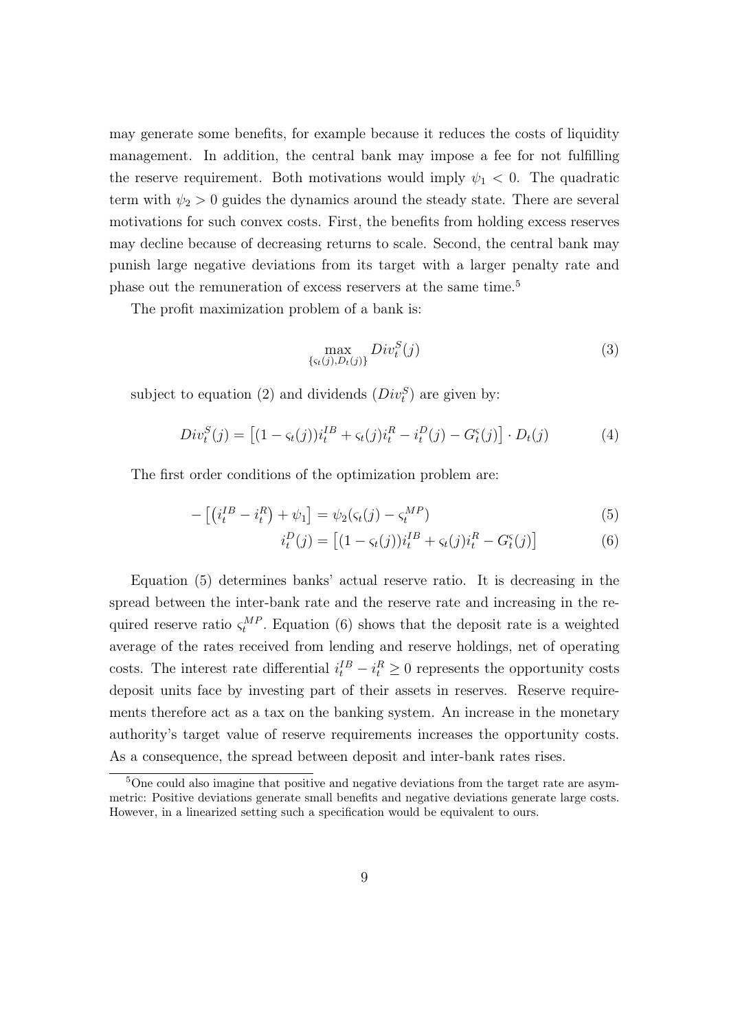may generate some benefits, for example because it reduces the costs of liquidity management. In addition, the central bank may impose a fee for not fulfilling the reserve requirement. Both motivations would imply $\psi_1 < 0$. The quadratic term with $\psi_2 > 0$ guides the dynamics around the steady state. There are several motivations for such convex costs. First, the benefits from holding excess reserves may decline because of decreasing returns to scale. Second, the central bank may punish large negative deviations from its target with a larger penalty rate and phase out the remuneration of excess reservers at the same time.[5]

The profit maximization problem of a bank is:

$$\max_{\{\varsigma_t(j), D_t(j)\}} Div_t^S(j) \tag{3}$$

subject to equation (2) and dividends ($Div_t^S$) are given by:

$$Div_t^S(j) = \left[(1 - \varsigma_t(j))i_t^{IB} + \varsigma_t(j)i_t^R - i_t^D(j) - G_t^{\varsigma}(j)\right] \cdot D_t(j) \tag{4}$$

The first order conditions of the optimization problem are:

$$-\left[\left(i_t^{IB} - i_t^R\right) + \psi_1\right] = \psi_2(\varsigma_t(j) - \varsigma_t^{MP}) \tag{5}$$

$$i_t^D(j) = \left[(1 - \varsigma_t(j))i_t^{IB} + \varsigma_t(j)i_t^R - G_t^{\varsigma}(j)\right] \tag{6}$$

Equation (5) determines banks' actual reserve ratio. It is decreasing in the spread between the inter-bank rate and the reserve rate and increasing in the required reserve ratio $\varsigma_t^{MP}$. Equation (6) shows that the deposit rate is a weighted average of the rates received from lending and reserve holdings, net of operating costs. The interest rate differential $i_t^{IB} - i_t^R \geq 0$ represents the opportunity costs deposit units face by investing part of their assets in reserves. Reserve requirements therefore act as a tax on the banking system. An increase in the monetary authority's target value of reserve requirements increases the opportunity costs. As a consequence, the spread between deposit and inter-bank rates rises.

[5] One could also imagine that positive and negative deviations from the target rate are asymmetric: Positive deviations generate small benefits and negative deviations generate large costs. However, in a linearized setting such a specification would be equivalent to ours.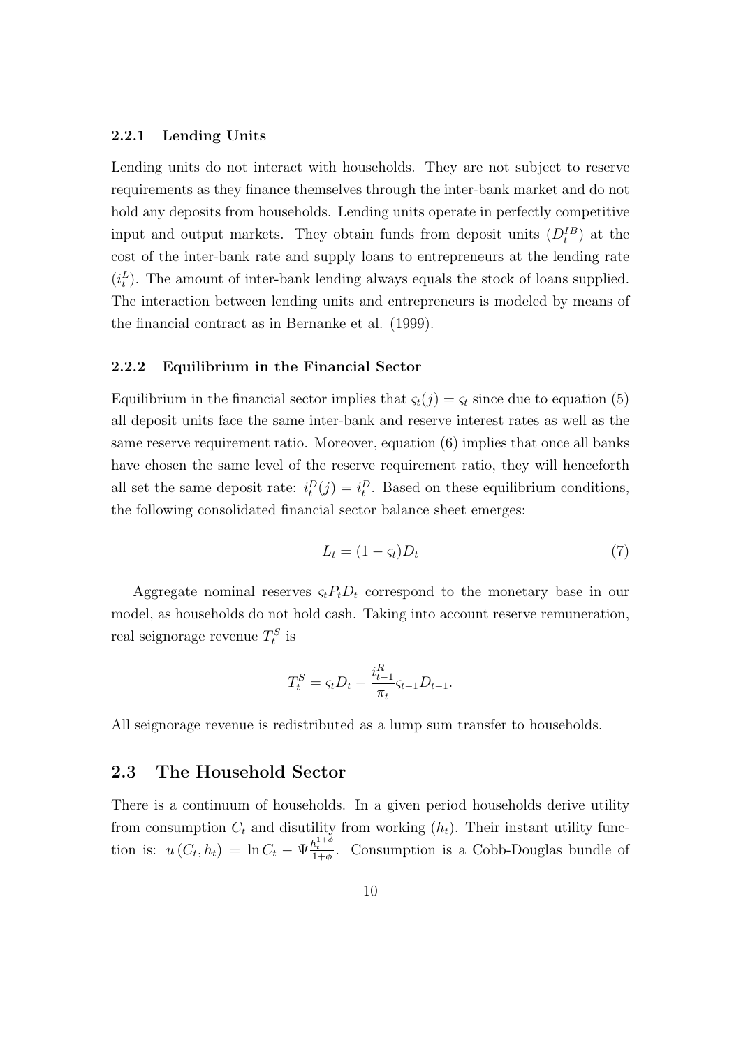### 2.2.1 Lending Units

Lending units do not interact with households. They are not subject to reserve requirements as they finance themselves through the inter-bank market and do not hold any deposits from households. Lending units operate in perfectly competitive input and output markets. They obtain funds from deposit units ($D_t^{IB}$) at the cost of the inter-bank rate and supply loans to entrepreneurs at the lending rate ($i_t^L$). The amount of inter-bank lending always equals the stock of loans supplied. The interaction between lending units and entrepreneurs is modeled by means of the financial contract as in Bernanke et al. (1999).

### 2.2.2 Equilibrium in the Financial Sector

Equilibrium in the financial sector implies that $\varsigma_t(j) = \varsigma_t$ since due to equation (5) all deposit units face the same inter-bank and reserve interest rates as well as the same reserve requirement ratio. Moreover, equation (6) implies that once all banks have chosen the same level of the reserve requirement ratio, they will henceforth all set the same deposit rate: $i_t^D(j) = i_t^D$. Based on these equilibrium conditions, the following consolidated financial sector balance sheet emerges:

$$L_t = (1 - \varsigma_t)D_t \tag{7}$$

Aggregate nominal reserves $\varsigma_t P_t D_t$ correspond to the monetary base in our model, as households do not hold cash. Taking into account reserve remuneration, real seignorage revenue $T_t^S$ is

$$T_t^S = \varsigma_t D_t - \frac{i_{t-1}^R}{\pi_t}\varsigma_{t-1}D_{t-1}.$$

All seignorage revenue is redistributed as a lump sum transfer to households.

## 2.3 The Household Sector

There is a continuum of households. In a given period households derive utility from consumption $C_t$ and disutility from working ($h_t$). Their instant utility function is: $u(C_t, h_t) = \ln C_t - \Psi \frac{h_t^{1+\phi}}{1+\phi}$. Consumption is a Cobb-Douglas bundle of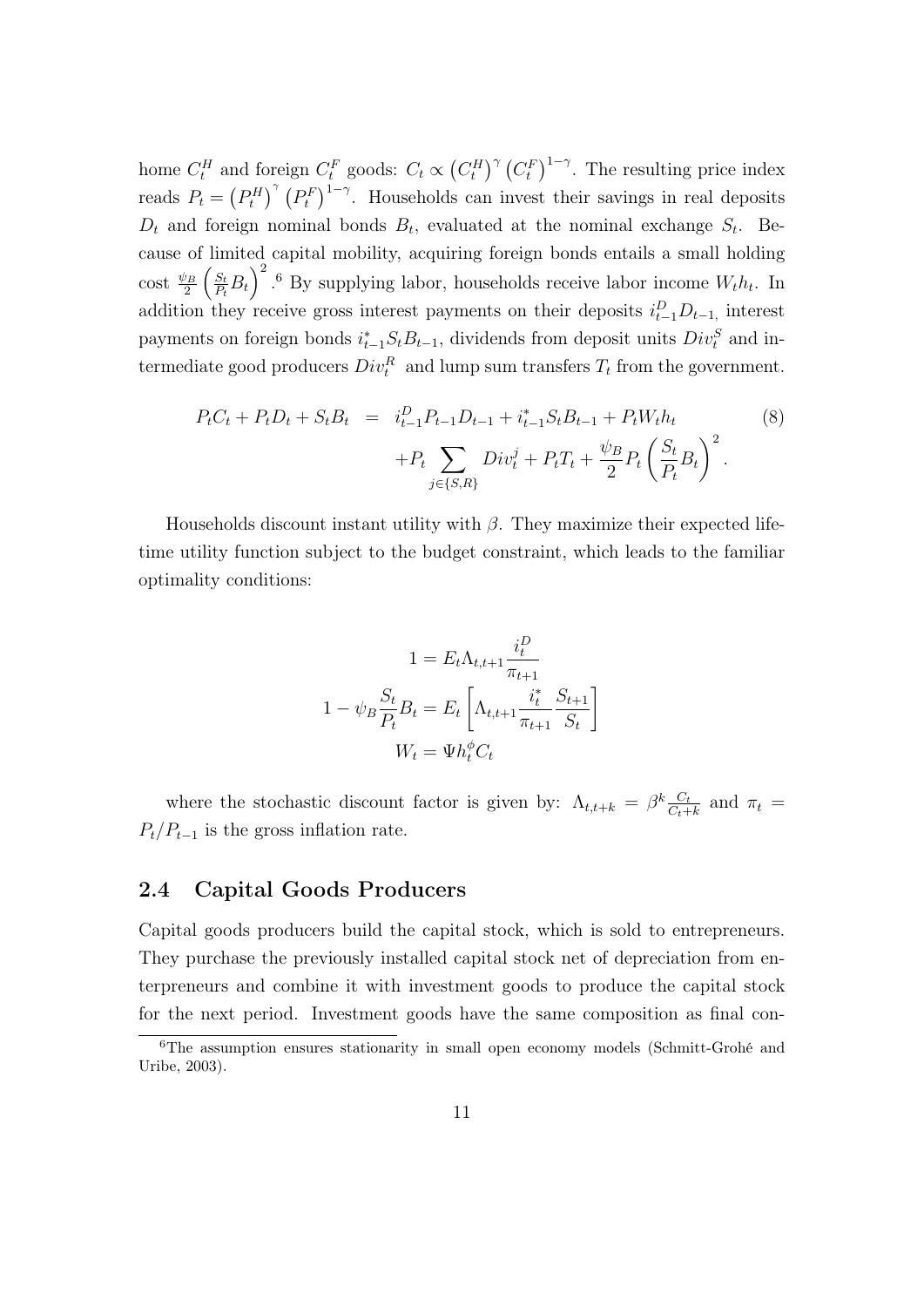home $C_t^H$ and foreign $C_t^F$ goods: $C_t \propto \left(C_t^H\right)^\gamma \left(C_t^F\right)^{1-\gamma}$. The resulting price index reads $P_t = \left(P_t^H\right)^\gamma \left(P_t^F\right)^{1-\gamma}$. Households can invest their savings in real deposits $D_t$ and foreign nominal bonds $B_t$, evaluated at the nominal exchange $S_t$. Because of limited capital mobility, acquiring foreign bonds entails a small holding cost $\frac{\psi_B}{2}\left(\frac{S_t}{P_t}B_t\right)^2$.[6] By supplying labor, households receive labor income $W_t h_t$. In addition they receive gross interest payments on their deposits $i_{t-1}^D D_{t-1}$, interest payments on foreign bonds $i_{t-1}^* S_t B_{t-1}$, dividends from deposit units $Div_t^S$ and intermediate good producers $Div_t^R$ and lump sum transfers $T_t$ from the government.

$$
\begin{aligned}
P_t C_t + P_t D_t + S_t B_t &= i_{t-1}^D P_{t-1} D_{t-1} + i_{t-1}^* S_t B_{t-1} + P_t W_t h_t \\
&\quad + P_t \sum_{j \in \{S,R\}} Div_t^j + P_t T_t + \frac{\psi_B}{2} P_t \left(\frac{S_t}{P_t} B_t\right)^2 .
\end{aligned}
\tag{8}
$$

Households discount instant utility with $\beta$. They maximize their expected lifetime utility function subject to the budget constraint, which leads to the familiar optimality conditions:

$$
1 = E_t \Lambda_{t,t+1} \frac{i_t^D}{\pi_{t+1}}
$$

$$
1 - \psi_B \frac{S_t}{P_t} B_t = E_t \left[\Lambda_{t,t+1} \frac{i_t^*}{\pi_{t+1}} \frac{S_{t+1}}{S_t}\right]
$$

$$
W_t = \Psi h_t^\phi C_t
$$

where the stochastic discount factor is given by: $\Lambda_{t,t+k} = \beta^k \frac{C_t}{C_{t+k}}$ and $\pi_t = P_t / P_{t-1}$ is the gross inflation rate.

## 2.4 Capital Goods Producers

Capital goods producers build the capital stock, which is sold to entrepreneurs. They purchase the previously installed capital stock net of depreciation from enterpreneurs and combine it with investment goods to produce the capital stock for the next period. Investment goods have the same composition as final con-

[6] The assumption ensures stationarity in small open economy models (Schmitt-Grohé and Uribe, 2003).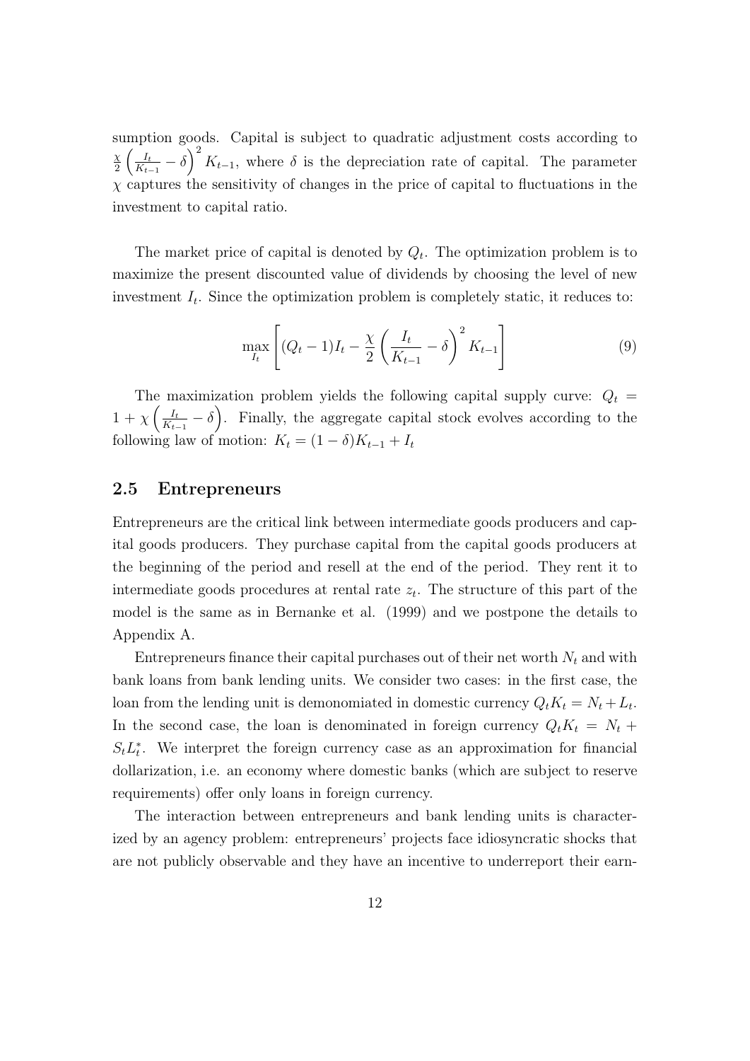sumption goods. Capital is subject to quadratic adjustment costs according to $\frac{\chi}{2}\left(\frac{I_t}{K_{t-1}} - \delta\right)^2 K_{t-1}$, where $\delta$ is the depreciation rate of capital. The parameter $\chi$ captures the sensitivity of changes in the price of capital to fluctuations in the investment to capital ratio.

The market price of capital is denoted by $Q_t$. The optimization problem is to maximize the present discounted value of dividends by choosing the level of new investment $I_t$. Since the optimization problem is completely static, it reduces to:

$$\max_{I_t} \left[ (Q_t - 1)I_t - \frac{\chi}{2}\left(\frac{I_t}{K_{t-1}} - \delta\right)^2 K_{t-1} \right] \tag{9}$$

The maximization problem yields the following capital supply curve: $Q_t = 1 + \chi\left(\frac{I_t}{K_{t-1}} - \delta\right)$. Finally, the aggregate capital stock evolves according to the following law of motion: $K_t = (1-\delta)K_{t-1} + I_t$

## 2.5 Entrepreneurs

Entrepreneurs are the critical link between intermediate goods producers and capital goods producers. They purchase capital from the capital goods producers at the beginning of the period and resell at the end of the period. They rent it to intermediate goods procedures at rental rate $z_t$. The structure of this part of the model is the same as in Bernanke et al. (1999) and we postpone the details to Appendix A.

Entrepreneurs finance their capital purchases out of their net worth $N_t$ and with bank loans from bank lending units. We consider two cases: in the first case, the loan from the lending unit is demonomiated in domestic currency $Q_t K_t = N_t + L_t$. In the second case, the loan is denominated in foreign currency $Q_t K_t = N_t + S_t L_t^*$. We interpret the foreign currency case as an approximation for financial dollarization, i.e. an economy where domestic banks (which are subject to reserve requirements) offer only loans in foreign currency.

The interaction between entrepreneurs and bank lending units is characterized by an agency problem: entrepreneurs' projects face idiosyncratic shocks that are not publicly observable and they have an incentive to underreport their earn-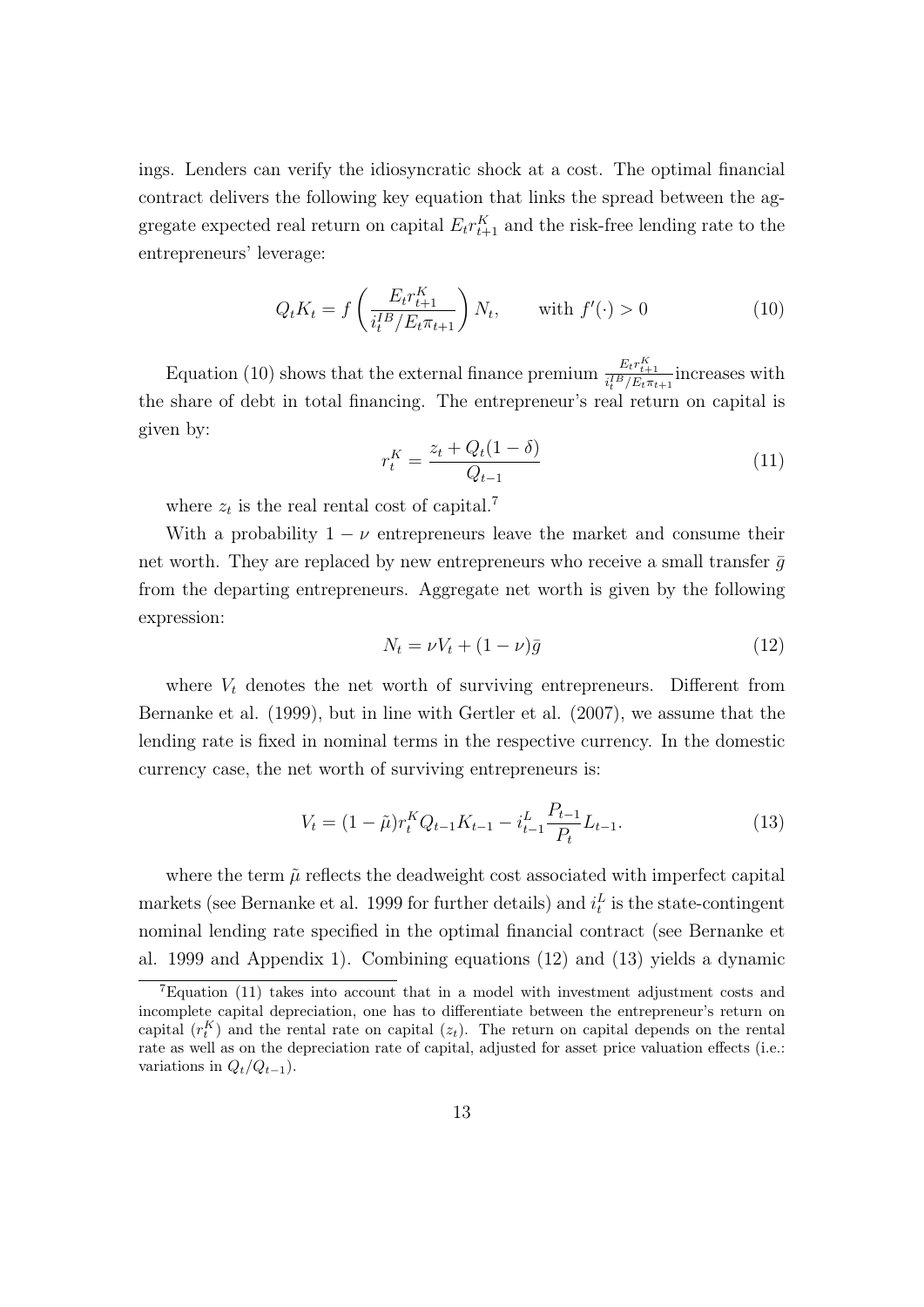ings. Lenders can verify the idiosyncratic shock at a cost. The optimal financial contract delivers the following key equation that links the spread between the aggregate expected real return on capital $E_t r^K_{t+1}$ and the risk-free lending rate to the entrepreneurs' leverage:

$$Q_t K_t = f\left(\frac{E_t r^K_{t+1}}{i^{IB}_t / E_t \pi_{t+1}}\right) N_t, \qquad \text{with } f'(\cdot) > 0 \tag{10}$$

Equation (10) shows that the external finance premium $\frac{E_t r^K_{t+1}}{i^{IB}_t / E_t \pi_{t+1}}$ increases with the share of debt in total financing. The entrepreneur's real return on capital is given by:

$$r^K_t = \frac{z_t + Q_t(1-\delta)}{Q_{t-1}} \tag{11}$$

where $z_t$ is the real rental cost of capital.[7]

With a probability $1-\nu$ entrepreneurs leave the market and consume their net worth. They are replaced by new entrepreneurs who receive a small transfer $\bar{g}$ from the departing entrepreneurs. Aggregate net worth is given by the following expression:

$$N_t = \nu V_t + (1-\nu)\bar{g} \tag{12}$$

where $V_t$ denotes the net worth of surviving entrepreneurs. Different from Bernanke et al. (1999), but in line with Gertler et al. (2007), we assume that the lending rate is fixed in nominal terms in the respective currency. In the domestic currency case, the net worth of surviving entrepreneurs is:

$$V_t = (1-\tilde{\mu}) r^K_t Q_{t-1} K_{t-1} - i^L_{t-1} \frac{P_{t-1}}{P_t} L_{t-1}. \tag{13}$$

where the term $\tilde{\mu}$ reflects the deadweight cost associated with imperfect capital markets (see Bernanke et al. 1999 for further details) and $i^L_t$ is the state-contingent nominal lending rate specified in the optimal financial contract (see Bernanke et al. 1999 and Appendix 1). Combining equations (12) and (13) yields a dynamic

[7] Equation (11) takes into account that in a model with investment adjustment costs and incomplete capital depreciation, one has to differentiate between the entrepreneur's return on capital ($r^K_t$) and the rental rate on capital ($z_t$). The return on capital depends on the rental rate as well as on the depreciation rate of capital, adjusted for asset price valuation effects (i.e.: variations in $Q_t/Q_{t-1}$).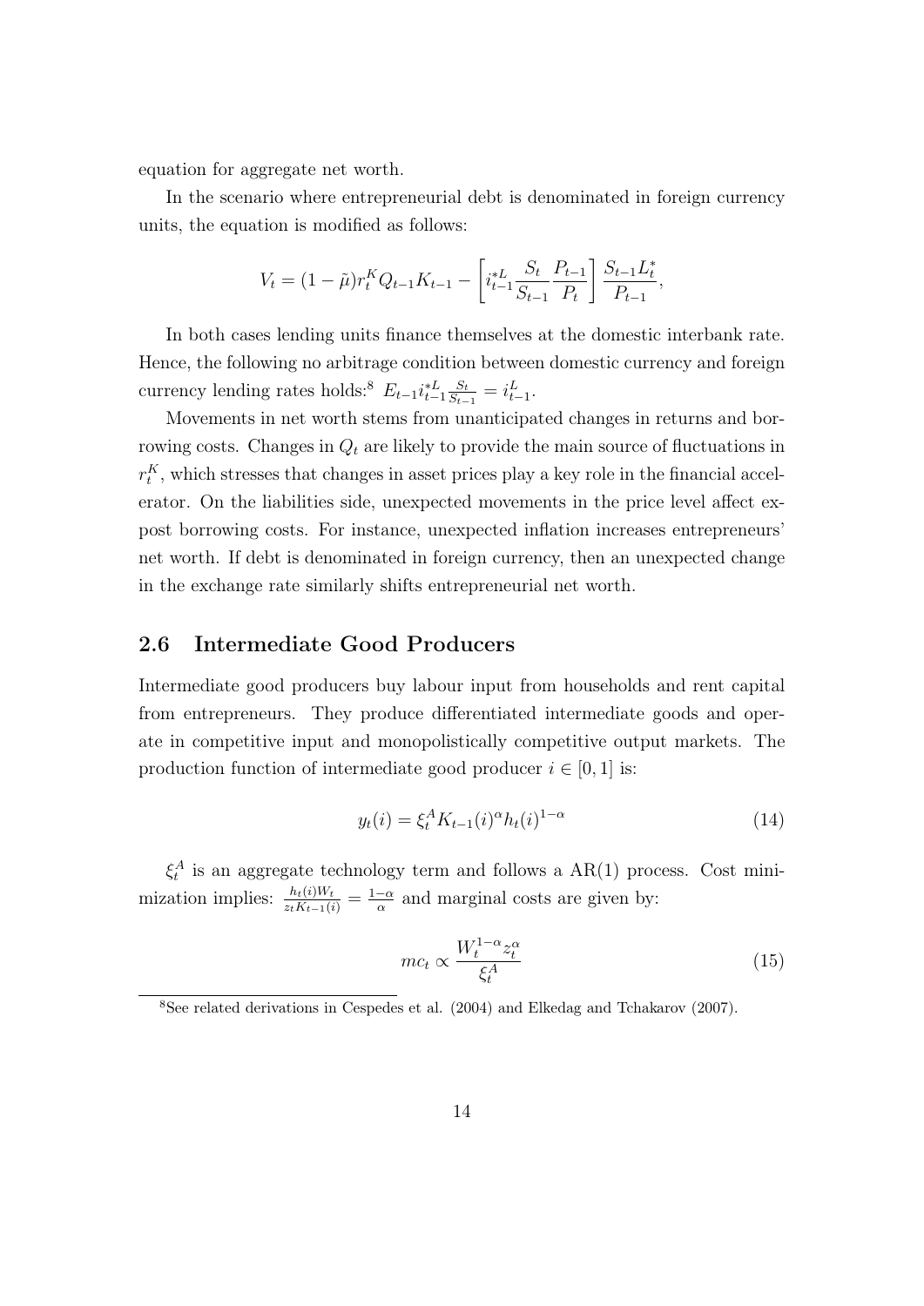equation for aggregate net worth.

In the scenario where entrepreneurial debt is denominated in foreign currency units, the equation is modified as follows:

$$V_t = (1 - \tilde{\mu}) r_t^K Q_{t-1} K_{t-1} - \left[ i_{t-1}^{*L} \frac{S_t}{S_{t-1}} \frac{P_{t-1}}{P_t} \right] \frac{S_{t-1} L_t^*}{P_{t-1}},$$

In both cases lending units finance themselves at the domestic interbank rate. Hence, the following no arbitrage condition between domestic currency and foreign currency lending rates holds:[8] $E_{t-1} i_{t-1}^{*L} \frac{S_t}{S_{t-1}} = i_{t-1}^L$.

Movements in net worth stems from unanticipated changes in returns and borrowing costs. Changes in $Q_t$ are likely to provide the main source of fluctuations in $r_t^K$, which stresses that changes in asset prices play a key role in the financial accelerator. On the liabilities side, unexpected movements in the price level affect ex-post borrowing costs. For instance, unexpected inflation increases entrepreneurs' net worth. If debt is denominated in foreign currency, then an unexpected change in the exchange rate similarly shifts entrepreneurial net worth.

## 2.6 Intermediate Good Producers

Intermediate good producers buy labour input from households and rent capital from entrepreneurs. They produce differentiated intermediate goods and operate in competitive input and monopolistically competitive output markets. The production function of intermediate good producer $i \in [0, 1]$ is:

$$y_t(i) = \xi_t^A K_{t-1}(i)^\alpha h_t(i)^{1-\alpha} \tag{14}$$

$\xi_t^A$ is an aggregate technology term and follows a AR(1) process. Cost minimization implies: $\frac{h_t(i) W_t}{z_t K_{t-1}(i)} = \frac{1-\alpha}{\alpha}$ and marginal costs are given by:

$$mc_t \propto \frac{W_t^{1-\alpha} z_t^\alpha}{\xi_t^A} \tag{15}$$

[8] See related derivations in Cespedes et al. (2004) and Elkedag and Tchakarov (2007).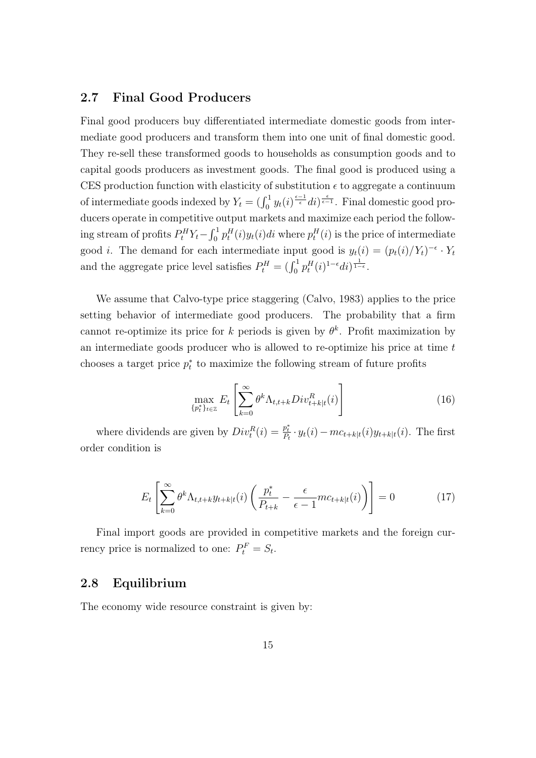## 2.7 Final Good Producers

Final good producers buy differentiated intermediate domestic goods from intermediate good producers and transform them into one unit of final domestic good. They re-sell these transformed goods to households as consumption goods and to capital goods producers as investment goods. The final good is produced using a CES production function with elasticity of substitution $\epsilon$ to aggregate a continuum of intermediate goods indexed by $Y_t = (\int_0^1 y_t(i)^{\frac{\epsilon-1}{\epsilon}} di)^{\frac{\epsilon}{\epsilon-1}}$. Final domestic good producers operate in competitive output markets and maximize each period the following stream of profits $P_t^H Y_t - \int_0^1 p_t^H(i) y_t(i) di$ where $p_t^H(i)$ is the price of intermediate good $i$. The demand for each intermediate input good is $y_t(i) = (p_t(i)/Y_t)^{-\epsilon} \cdot Y_t$ and the aggregate price level satisfies $P_t^H = (\int_0^1 p_t^H(i)^{1-\epsilon} di)^{\frac{1}{1-\epsilon}}$.

We assume that Calvo-type price staggering (Calvo, 1983) applies to the price setting behavior of intermediate good producers. The probability that a firm cannot re-optimize its price for $k$ periods is given by $\theta^k$. Profit maximization by an intermediate goods producer who is allowed to re-optimize his price at time $t$ chooses a target price $p_t^*$ to maximize the following stream of future profits

$$\max_{\{p_t^*\}_{t \in \mathbb{Z}}} E_t \left[ \sum_{k=0}^{\infty} \theta^k \Lambda_{t,t+k} Div_{t+k|t}^R(i) \right] \tag{16}$$

where dividends are given by $Div_t^R(i) = \frac{p_t^*}{P_t} \cdot y_t(i) - mc_{t+k|t}(i) y_{t+k|t}(i)$. The first order condition is

$$E_t \left[ \sum_{k=0}^{\infty} \theta^k \Lambda_{t,t+k} y_{t+k|t}(i) \left( \frac{p_t^*}{P_{t+k}} - \frac{\epsilon}{\epsilon - 1} mc_{t+k|t}(i) \right) \right] = 0 \tag{17}$$

Final import goods are provided in competitive markets and the foreign currency price is normalized to one: $P_t^F = S_t$.

## 2.8 Equilibrium

The economy wide resource constraint is given by: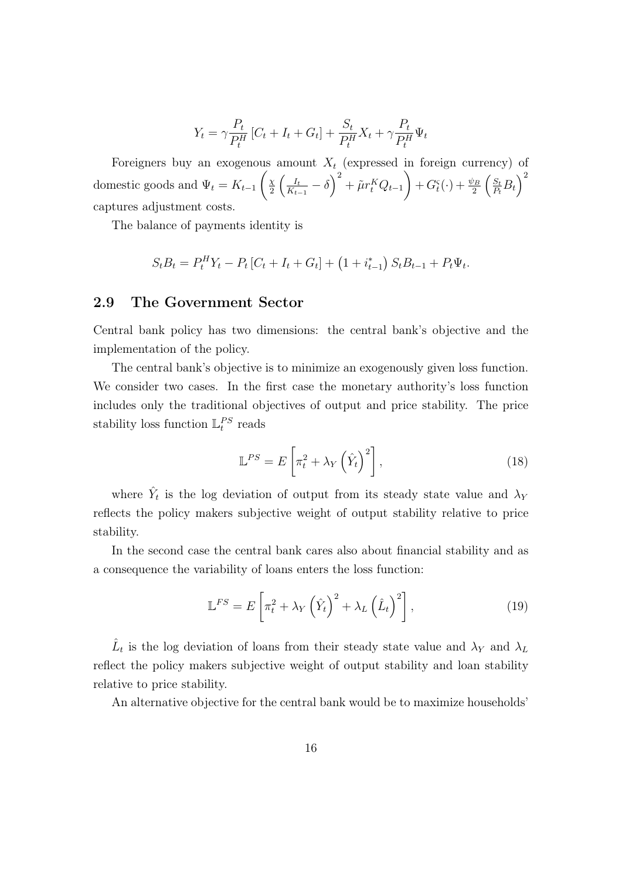$$Y_t = \gamma \frac{P_t}{P_t^H} \left[ C_t + I_t + G_t \right] + \frac{S_t}{P_t^H} X_t + \gamma \frac{P_t}{P_t^H} \Psi_t$$

Foreigners buy an exogenous amount $X_t$ (expressed in foreign currency) of domestic goods and $\Psi_t = K_{t-1} \left( \frac{\chi}{2} \left( \frac{I_t}{K_{t-1}} - \delta \right)^2 + \tilde{\mu} r_t^K Q_{t-1} \right) + G_t^c(\cdot) + \frac{\psi_B}{2} \left( \frac{S_t}{P_t} B_t \right)^2$ captures adjustment costs.

The balance of payments identity is

$$S_t B_t = P_t^H Y_t - P_t \left[ C_t + I_t + G_t \right] + \left( 1 + i_{t-1}^* \right) S_t B_{t-1} + P_t \Psi_t.$$

## 2.9 The Government Sector

Central bank policy has two dimensions: the central bank's objective and the implementation of the policy.

The central bank's objective is to minimize an exogenously given loss function. We consider two cases. In the first case the monetary authority's loss function includes only the traditional objectives of output and price stability. The price stability loss function $\mathbb{L}_t^{PS}$ reads

$$\mathbb{L}^{PS} = E \left[ \pi_t^2 + \lambda_Y \left( \hat{Y}_t \right)^2 \right], \tag{18}$$

where $\hat{Y}_t$ is the log deviation of output from its steady state value and $\lambda_Y$ reflects the policy makers subjective weight of output stability relative to price stability.

In the second case the central bank cares also about financial stability and as a consequence the variability of loans enters the loss function:

$$\mathbb{L}^{FS} = E \left[ \pi_t^2 + \lambda_Y \left( \hat{Y}_t \right)^2 + \lambda_L \left( \hat{L}_t \right)^2 \right], \tag{19}$$

$\hat{L}_t$ is the log deviation of loans from their steady state value and $\lambda_Y$ and $\lambda_L$ reflect the policy makers subjective weight of output stability and loan stability relative to price stability.

An alternative objective for the central bank would be to maximize households'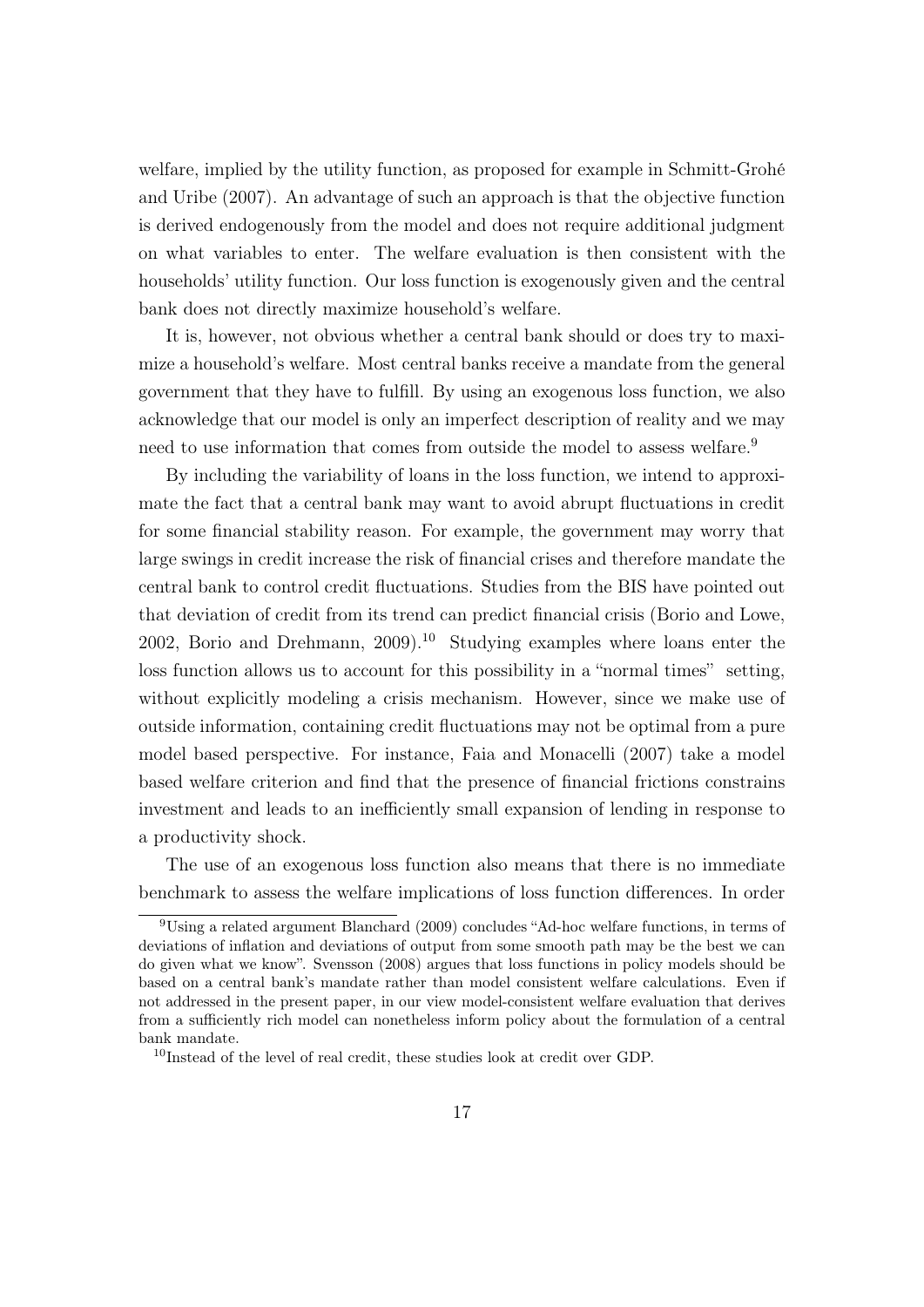welfare, implied by the utility function, as proposed for example in Schmitt-Grohé and Uribe (2007). An advantage of such an approach is that the objective function is derived endogenously from the model and does not require additional judgment on what variables to enter. The welfare evaluation is then consistent with the households' utility function. Our loss function is exogenously given and the central bank does not directly maximize household's welfare.

It is, however, not obvious whether a central bank should or does try to maximize a household's welfare. Most central banks receive a mandate from the general government that they have to fulfill. By using an exogenous loss function, we also acknowledge that our model is only an imperfect description of reality and we may need to use information that comes from outside the model to assess welfare.[9]

By including the variability of loans in the loss function, we intend to approximate the fact that a central bank may want to avoid abrupt fluctuations in credit for some financial stability reason. For example, the government may worry that large swings in credit increase the risk of financial crises and therefore mandate the central bank to control credit fluctuations. Studies from the BIS have pointed out that deviation of credit from its trend can predict financial crisis (Borio and Lowe, 2002, Borio and Drehmann, 2009).[10] Studying examples where loans enter the loss function allows us to account for this possibility in a "normal times" setting, without explicitly modeling a crisis mechanism. However, since we make use of outside information, containing credit fluctuations may not be optimal from a pure model based perspective. For instance, Faia and Monacelli (2007) take a model based welfare criterion and find that the presence of financial frictions constrains investment and leads to an inefficiently small expansion of lending in response to a productivity shock.

The use of an exogenous loss function also means that there is no immediate benchmark to assess the welfare implications of loss function differences. In order

[9]Using a related argument Blanchard (2009) concludes "Ad-hoc welfare functions, in terms of deviations of inflation and deviations of output from some smooth path may be the best we can do given what we know". Svensson (2008) argues that loss functions in policy models should be based on a central bank's mandate rather than model consistent welfare calculations. Even if not addressed in the present paper, in our view model-consistent welfare evaluation that derives from a sufficiently rich model can nonetheless inform policy about the formulation of a central bank mandate.

[10]Instead of the level of real credit, these studies look at credit over GDP.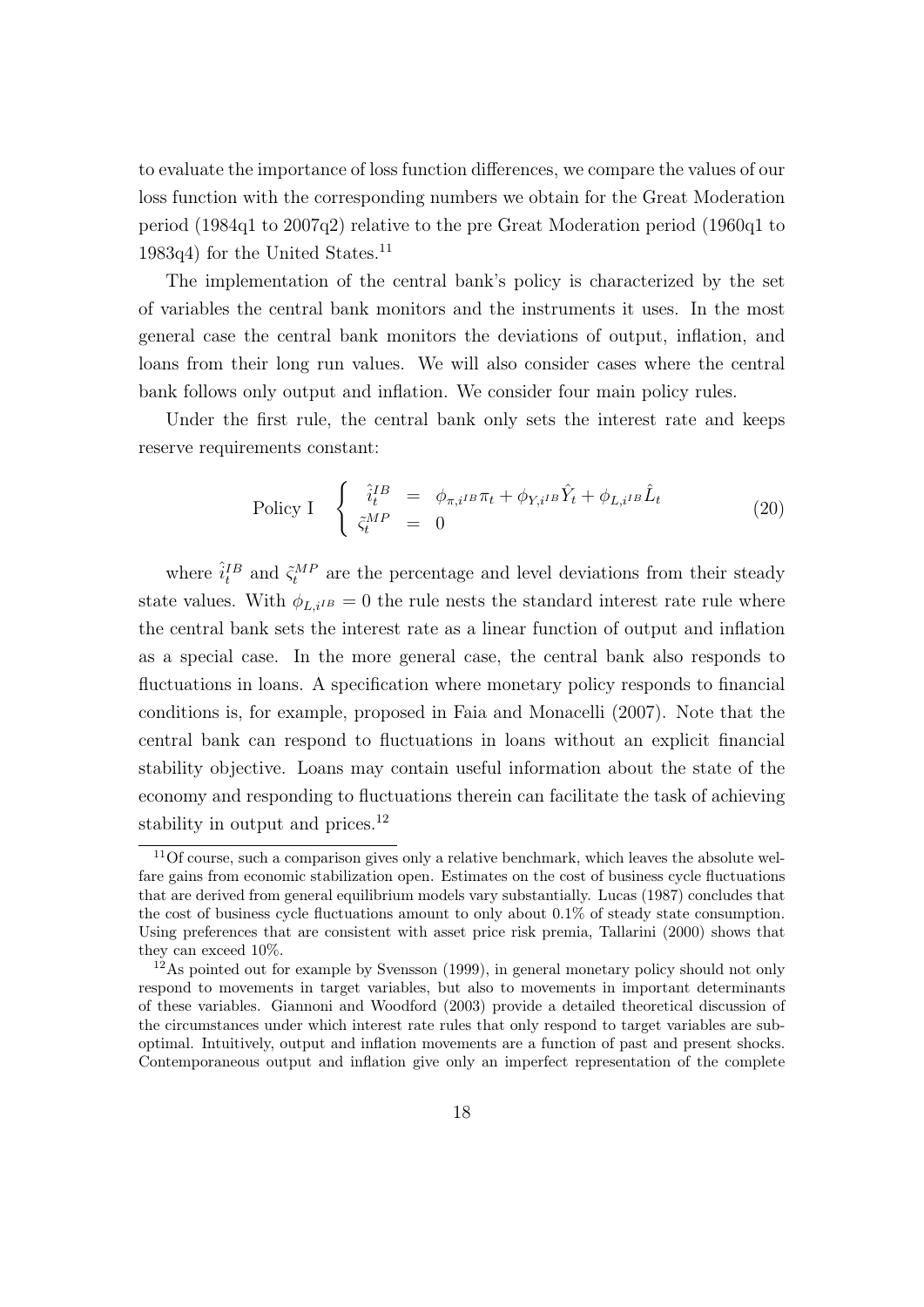to evaluate the importance of loss function differences, we compare the values of our loss function with the corresponding numbers we obtain for the Great Moderation period (1984q1 to 2007q2) relative to the pre Great Moderation period (1960q1 to 1983q4) for the United States.[11]

The implementation of the central bank's policy is characterized by the set of variables the central bank monitors and the instruments it uses. In the most general case the central bank monitors the deviations of output, inflation, and loans from their long run values. We will also consider cases where the central bank follows only output and inflation. We consider four main policy rules.

Under the first rule, the central bank only sets the interest rate and keeps reserve requirements constant:

$$\text{Policy I} \quad \begin{cases} \hat{i}_t^{IB} &= \phi_{\pi,i^{IB}}\pi_t + \phi_{Y,i^{IB}}\hat{Y}_t + \phi_{L,i^{IB}}\hat{L}_t \\ \tilde{\varsigma}_t^{MP} &= 0 \end{cases} \tag{20}$$

where $\hat{i}_t^{IB}$ and $\tilde{\varsigma}_t^{MP}$ are the percentage and level deviations from their steady state values. With $\phi_{L,i^{IB}} = 0$ the rule nests the standard interest rate rule where the central bank sets the interest rate as a linear function of output and inflation as a special case. In the more general case, the central bank also responds to fluctuations in loans. A specification where monetary policy responds to financial conditions is, for example, proposed in Faia and Monacelli (2007). Note that the central bank can respond to fluctuations in loans without an explicit financial stability objective. Loans may contain useful information about the state of the economy and responding to fluctuations therein can facilitate the task of achieving stability in output and prices.[12]

[11] Of course, such a comparison gives only a relative benchmark, which leaves the absolute welfare gains from economic stabilization open. Estimates on the cost of business cycle fluctuations that are derived from general equilibrium models vary substantially. Lucas (1987) concludes that the cost of business cycle fluctuations amount to only about 0.1% of steady state consumption. Using preferences that are consistent with asset price risk premia, Tallarini (2000) shows that they can exceed 10%.

[12] As pointed out for example by Svensson (1999), in general monetary policy should not only respond to movements in target variables, but also to movements in important determinants of these variables. Giannoni and Woodford (2003) provide a detailed theoretical discussion of the circumstances under which interest rate rules that only respond to target variables are suboptimal. Intuitively, output and inflation movements are a function of past and present shocks. Contemporaneous output and inflation give only an imperfect representation of the complete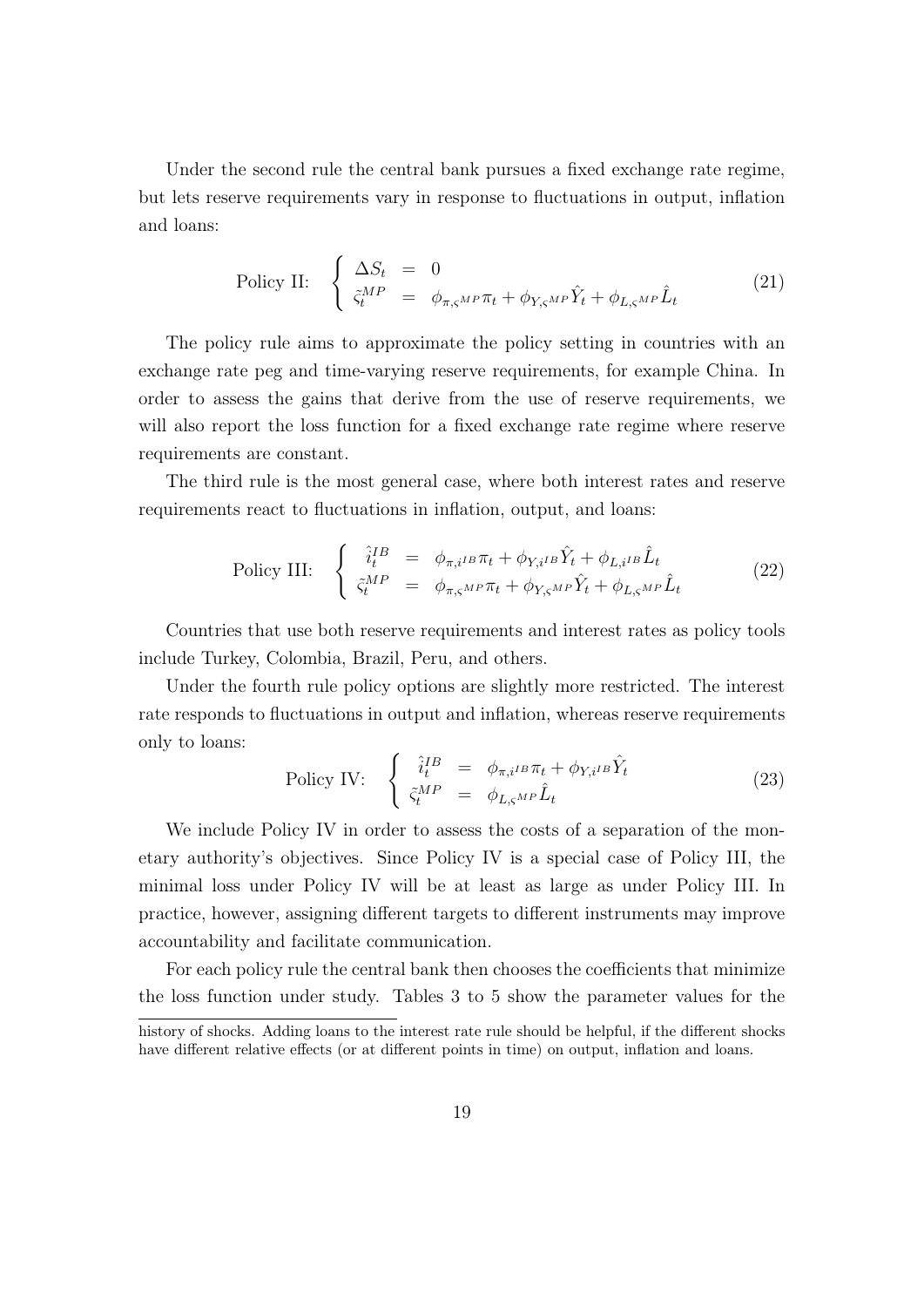Under the second rule the central bank pursues a fixed exchange rate regime, but lets reserve requirements vary in response to fluctuations in output, inflation and loans:

$$\text{Policy II:} \quad \begin{cases} \Delta S_t &= 0 \\ \tilde{\varsigma}_t^{MP} &= \phi_{\pi,\varsigma^{MP}} \pi_t + \phi_{Y,\varsigma^{MP}} \hat{Y}_t + \phi_{L,\varsigma^{MP}} \hat{L}_t \end{cases} \tag{21}$$

The policy rule aims to approximate the policy setting in countries with an exchange rate peg and time-varying reserve requirements, for example China. In order to assess the gains that derive from the use of reserve requirements, we will also report the loss function for a fixed exchange rate regime where reserve requirements are constant.

The third rule is the most general case, where both interest rates and reserve requirements react to fluctuations in inflation, output, and loans:

$$\text{Policy III:} \quad \begin{cases} \hat{i}_t^{IB} &= \phi_{\pi,i^{IB}} \pi_t + \phi_{Y,i^{IB}} \hat{Y}_t + \phi_{L,i^{IB}} \hat{L}_t \\ \tilde{\varsigma}_t^{MP} &= \phi_{\pi,\varsigma^{MP}} \pi_t + \phi_{Y,\varsigma^{MP}} \hat{Y}_t + \phi_{L,\varsigma^{MP}} \hat{L}_t \end{cases} \tag{22}$$

Countries that use both reserve requirements and interest rates as policy tools include Turkey, Colombia, Brazil, Peru, and others.

Under the fourth rule policy options are slightly more restricted. The interest rate responds to fluctuations in output and inflation, whereas reserve requirements only to loans:

$$\text{Policy IV:} \quad \begin{cases} \hat{i}_t^{IB} &= \phi_{\pi,i^{IB}} \pi_t + \phi_{Y,i^{IB}} \hat{Y}_t \\ \tilde{\varsigma}_t^{MP} &= \phi_{L,\varsigma^{MP}} \hat{L}_t \end{cases} \tag{23}$$

We include Policy IV in order to assess the costs of a separation of the monetary authority's objectives. Since Policy IV is a special case of Policy III, the minimal loss under Policy IV will be at least as large as under Policy III. In practice, however, assigning different targets to different instruments may improve accountability and facilitate communication.

For each policy rule the central bank then chooses the coefficients that minimize the loss function under study. Tables 3 to 5 show the parameter values for the

history of shocks. Adding loans to the interest rate rule should be helpful, if the different shocks have different relative effects (or at different points in time) on output, inflation and loans.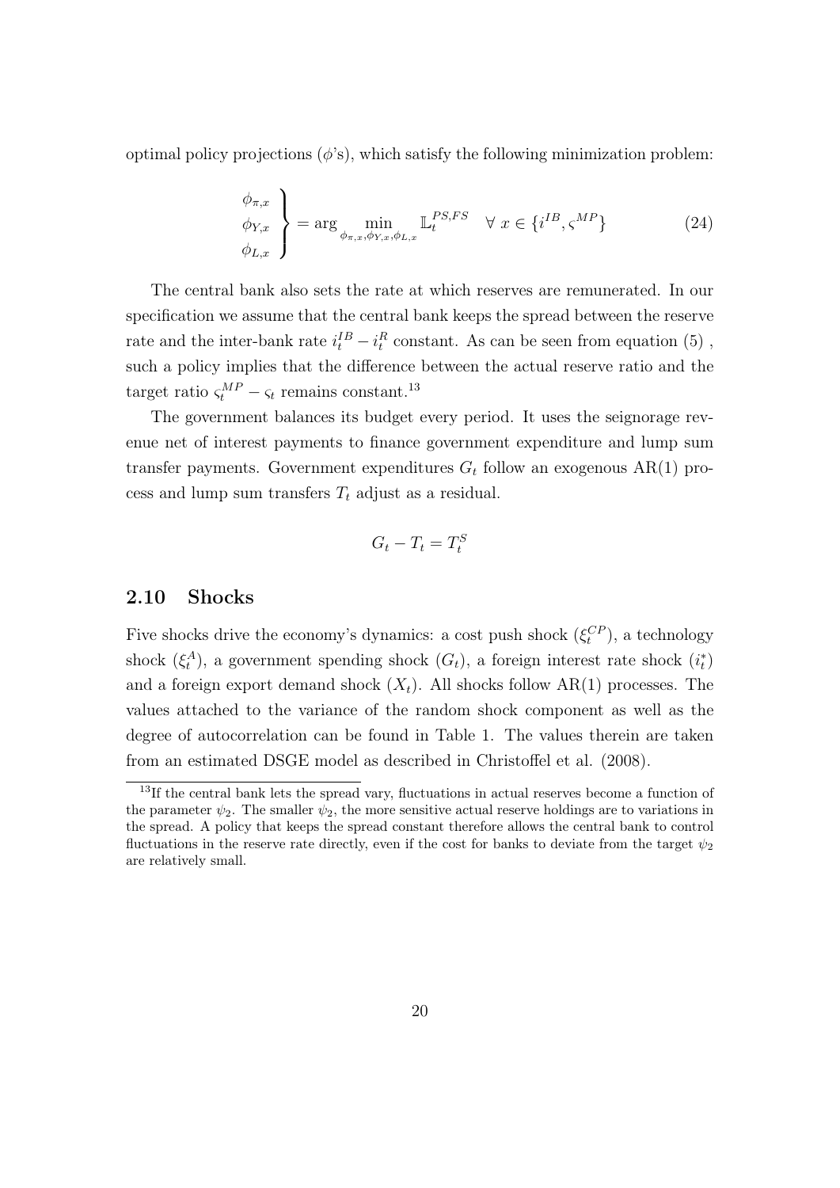optimal policy projections ($\phi$'s), which satisfy the following minimization problem:

$$\left.\begin{matrix} \phi_{\pi,x} \\ \phi_{Y,x} \\ \phi_{L,x} \end{matrix}\right\} = \arg \min_{\phi_{\pi,x},\phi_{Y,x},\phi_{L,x}} \mathbb{L}_t^{PS,FS} \quad \forall\ x \in \{i^{IB}, \varsigma^{MP}\} \tag{24}$$

The central bank also sets the rate at which reserves are remunerated. In our specification we assume that the central bank keeps the spread between the reserve rate and the inter-bank rate $i_t^{IB} - i_t^R$ constant. As can be seen from equation (5) , such a policy implies that the difference between the actual reserve ratio and the target ratio $\varsigma_t^{MP} - \varsigma_t$ remains constant.[13]

The government balances its budget every period. It uses the seignorage revenue net of interest payments to finance government expenditure and lump sum transfer payments. Government expenditures $G_t$ follow an exogenous AR(1) process and lump sum transfers $T_t$ adjust as a residual.

$$G_t - T_t = T_t^S$$

## 2.10 Shocks

Five shocks drive the economy's dynamics: a cost push shock ($\xi_t^{CP}$), a technology shock ($\xi_t^A$), a government spending shock ($G_t$), a foreign interest rate shock ($i_t^*$) and a foreign export demand shock ($X_t$). All shocks follow AR(1) processes. The values attached to the variance of the random shock component as well as the degree of autocorrelation can be found in Table 1. The values therein are taken from an estimated DSGE model as described in Christoffel et al. (2008).

[13] If the central bank lets the spread vary, fluctuations in actual reserves become a function of the parameter $\psi_2$. The smaller $\psi_2$, the more sensitive actual reserve holdings are to variations in the spread. A policy that keeps the spread constant therefore allows the central bank to control fluctuations in the reserve rate directly, even if the cost for banks to deviate from the target $\psi_2$ are relatively small.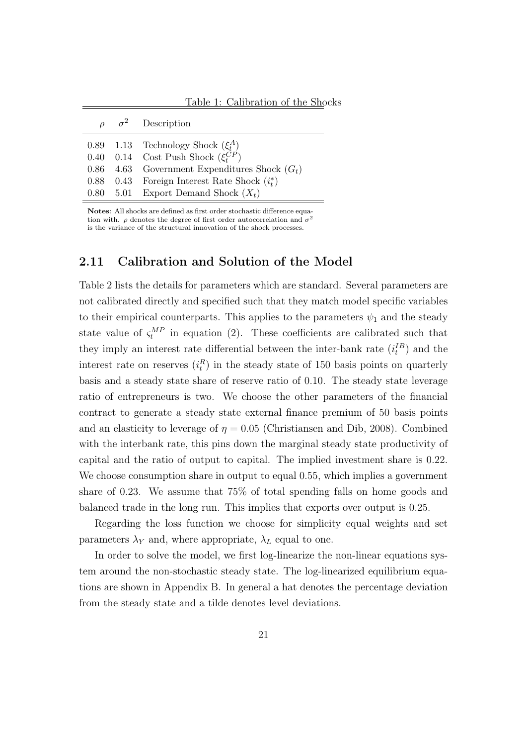Table 1: Calibration of the Shocks

| $\rho$ | $\sigma^2$ | Description |
|---|---|---|
| 0.89 | 1.13 | Technology Shock ($\xi_t^A$) |
| 0.40 | 0.14 | Cost Push Shock ($\xi_t^{CP}$) |
| 0.86 | 4.63 | Government Expenditures Shock ($G_t$) |
| 0.88 | 0.43 | Foreign Interest Rate Shock ($i_t^*$) |
| 0.80 | 5.01 | Export Demand Shock ($X_t$) |

**Notes**: All shocks are defined as first order stochastic difference equation with. $\rho$ denotes the degree of first order autocorrelation and $\sigma^2$ is the variance of the structural innovation of the shock processes.

## 2.11 Calibration and Solution of the Model

Table 2 lists the details for parameters which are standard. Several parameters are not calibrated directly and specified such that they match model specific variables to their empirical counterparts. This applies to the parameters $\psi_1$ and the steady state value of $\varsigma_t^{MP}$ in equation (2). These coefficients are calibrated such that they imply an interest rate differential between the inter-bank rate ($i_t^{IB}$) and the interest rate on reserves ($i_t^R$) in the steady state of 150 basis points on quarterly basis and a steady state share of reserve ratio of 0.10. The steady state leverage ratio of entrepreneurs is two. We choose the other parameters of the financial contract to generate a steady state external finance premium of 50 basis points and an elasticity to leverage of $\eta = 0.05$ (Christiansen and Dib, 2008). Combined with the interbank rate, this pins down the marginal steady state productivity of capital and the ratio of output to capital. The implied investment share is 0.22. We choose consumption share in output to equal 0.55, which implies a government share of 0.23. We assume that 75% of total spending falls on home goods and balanced trade in the long run. This implies that exports over output is 0.25.

Regarding the loss function we choose for simplicity equal weights and set parameters $\lambda_Y$ and, where appropriate, $\lambda_L$ equal to one.

In order to solve the model, we first log-linearize the non-linear equations system around the non-stochastic steady state. The log-linearized equilibrium equations are shown in Appendix B. In general a hat denotes the percentage deviation from the steady state and a tilde denotes level deviations.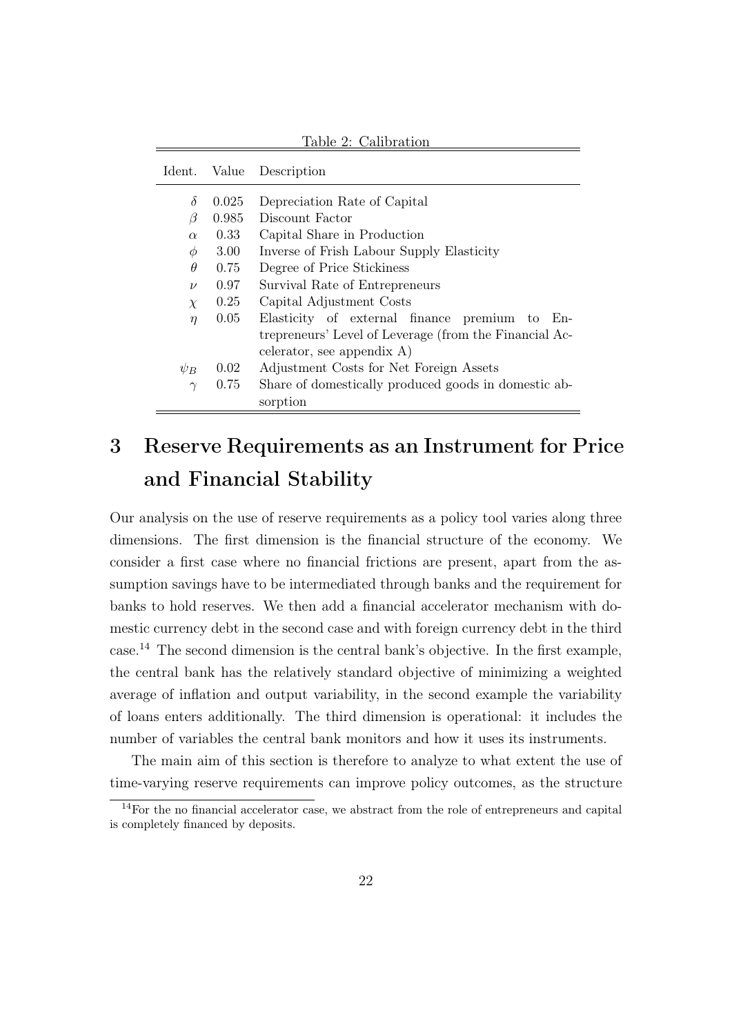Table 2: Calibration

| Ident. | Value | Description |
|---|---|---|
| $\delta$ | 0.025 | Depreciation Rate of Capital |
| $\beta$ | 0.985 | Discount Factor |
| $\alpha$ | 0.33 | Capital Share in Production |
| $\phi$ | 3.00 | Inverse of Frish Labour Supply Elasticity |
| $\theta$ | 0.75 | Degree of Price Stickiness |
| $\nu$ | 0.97 | Survival Rate of Entrepreneurs |
| $\chi$ | 0.25 | Capital Adjustment Costs |
| $\eta$ | 0.05 | Elasticity of external finance premium to Entrepreneurs' Level of Leverage (from the Financial Accelerator, see appendix A) |
| $\psi_B$ | 0.02 | Adjustment Costs for Net Foreign Assets |
| $\gamma$ | 0.75 | Share of domestically produced goods in domestic absorption |

# 3 Reserve Requirements as an Instrument for Price and Financial Stability

Our analysis on the use of reserve requirements as a policy tool varies along three dimensions. The first dimension is the financial structure of the economy. We consider a first case where no financial frictions are present, apart from the assumption savings have to be intermediated through banks and the requirement for banks to hold reserves. We then add a financial accelerator mechanism with domestic currency debt in the second case and with foreign currency debt in the third case.[14] The second dimension is the central bank's objective. In the first example, the central bank has the relatively standard objective of minimizing a weighted average of inflation and output variability, in the second example the variability of loans enters additionally. The third dimension is operational: it includes the number of variables the central bank monitors and how it uses its instruments.

The main aim of this section is therefore to analyze to what extent the use of time-varying reserve requirements can improve policy outcomes, as the structure

[14] For the no financial accelerator case, we abstract from the role of entrepreneurs and capital is completely financed by deposits.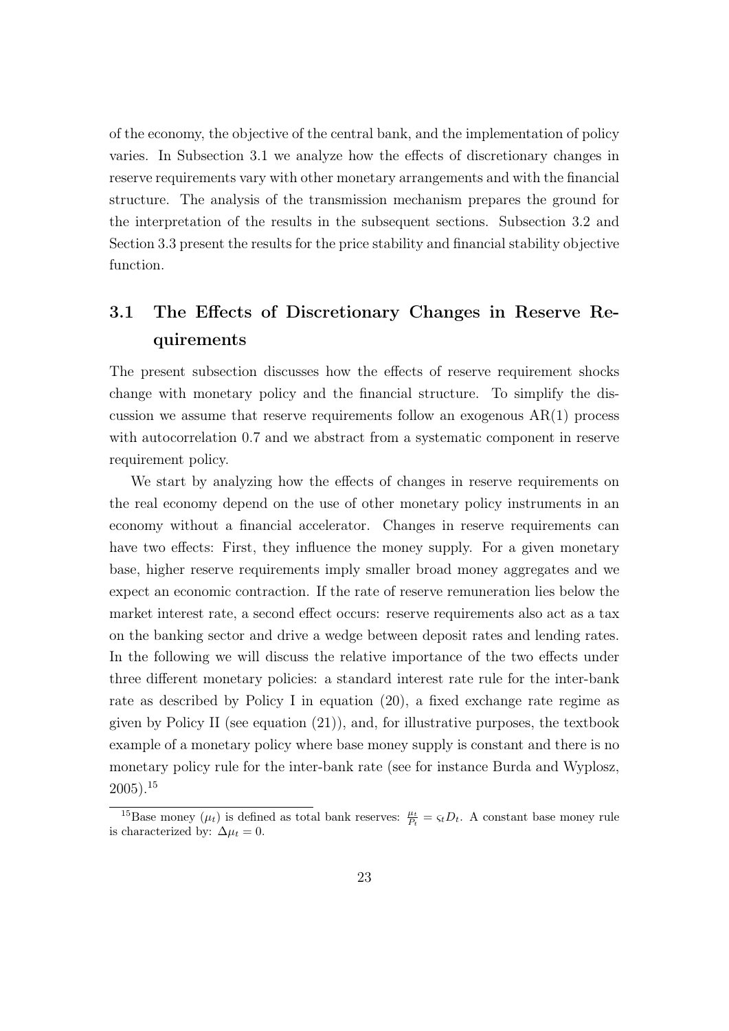of the economy, the objective of the central bank, and the implementation of policy varies. In Subsection 3.1 we analyze how the effects of discretionary changes in reserve requirements vary with other monetary arrangements and with the financial structure. The analysis of the transmission mechanism prepares the ground for the interpretation of the results in the subsequent sections. Subsection 3.2 and Section 3.3 present the results for the price stability and financial stability objective function.

## 3.1 The Effects of Discretionary Changes in Reserve Requirements

The present subsection discusses how the effects of reserve requirement shocks change with monetary policy and the financial structure. To simplify the discussion we assume that reserve requirements follow an exogenous AR(1) process with autocorrelation 0.7 and we abstract from a systematic component in reserve requirement policy.

We start by analyzing how the effects of changes in reserve requirements on the real economy depend on the use of other monetary policy instruments in an economy without a financial accelerator. Changes in reserve requirements can have two effects: First, they influence the money supply. For a given monetary base, higher reserve requirements imply smaller broad money aggregates and we expect an economic contraction. If the rate of reserve remuneration lies below the market interest rate, a second effect occurs: reserve requirements also act as a tax on the banking sector and drive a wedge between deposit rates and lending rates. In the following we will discuss the relative importance of the two effects under three different monetary policies: a standard interest rate rule for the inter-bank rate as described by Policy I in equation (20), a fixed exchange rate regime as given by Policy II (see equation (21)), and, for illustrative purposes, the textbook example of a monetary policy where base money supply is constant and there is no monetary policy rule for the inter-bank rate (see for instance Burda and Wyplosz, 2005).[15]

[15] Base money ($\mu_t$) is defined as total bank reserves: $\frac{\mu_t}{P_t} = \varsigma_t D_t$. A constant base money rule is characterized by: $\Delta \mu_t = 0$.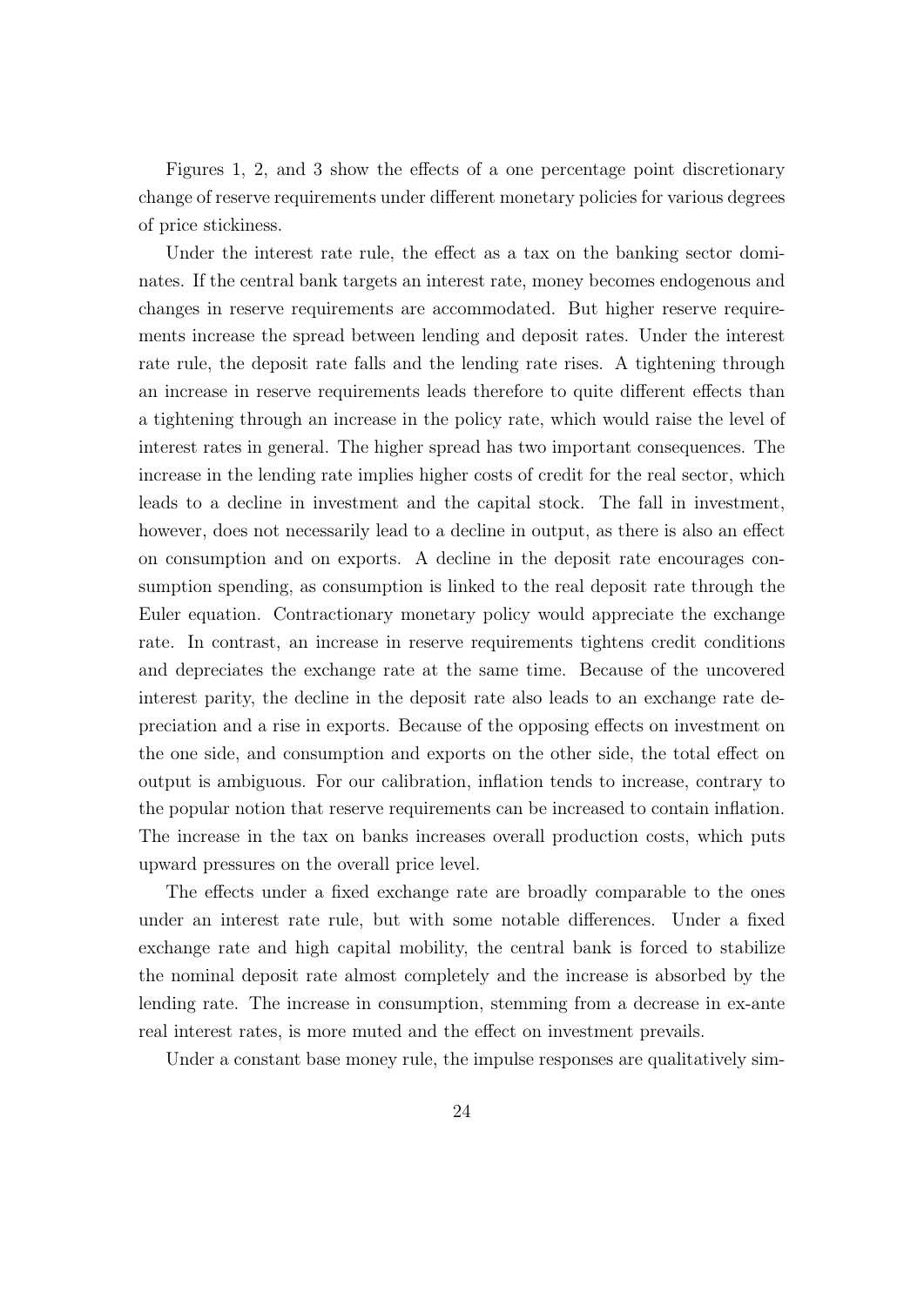Figures 1, 2, and 3 show the effects of a one percentage point discretionary change of reserve requirements under different monetary policies for various degrees of price stickiness.

Under the interest rate rule, the effect as a tax on the banking sector dominates. If the central bank targets an interest rate, money becomes endogenous and changes in reserve requirements are accommodated. But higher reserve requirements increase the spread between lending and deposit rates. Under the interest rate rule, the deposit rate falls and the lending rate rises. A tightening through an increase in reserve requirements leads therefore to quite different effects than a tightening through an increase in the policy rate, which would raise the level of interest rates in general. The higher spread has two important consequences. The increase in the lending rate implies higher costs of credit for the real sector, which leads to a decline in investment and the capital stock. The fall in investment, however, does not necessarily lead to a decline in output, as there is also an effect on consumption and on exports. A decline in the deposit rate encourages consumption spending, as consumption is linked to the real deposit rate through the Euler equation. Contractionary monetary policy would appreciate the exchange rate. In contrast, an increase in reserve requirements tightens credit conditions and depreciates the exchange rate at the same time. Because of the uncovered interest parity, the decline in the deposit rate also leads to an exchange rate depreciation and a rise in exports. Because of the opposing effects on investment on the one side, and consumption and exports on the other side, the total effect on output is ambiguous. For our calibration, inflation tends to increase, contrary to the popular notion that reserve requirements can be increased to contain inflation. The increase in the tax on banks increases overall production costs, which puts upward pressures on the overall price level.

The effects under a fixed exchange rate are broadly comparable to the ones under an interest rate rule, but with some notable differences. Under a fixed exchange rate and high capital mobility, the central bank is forced to stabilize the nominal deposit rate almost completely and the increase is absorbed by the lending rate. The increase in consumption, stemming from a decrease in ex-ante real interest rates, is more muted and the effect on investment prevails.

Under a constant base money rule, the impulse responses are qualitatively sim-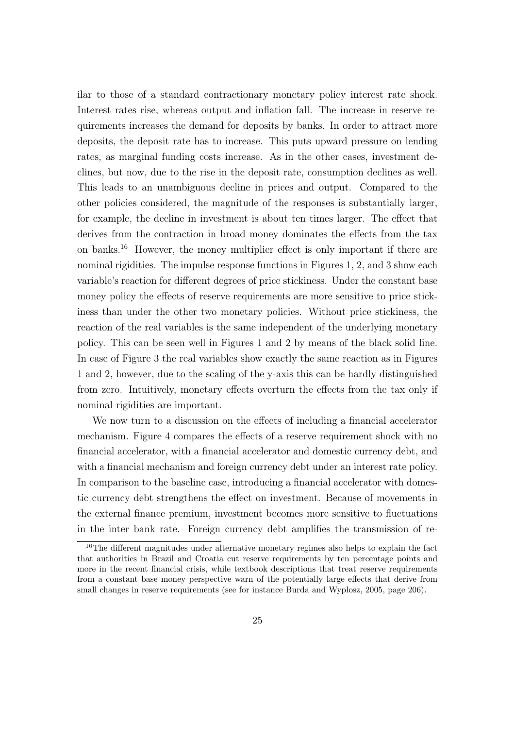ilar to those of a standard contractionary monetary policy interest rate shock. Interest rates rise, whereas output and inflation fall. The increase in reserve requirements increases the demand for deposits by banks. In order to attract more deposits, the deposit rate has to increase. This puts upward pressure on lending rates, as marginal funding costs increase. As in the other cases, investment declines, but now, due to the rise in the deposit rate, consumption declines as well. This leads to an unambiguous decline in prices and output. Compared to the other policies considered, the magnitude of the responses is substantially larger, for example, the decline in investment is about ten times larger. The effect that derives from the contraction in broad money dominates the effects from the tax on banks.[16] However, the money multiplier effect is only important if there are nominal rigidities. The impulse response functions in Figures 1, 2, and 3 show each variable's reaction for different degrees of price stickiness. Under the constant base money policy the effects of reserve requirements are more sensitive to price stickiness than under the other two monetary policies. Without price stickiness, the reaction of the real variables is the same independent of the underlying monetary policy. This can be seen well in Figures 1 and 2 by means of the black solid line. In case of Figure 3 the real variables show exactly the same reaction as in Figures 1 and 2, however, due to the scaling of the y-axis this can be hardly distinguished from zero. Intuitively, monetary effects overturn the effects from the tax only if nominal rigidities are important.

We now turn to a discussion on the effects of including a financial accelerator mechanism. Figure 4 compares the effects of a reserve requirement shock with no financial accelerator, with a financial accelerator and domestic currency debt, and with a financial mechanism and foreign currency debt under an interest rate policy. In comparison to the baseline case, introducing a financial accelerator with domestic currency debt strengthens the effect on investment. Because of movements in the external finance premium, investment becomes more sensitive to fluctuations in the inter bank rate. Foreign currency debt amplifies the transmission of re-

[16]The different magnitudes under alternative monetary regimes also helps to explain the fact that authorities in Brazil and Croatia cut reserve requirements by ten percentage points and more in the recent financial crisis, while textbook descriptions that treat reserve requirements from a constant base money perspective warn of the potentially large effects that derive from small changes in reserve requirements (see for instance Burda and Wyplosz, 2005, page 206).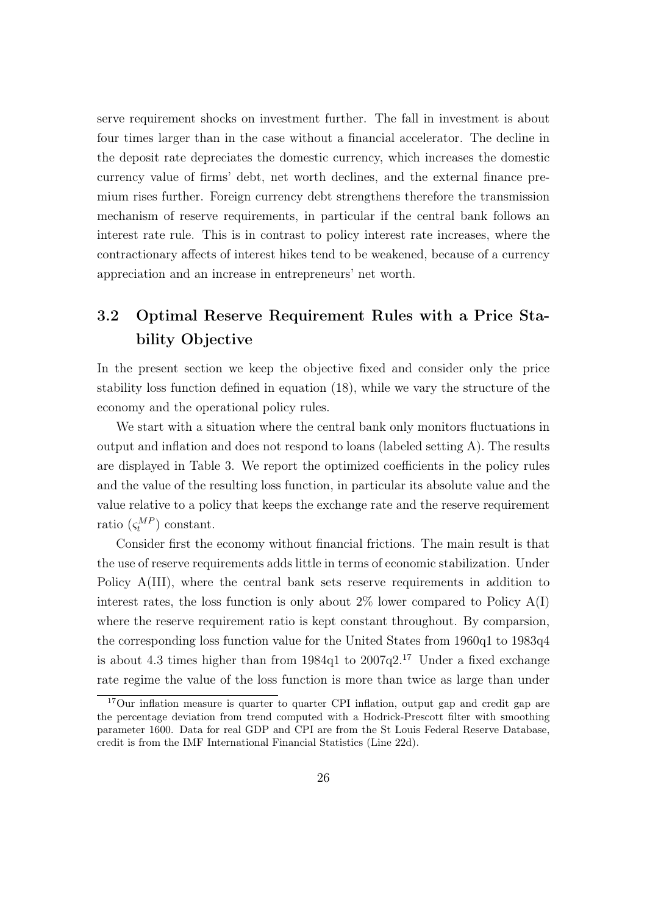serve requirement shocks on investment further. The fall in investment is about four times larger than in the case without a financial accelerator. The decline in the deposit rate depreciates the domestic currency, which increases the domestic currency value of firms' debt, net worth declines, and the external finance premium rises further. Foreign currency debt strengthens therefore the transmission mechanism of reserve requirements, in particular if the central bank follows an interest rate rule. This is in contrast to policy interest rate increases, where the contractionary affects of interest hikes tend to be weakened, because of a currency appreciation and an increase in entrepreneurs' net worth.

## 3.2 Optimal Reserve Requirement Rules with a Price Stability Objective

In the present section we keep the objective fixed and consider only the price stability loss function defined in equation (18), while we vary the structure of the economy and the operational policy rules.

We start with a situation where the central bank only monitors fluctuations in output and inflation and does not respond to loans (labeled setting A). The results are displayed in Table 3. We report the optimized coefficients in the policy rules and the value of the resulting loss function, in particular its absolute value and the value relative to a policy that keeps the exchange rate and the reserve requirement ratio ($\varsigma_t^{MP}$) constant.

Consider first the economy without financial frictions. The main result is that the use of reserve requirements adds little in terms of economic stabilization. Under Policy A(III), where the central bank sets reserve requirements in addition to interest rates, the loss function is only about 2% lower compared to Policy A(I) where the reserve requirement ratio is kept constant throughout. By comparsion, the corresponding loss function value for the United States from 1960q1 to 1983q4 is about 4.3 times higher than from 1984q1 to 2007q2.[17] Under a fixed exchange rate regime the value of the loss function is more than twice as large than under

[17] Our inflation measure is quarter to quarter CPI inflation, output gap and credit gap are the percentage deviation from trend computed with a Hodrick-Prescott filter with smoothing parameter 1600. Data for real GDP and CPI are from the St Louis Federal Reserve Database, credit is from the IMF International Financial Statistics (Line 22d).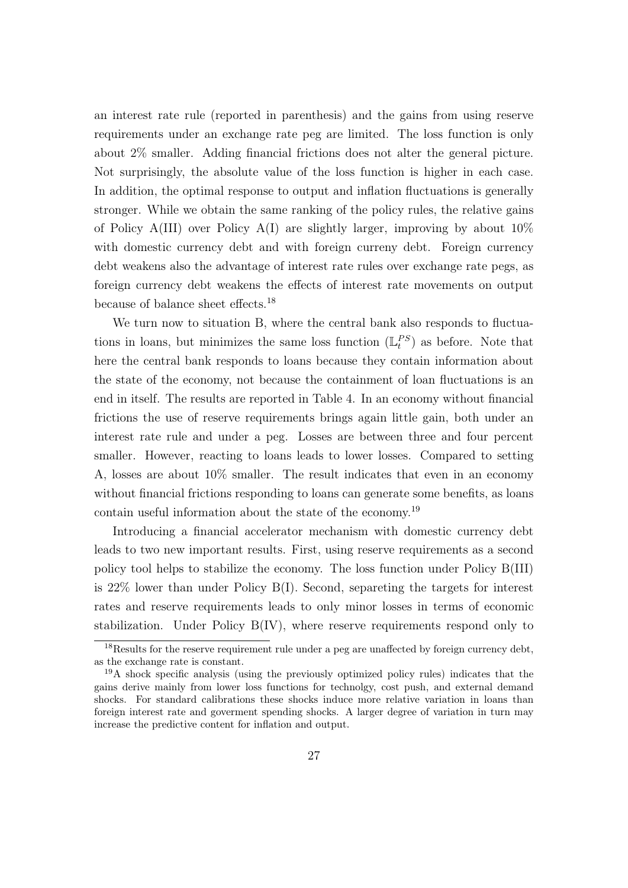an interest rate rule (reported in parenthesis) and the gains from using reserve requirements under an exchange rate peg are limited. The loss function is only about 2% smaller. Adding financial frictions does not alter the general picture. Not surprisingly, the absolute value of the loss function is higher in each case. In addition, the optimal response to output and inflation fluctuations is generally stronger. While we obtain the same ranking of the policy rules, the relative gains of Policy A(III) over Policy A(I) are slightly larger, improving by about 10% with domestic currency debt and with foreign curreny debt. Foreign currency debt weakens also the advantage of interest rate rules over exchange rate pegs, as foreign currency debt weakens the effects of interest rate movements on output because of balance sheet effects.[18]

We turn now to situation B, where the central bank also responds to fluctuations in loans, but minimizes the same loss function ($\mathbb{L}_t^{PS}$) as before. Note that here the central bank responds to loans because they contain information about the state of the economy, not because the containment of loan fluctuations is an end in itself. The results are reported in Table 4. In an economy without financial frictions the use of reserve requirements brings again little gain, both under an interest rate rule and under a peg. Losses are between three and four percent smaller. However, reacting to loans leads to lower losses. Compared to setting A, losses are about 10% smaller. The result indicates that even in an economy without financial frictions responding to loans can generate some benefits, as loans contain useful information about the state of the economy.[19]

Introducing a financial accelerator mechanism with domestic currency debt leads to two new important results. First, using reserve requirements as a second policy tool helps to stabilize the economy. The loss function under Policy B(III) is 22% lower than under Policy B(I). Second, separeting the targets for interest rates and reserve requirements leads to only minor losses in terms of economic stabilization. Under Policy B(IV), where reserve requirements respond only to

[18] Results for the reserve requirement rule under a peg are unaffected by foreign currency debt, as the exchange rate is constant.

[19] A shock specific analysis (using the previously optimized policy rules) indicates that the gains derive mainly from lower loss functions for technolgy, cost push, and external demand shocks. For standard calibrations these shocks induce more relative variation in loans than foreign interest rate and goverment spending shocks. A larger degree of variation in turn may increase the predictive content for inflation and output.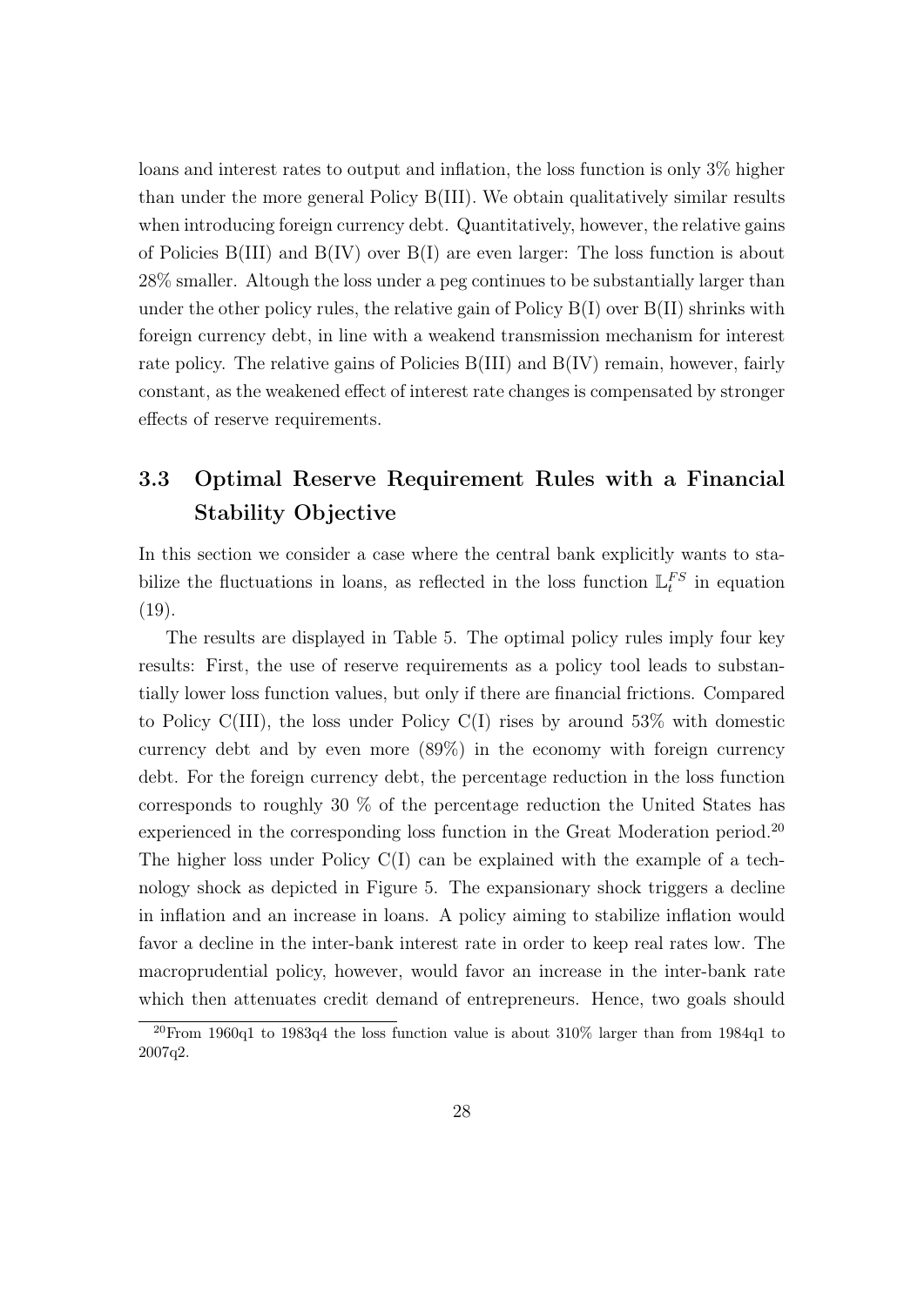loans and interest rates to output and inflation, the loss function is only 3% higher than under the more general Policy B(III). We obtain qualitatively similar results when introducing foreign currency debt. Quantitatively, however, the relative gains of Policies B(III) and B(IV) over B(I) are even larger: The loss function is about 28% smaller. Altough the loss under a peg continues to be substantially larger than under the other policy rules, the relative gain of Policy B(I) over B(II) shrinks with foreign currency debt, in line with a weakend transmission mechanism for interest rate policy. The relative gains of Policies B(III) and B(IV) remain, however, fairly constant, as the weakened effect of interest rate changes is compensated by stronger effects of reserve requirements.

### 3.3 Optimal Reserve Requirement Rules with a Financial Stability Objective

In this section we consider a case where the central bank explicitly wants to stabilize the fluctuations in loans, as reflected in the loss function $\mathbb{L}_t^{FS}$ in equation (19).

The results are displayed in Table 5. The optimal policy rules imply four key results: First, the use of reserve requirements as a policy tool leads to substantially lower loss function values, but only if there are financial frictions. Compared to Policy C(III), the loss under Policy C(I) rises by around 53% with domestic currency debt and by even more (89%) in the economy with foreign currency debt. For the foreign currency debt, the percentage reduction in the loss function corresponds to roughly 30 % of the percentage reduction the United States has experienced in the corresponding loss function in the Great Moderation period.[20] The higher loss under Policy C(I) can be explained with the example of a technology shock as depicted in Figure 5. The expansionary shock triggers a decline in inflation and an increase in loans. A policy aiming to stabilize inflation would favor a decline in the inter-bank interest rate in order to keep real rates low. The macroprudential policy, however, would favor an increase in the inter-bank rate which then attenuates credit demand of entrepreneurs. Hence, two goals should

[20] From 1960q1 to 1983q4 the loss function value is about 310% larger than from 1984q1 to 2007q2.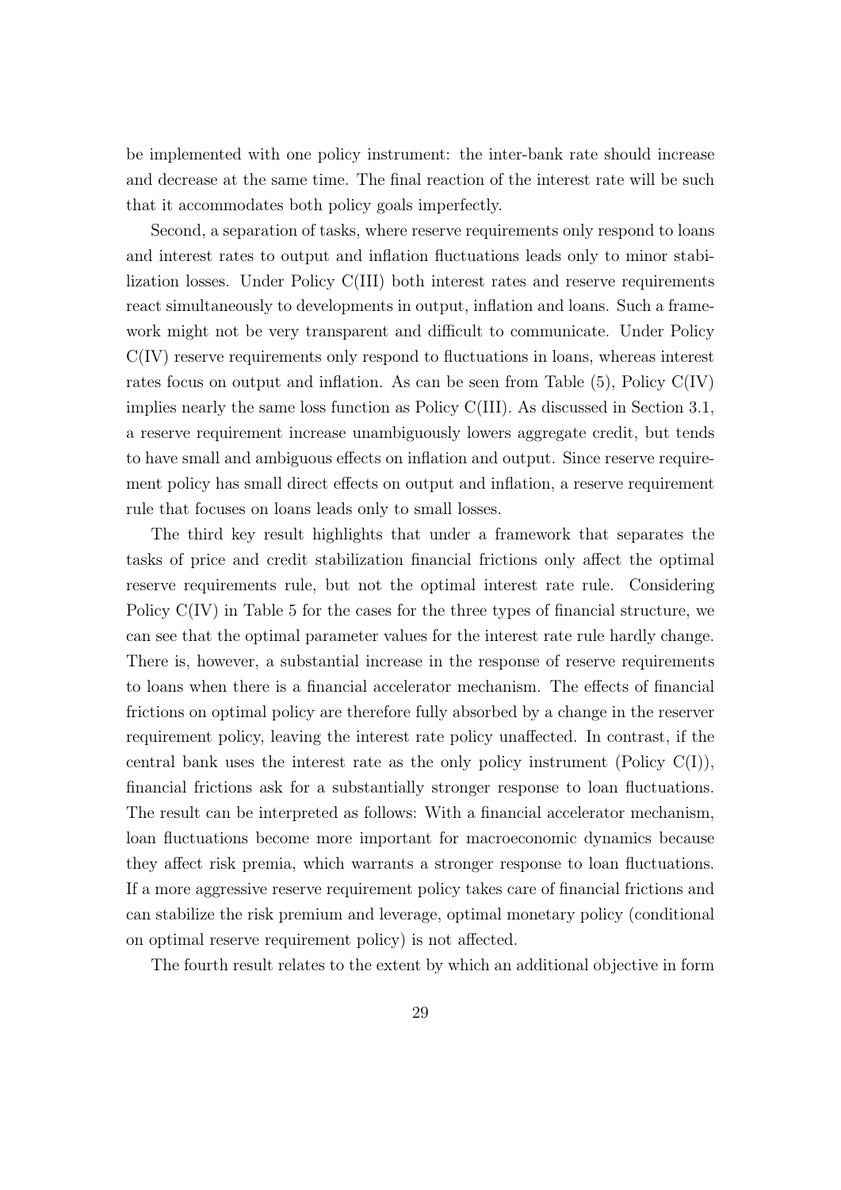be implemented with one policy instrument: the inter-bank rate should increase and decrease at the same time. The final reaction of the interest rate will be such that it accommodates both policy goals imperfectly.

Second, a separation of tasks, where reserve requirements only respond to loans and interest rates to output and inflation fluctuations leads only to minor stabilization losses. Under Policy C(III) both interest rates and reserve requirements react simultaneously to developments in output, inflation and loans. Such a framework might not be very transparent and difficult to communicate. Under Policy C(IV) reserve requirements only respond to fluctuations in loans, whereas interest rates focus on output and inflation. As can be seen from Table (5), Policy C(IV) implies nearly the same loss function as Policy C(III). As discussed in Section 3.1, a reserve requirement increase unambiguously lowers aggregate credit, but tends to have small and ambiguous effects on inflation and output. Since reserve requirement policy has small direct effects on output and inflation, a reserve requirement rule that focuses on loans leads only to small losses.

The third key result highlights that under a framework that separates the tasks of price and credit stabilization financial frictions only affect the optimal reserve requirements rule, but not the optimal interest rate rule. Considering Policy C(IV) in Table 5 for the cases for the three types of financial structure, we can see that the optimal parameter values for the interest rate rule hardly change. There is, however, a substantial increase in the response of reserve requirements to loans when there is a financial accelerator mechanism. The effects of financial frictions on optimal policy are therefore fully absorbed by a change in the reserver requirement policy, leaving the interest rate policy unaffected. In contrast, if the central bank uses the interest rate as the only policy instrument (Policy C(I)), financial frictions ask for a substantially stronger response to loan fluctuations. The result can be interpreted as follows: With a financial accelerator mechanism, loan fluctuations become more important for macroeconomic dynamics because they affect risk premia, which warrants a stronger response to loan fluctuations. If a more aggressive reserve requirement policy takes care of financial frictions and can stabilize the risk premium and leverage, optimal monetary policy (conditional on optimal reserve requirement policy) is not affected.

The fourth result relates to the extent by which an additional objective in form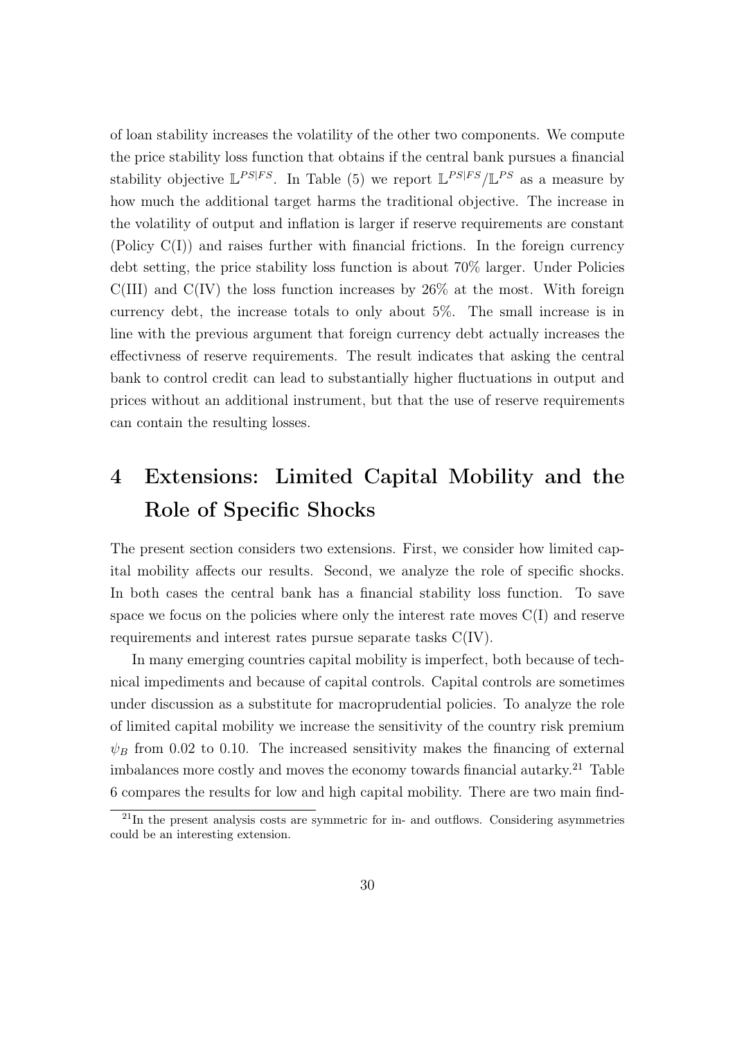of loan stability increases the volatility of the other two components. We compute the price stability loss function that obtains if the central bank pursues a financial stability objective $\mathbb{L}^{PS|FS}$. In Table (5) we report $\mathbb{L}^{PS|FS}/\mathbb{L}^{PS}$ as a measure by how much the additional target harms the traditional objective. The increase in the volatility of output and inflation is larger if reserve requirements are constant (Policy C(I)) and raises further with financial frictions. In the foreign currency debt setting, the price stability loss function is about 70% larger. Under Policies C(III) and C(IV) the loss function increases by 26% at the most. With foreign currency debt, the increase totals to only about 5%. The small increase is in line with the previous argument that foreign currency debt actually increases the effectivness of reserve requirements. The result indicates that asking the central bank to control credit can lead to substantially higher fluctuations in output and prices without an additional instrument, but that the use of reserve requirements can contain the resulting losses.

# 4 Extensions: Limited Capital Mobility and the Role of Specific Shocks

The present section considers two extensions. First, we consider how limited capital mobility affects our results. Second, we analyze the role of specific shocks. In both cases the central bank has a financial stability loss function. To save space we focus on the policies where only the interest rate moves C(I) and reserve requirements and interest rates pursue separate tasks C(IV).

In many emerging countries capital mobility is imperfect, both because of technical impediments and because of capital controls. Capital controls are sometimes under discussion as a substitute for macroprudential policies. To analyze the role of limited capital mobility we increase the sensitivity of the country risk premium $\psi_B$ from 0.02 to 0.10. The increased sensitivity makes the financing of external imbalances more costly and moves the economy towards financial autarky.[21] Table 6 compares the results for low and high capital mobility. There are two main find-

[21] In the present analysis costs are symmetric for in- and outflows. Considering asymmetries could be an interesting extension.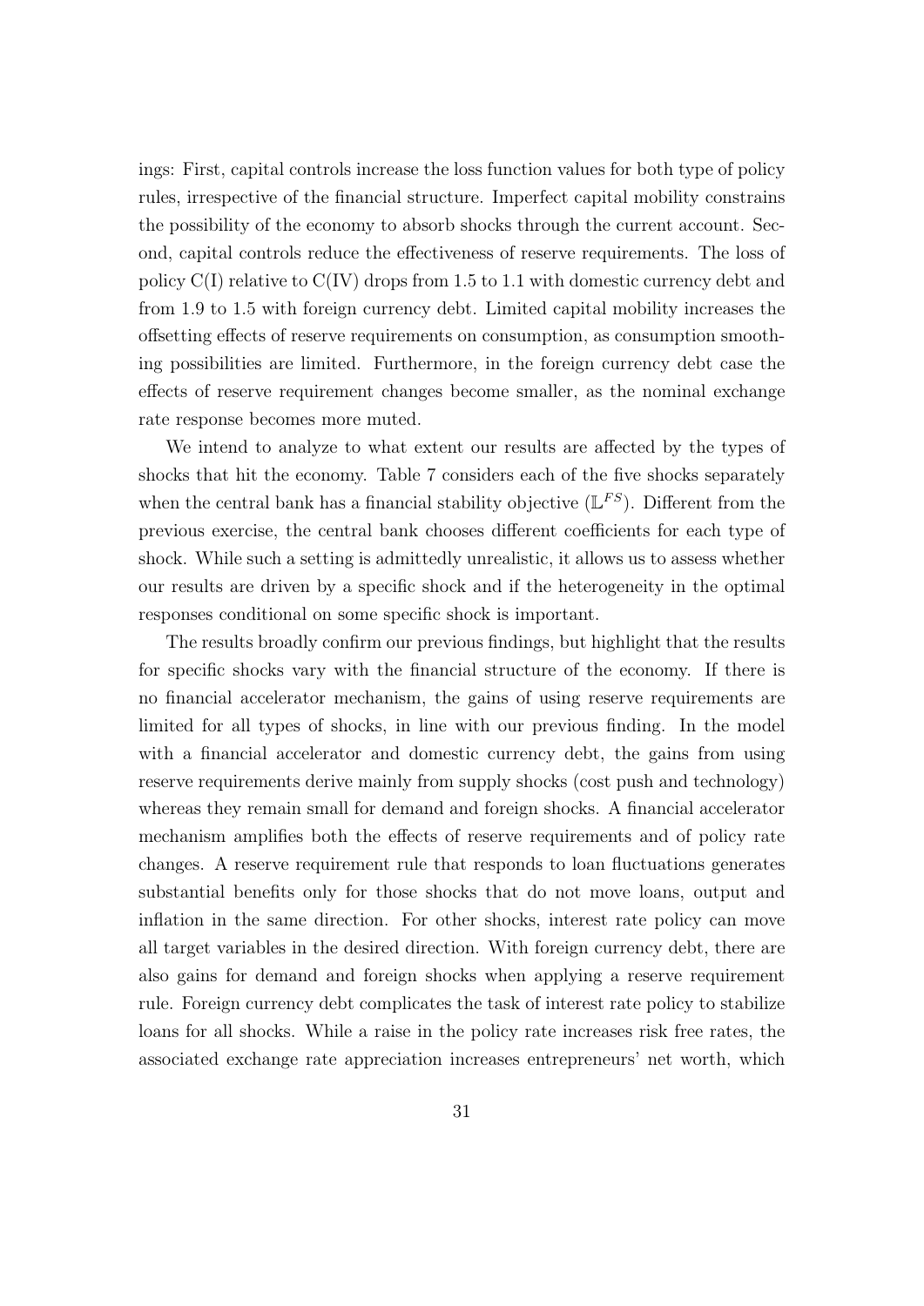ings: First, capital controls increase the loss function values for both type of policy rules, irrespective of the financial structure. Imperfect capital mobility constrains the possibility of the economy to absorb shocks through the current account. Second, capital controls reduce the effectiveness of reserve requirements. The loss of policy C(I) relative to C(IV) drops from 1.5 to 1.1 with domestic currency debt and from 1.9 to 1.5 with foreign currency debt. Limited capital mobility increases the offsetting effects of reserve requirements on consumption, as consumption smoothing possibilities are limited. Furthermore, in the foreign currency debt case the effects of reserve requirement changes become smaller, as the nominal exchange rate response becomes more muted.

We intend to analyze to what extent our results are affected by the types of shocks that hit the economy. Table 7 considers each of the five shocks separately when the central bank has a financial stability objective ($\mathbb{L}^{FS}$). Different from the previous exercise, the central bank chooses different coefficients for each type of shock. While such a setting is admittedly unrealistic, it allows us to assess whether our results are driven by a specific shock and if the heterogeneity in the optimal responses conditional on some specific shock is important.

The results broadly confirm our previous findings, but highlight that the results for specific shocks vary with the financial structure of the economy. If there is no financial accelerator mechanism, the gains of using reserve requirements are limited for all types of shocks, in line with our previous finding. In the model with a financial accelerator and domestic currency debt, the gains from using reserve requirements derive mainly from supply shocks (cost push and technology) whereas they remain small for demand and foreign shocks. A financial accelerator mechanism amplifies both the effects of reserve requirements and of policy rate changes. A reserve requirement rule that responds to loan fluctuations generates substantial benefits only for those shocks that do not move loans, output and inflation in the same direction. For other shocks, interest rate policy can move all target variables in the desired direction. With foreign currency debt, there are also gains for demand and foreign shocks when applying a reserve requirement rule. Foreign currency debt complicates the task of interest rate policy to stabilize loans for all shocks. While a raise in the policy rate increases risk free rates, the associated exchange rate appreciation increases entrepreneurs' net worth, which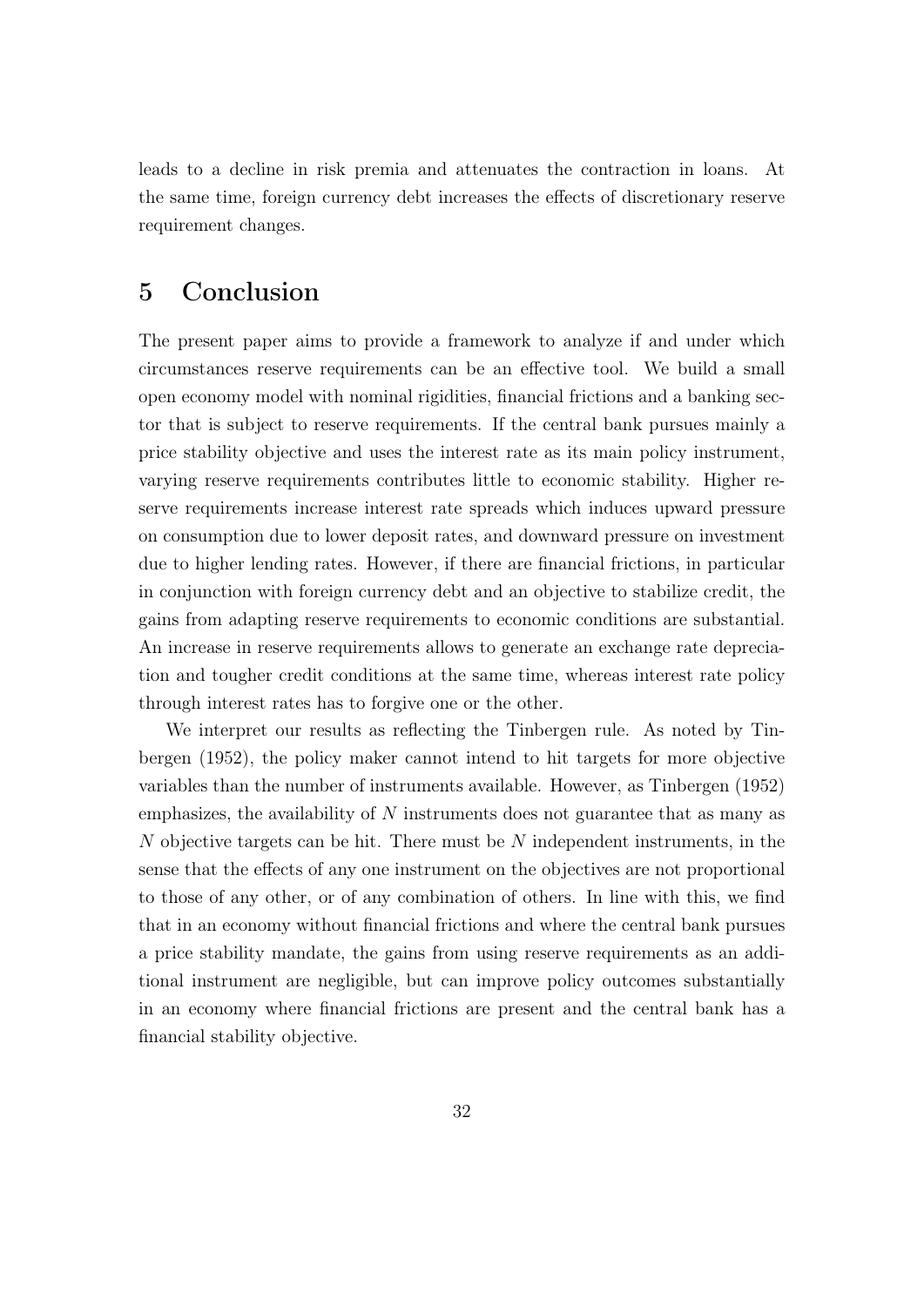leads to a decline in risk premia and attenuates the contraction in loans. At the same time, foreign currency debt increases the effects of discretionary reserve requirement changes.

# 5 Conclusion

The present paper aims to provide a framework to analyze if and under which circumstances reserve requirements can be an effective tool. We build a small open economy model with nominal rigidities, financial frictions and a banking sector that is subject to reserve requirements. If the central bank pursues mainly a price stability objective and uses the interest rate as its main policy instrument, varying reserve requirements contributes little to economic stability. Higher reserve requirements increase interest rate spreads which induces upward pressure on consumption due to lower deposit rates, and downward pressure on investment due to higher lending rates. However, if there are financial frictions, in particular in conjunction with foreign currency debt and an objective to stabilize credit, the gains from adapting reserve requirements to economic conditions are substantial. An increase in reserve requirements allows to generate an exchange rate depreciation and tougher credit conditions at the same time, whereas interest rate policy through interest rates has to forgive one or the other.

We interpret our results as reflecting the Tinbergen rule. As noted by Tinbergen (1952), the policy maker cannot intend to hit targets for more objective variables than the number of instruments available. However, as Tinbergen (1952) emphasizes, the availability of $N$ instruments does not guarantee that as many as $N$ objective targets can be hit. There must be $N$ independent instruments, in the sense that the effects of any one instrument on the objectives are not proportional to those of any other, or of any combination of others. In line with this, we find that in an economy without financial frictions and where the central bank pursues a price stability mandate, the gains from using reserve requirements as an additional instrument are negligible, but can improve policy outcomes substantially in an economy where financial frictions are present and the central bank has a financial stability objective.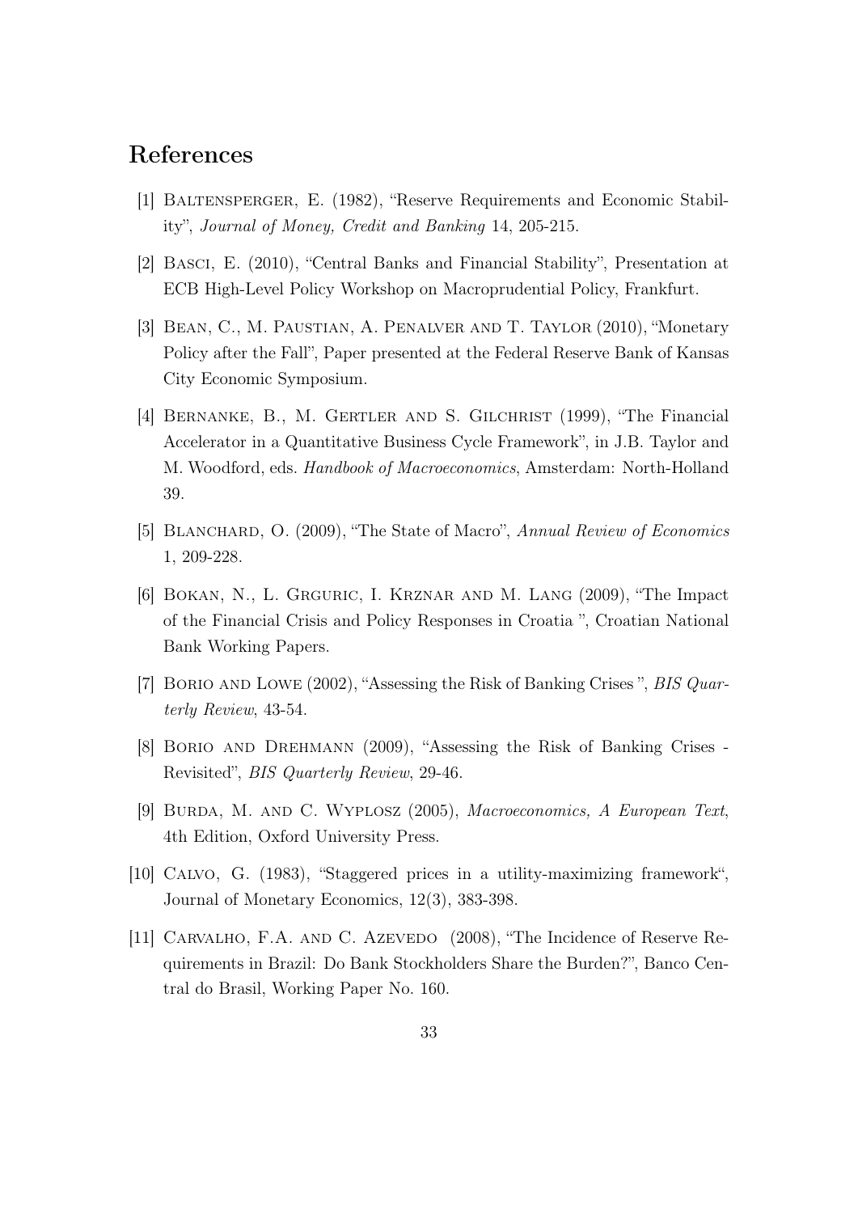## References

[1] Baltensperger, E. (1982), "Reserve Requirements and Economic Stability", *Journal of Money, Credit and Banking* 14, 205-215.

[2] Basci, E. (2010), "Central Banks and Financial Stability", Presentation at ECB High-Level Policy Workshop on Macroprudential Policy, Frankfurt.

[3] Bean, C., M. Paustian, A. Penalver and T. Taylor (2010), "Monetary Policy after the Fall", Paper presented at the Federal Reserve Bank of Kansas City Economic Symposium.

[4] Bernanke, B., M. Gertler and S. Gilchrist (1999), "The Financial Accelerator in a Quantitative Business Cycle Framework", in J.B. Taylor and M. Woodford, eds. *Handbook of Macroeconomics*, Amsterdam: North-Holland 39.

[5] Blanchard, O. (2009), "The State of Macro", *Annual Review of Economics* 1, 209-228.

[6] Bokan, N., L. Grguric, I. Krznar and M. Lang (2009), "The Impact of the Financial Crisis and Policy Responses in Croatia ", Croatian National Bank Working Papers.

[7] Borio and Lowe (2002), "Assessing the Risk of Banking Crises ", *BIS Quarterly Review*, 43-54.

[8] Borio and Drehmann (2009), "Assessing the Risk of Banking Crises - Revisited", *BIS Quarterly Review*, 29-46.

[9] Burda, M. and C. Wyplosz (2005), *Macroeconomics, A European Text*, 4th Edition, Oxford University Press.

[10] Calvo, G. (1983), "Staggered prices in a utility-maximizing framework", Journal of Monetary Economics, 12(3), 383-398.

[11] Carvalho, F.A. and C. Azevedo (2008), "The Incidence of Reserve Requirements in Brazil: Do Bank Stockholders Share the Burden?", Banco Central do Brasil, Working Paper No. 160.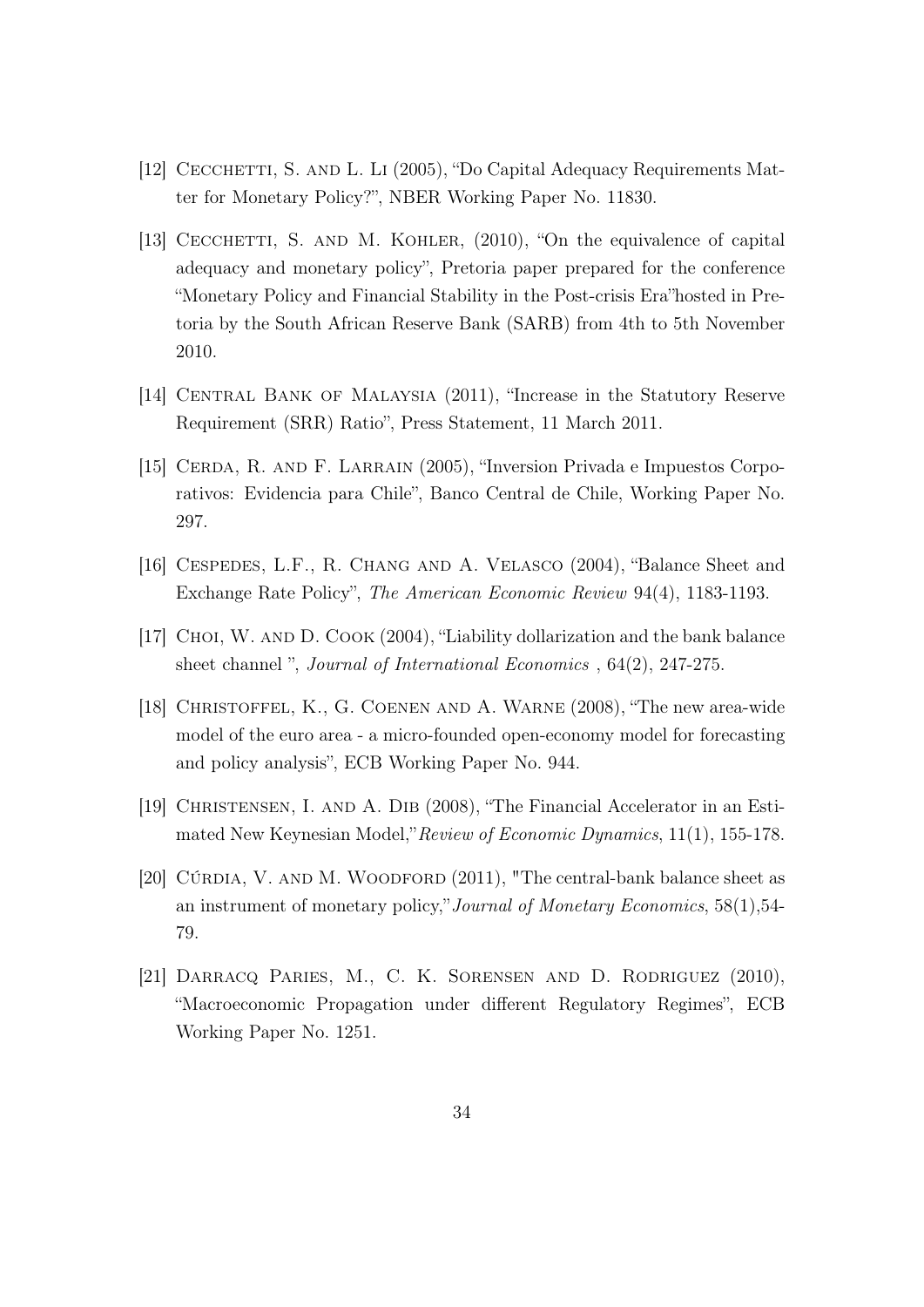[12] Cecchetti, S. and L. Li (2005), "Do Capital Adequacy Requirements Matter for Monetary Policy?", NBER Working Paper No. 11830.

[13] Cecchetti, S. and M. Kohler, (2010), "On the equivalence of capital adequacy and monetary policy", Pretoria paper prepared for the conference "Monetary Policy and Financial Stability in the Post-crisis Era"hosted in Pretoria by the South African Reserve Bank (SARB) from 4th to 5th November 2010.

[14] Central Bank of Malaysia (2011), "Increase in the Statutory Reserve Requirement (SRR) Ratio", Press Statement, 11 March 2011.

[15] Cerda, R. and F. Larrain (2005), "Inversion Privada e Impuestos Corporativos: Evidencia para Chile", Banco Central de Chile, Working Paper No. 297.

[16] Cespedes, L.F., R. Chang and A. Velasco (2004), "Balance Sheet and Exchange Rate Policy", *The American Economic Review* 94(4), 1183-1193.

[17] Choi, W. and D. Cook (2004), "Liability dollarization and the bank balance sheet channel ", *Journal of International Economics* , 64(2), 247-275.

[18] Christoffel, K., G. Coenen and A. Warne (2008), "The new area-wide model of the euro area - a micro-founded open-economy model for forecasting and policy analysis", ECB Working Paper No. 944.

[19] Christensen, I. and A. Dib (2008), "The Financial Accelerator in an Estimated New Keynesian Model,"*Review of Economic Dynamics*, 11(1), 155-178.

[20] Cúrdia, V. and M. Woodford (2011), "The central-bank balance sheet as an instrument of monetary policy,"*Journal of Monetary Economics*, 58(1),54-79.

[21] Darracq Paries, M., C. K. Sorensen and D. Rodriguez (2010), "Macroeconomic Propagation under different Regulatory Regimes", ECB Working Paper No. 1251.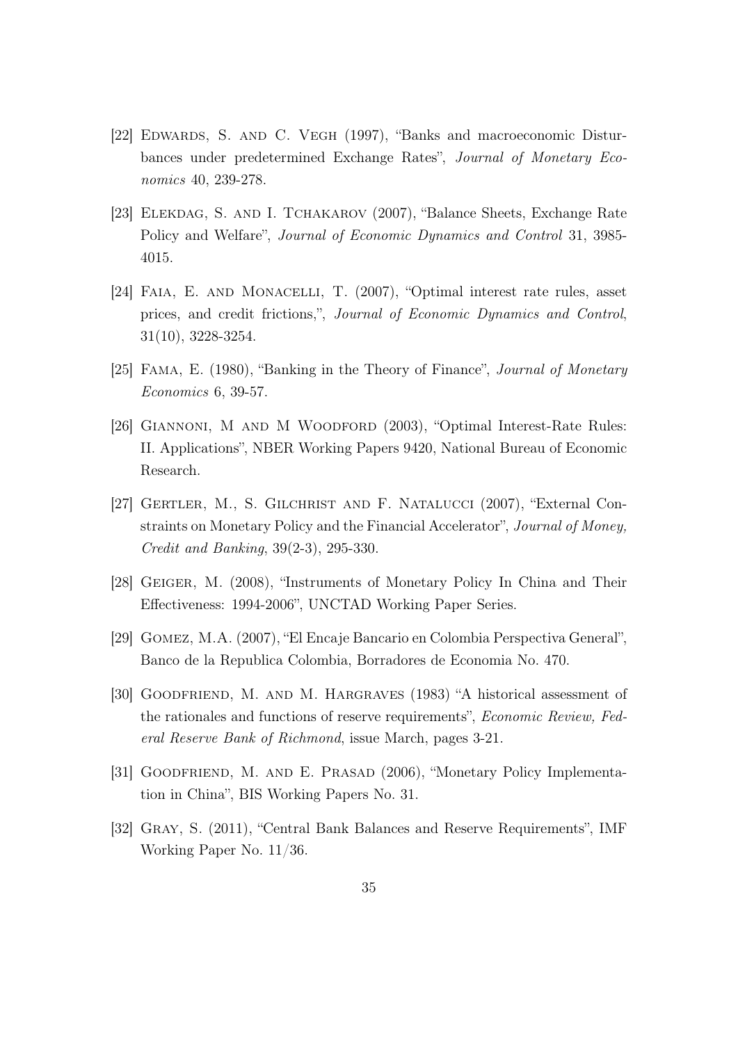[22] Edwards, S. and C. Vegh (1997), "Banks and macroeconomic Disturbances under predetermined Exchange Rates", *Journal of Monetary Economics* 40, 239-278.

[23] Elekdag, S. and I. Tchakarov (2007), "Balance Sheets, Exchange Rate Policy and Welfare", *Journal of Economic Dynamics and Control* 31, 3985-4015.

[24] Faia, E. and Monacelli, T. (2007), "Optimal interest rate rules, asset prices, and credit frictions,", *Journal of Economic Dynamics and Control*, 31(10), 3228-3254.

[25] Fama, E. (1980), "Banking in the Theory of Finance", *Journal of Monetary Economics* 6, 39-57.

[26] Giannoni, M and M Woodford (2003), "Optimal Interest-Rate Rules: II. Applications", NBER Working Papers 9420, National Bureau of Economic Research.

[27] Gertler, M., S. Gilchrist and F. Natalucci (2007), "External Constraints on Monetary Policy and the Financial Accelerator", *Journal of Money, Credit and Banking*, 39(2-3), 295-330.

[28] Geiger, M. (2008), "Instruments of Monetary Policy In China and Their Effectiveness: 1994-2006", UNCTAD Working Paper Series.

[29] Gomez, M.A. (2007), "El Encaje Bancario en Colombia Perspectiva General", Banco de la Republica Colombia, Borradores de Economia No. 470.

[30] Goodfriend, M. and M. Hargraves (1983) "A historical assessment of the rationales and functions of reserve requirements", *Economic Review, Federal Reserve Bank of Richmond*, issue March, pages 3-21.

[31] Goodfriend, M. and E. Prasad (2006), "Monetary Policy Implementation in China", BIS Working Papers No. 31.

[32] Gray, S. (2011), "Central Bank Balances and Reserve Requirements", IMF Working Paper No. 11/36.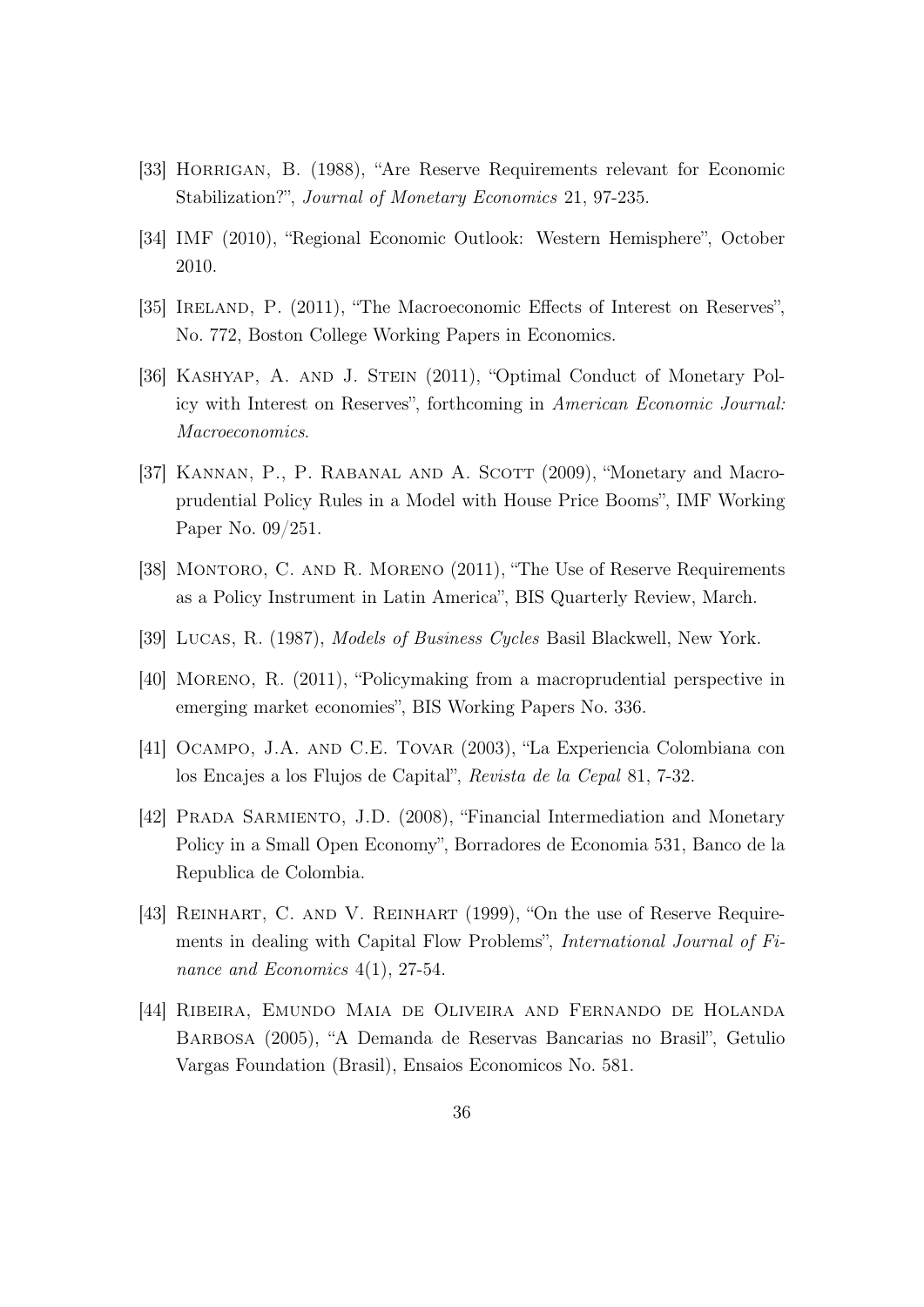[33] Horrigan, B. (1988), "Are Reserve Requirements relevant for Economic Stabilization?", *Journal of Monetary Economics* 21, 97-235.

[34] IMF (2010), "Regional Economic Outlook: Western Hemisphere", October 2010.

[35] Ireland, P. (2011), "The Macroeconomic Effects of Interest on Reserves", No. 772, Boston College Working Papers in Economics.

[36] Kashyap, A. and J. Stein (2011), "Optimal Conduct of Monetary Policy with Interest on Reserves", forthcoming in *American Economic Journal: Macroeconomics*.

[37] Kannan, P., P. Rabanal and A. Scott (2009), "Monetary and Macroprudential Policy Rules in a Model with House Price Booms", IMF Working Paper No. 09/251.

[38] Montoro, C. and R. Moreno (2011), "The Use of Reserve Requirements as a Policy Instrument in Latin America", BIS Quarterly Review, March.

[39] Lucas, R. (1987), *Models of Business Cycles* Basil Blackwell, New York.

[40] Moreno, R. (2011), "Policymaking from a macroprudential perspective in emerging market economies", BIS Working Papers No. 336.

[41] Ocampo, J.A. and C.E. Tovar (2003), "La Experiencia Colombiana con los Encajes a los Flujos de Capital", *Revista de la Cepal* 81, 7-32.

[42] Prada Sarmiento, J.D. (2008), "Financial Intermediation and Monetary Policy in a Small Open Economy", Borradores de Economia 531, Banco de la Republica de Colombia.

[43] Reinhart, C. and V. Reinhart (1999), "On the use of Reserve Requirements in dealing with Capital Flow Problems", *International Journal of Finance and Economics* 4(1), 27-54.

[44] Ribeira, Emundo Maia de Oliveira and Fernando de Holanda Barbosa (2005), "A Demanda de Reservas Bancarias no Brasil", Getulio Vargas Foundation (Brasil), Ensaios Economicos No. 581.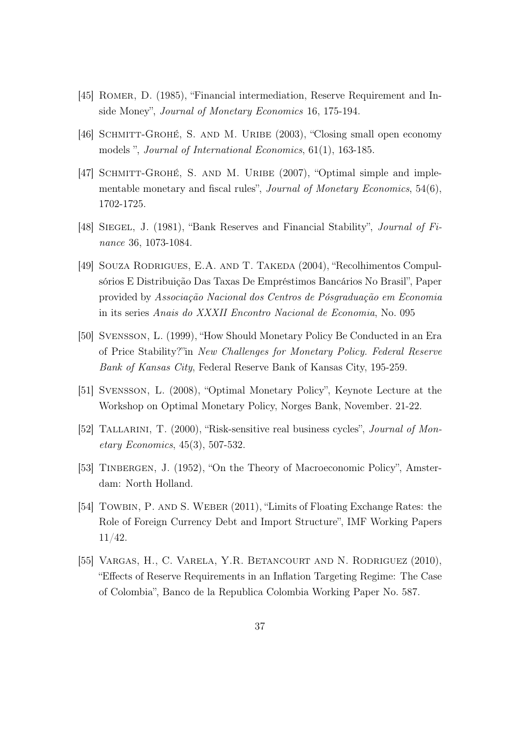[45] Romer, D. (1985), "Financial intermediation, Reserve Requirement and Inside Money", *Journal of Monetary Economics* 16, 175-194.

[46] Schmitt-Grohé, S. and M. Uribe (2003), "Closing small open economy models ", *Journal of International Economics*, 61(1), 163-185.

[47] Schmitt-Grohé, S. and M. Uribe (2007), "Optimal simple and implementable monetary and fiscal rules", *Journal of Monetary Economics*, 54(6), 1702-1725.

[48] Siegel, J. (1981), "Bank Reserves and Financial Stability", *Journal of Finance* 36, 1073-1084.

[49] Souza Rodrigues, E.A. and T. Takeda (2004), "Recolhimentos Compulsórios E Distribuição Das Taxas De Empréstimos Bancários No Brasil", Paper provided by *Associação Nacional dos Centros de Pósgraduação em Economia* in its series *Anais do XXXII Encontro Nacional de Economia*, No. 095

[50] Svensson, L. (1999), "How Should Monetary Policy Be Conducted in an Era of Price Stability?"in *New Challenges for Monetary Policy. Federal Reserve Bank of Kansas City*, Federal Reserve Bank of Kansas City, 195-259.

[51] Svensson, L. (2008), "Optimal Monetary Policy", Keynote Lecture at the Workshop on Optimal Monetary Policy, Norges Bank, November. 21-22.

[52] Tallarini, T. (2000), "Risk-sensitive real business cycles", *Journal of Monetary Economics*, 45(3), 507-532.

[53] Tinbergen, J. (1952), "On the Theory of Macroeconomic Policy", Amsterdam: North Holland.

[54] Towbin, P. and S. Weber (2011), "Limits of Floating Exchange Rates: the Role of Foreign Currency Debt and Import Structure", IMF Working Papers 11/42.

[55] Vargas, H., C. Varela, Y.R. Betancourt and N. Rodriguez (2010), "Effects of Reserve Requirements in an Inflation Targeting Regime: The Case of Colombia", Banco de la Republica Colombia Working Paper No. 587.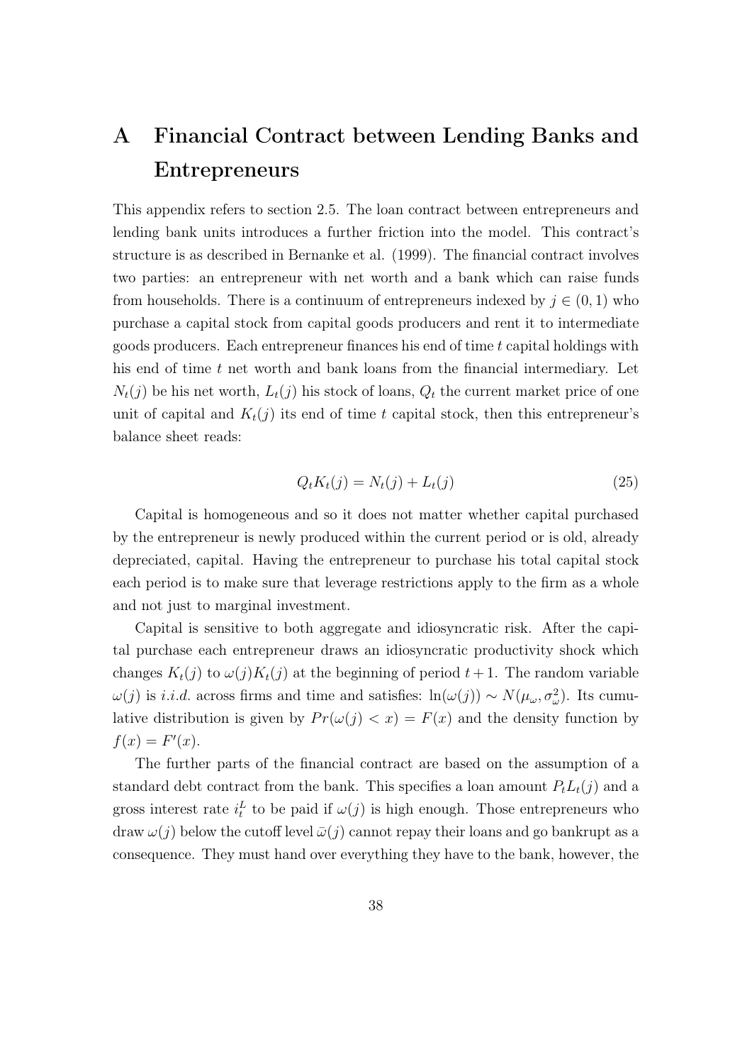# A Financial Contract between Lending Banks and Entrepreneurs

This appendix refers to section 2.5. The loan contract between entrepreneurs and lending bank units introduces a further friction into the model. This contract's structure is as described in Bernanke et al. (1999). The financial contract involves two parties: an entrepreneur with net worth and a bank which can raise funds from households. There is a continuum of entrepreneurs indexed by $j \in (0, 1)$ who purchase a capital stock from capital goods producers and rent it to intermediate goods producers. Each entrepreneur finances his end of time $t$ capital holdings with his end of time $t$ net worth and bank loans from the financial intermediary. Let $N_t(j)$ be his net worth, $L_t(j)$ his stock of loans, $Q_t$ the current market price of one unit of capital and $K_t(j)$ its end of time $t$ capital stock, then this entrepreneur's balance sheet reads:

$$Q_t K_t(j) = N_t(j) + L_t(j) \tag{25}$$

Capital is homogeneous and so it does not matter whether capital purchased by the entrepreneur is newly produced within the current period or is old, already depreciated, capital. Having the entrepreneur to purchase his total capital stock each period is to make sure that leverage restrictions apply to the firm as a whole and not just to marginal investment.

Capital is sensitive to both aggregate and idiosyncratic risk. After the capital purchase each entrepreneur draws an idiosyncratic productivity shock which changes $K_t(j)$ to $\omega(j)K_t(j)$ at the beginning of period $t+1$. The random variable $\omega(j)$ is *i.i.d.* across firms and time and satisfies: $\ln(\omega(j)) \sim N(\mu_\omega, \sigma_\omega^2)$. Its cumulative distribution is given by $Pr(\omega(j) < x) = F(x)$ and the density function by $f(x) = F'(x)$.

The further parts of the financial contract are based on the assumption of a standard debt contract from the bank. This specifies a loan amount $P_t L_t(j)$ and a gross interest rate $i_t^L$ to be paid if $\omega(j)$ is high enough. Those entrepreneurs who draw $\omega(j)$ below the cutoff level $\bar{\omega}(j)$ cannot repay their loans and go bankrupt as a consequence. They must hand over everything they have to the bank, however, the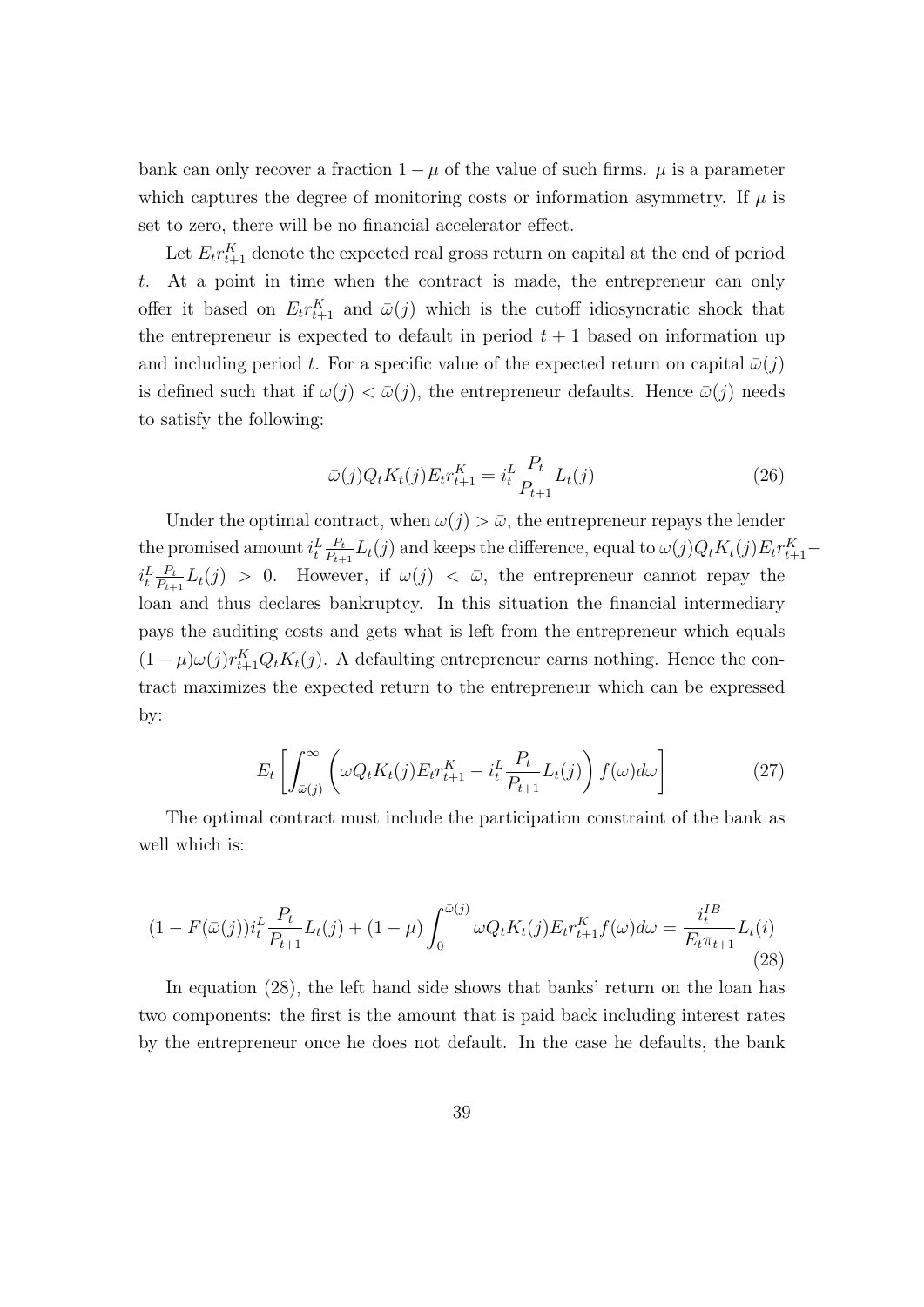bank can only recover a fraction $1-\mu$ of the value of such firms. $\mu$ is a parameter which captures the degree of monitoring costs or information asymmetry. If $\mu$ is set to zero, there will be no financial accelerator effect.

Let $E_t r_{t+1}^K$ denote the expected real gross return on capital at the end of period $t$. At a point in time when the contract is made, the entrepreneur can only offer it based on $E_t r_{t+1}^K$ and $\bar{\omega}(j)$ which is the cutoff idiosyncratic shock that the entrepreneur is expected to default in period $t+1$ based on information up and including period $t$. For a specific value of the expected return on capital $\bar{\omega}(j)$ is defined such that if $\omega(j) < \bar{\omega}(j)$, the entrepreneur defaults. Hence $\bar{\omega}(j)$ needs to satisfy the following:

$$\bar{\omega}(j) Q_t K_t(j) E_t r_{t+1}^K = i_t^L \frac{P_t}{P_{t+1}} L_t(j) \tag{26}$$

Under the optimal contract, when $\omega(j) > \bar{\omega}$, the entrepreneur repays the lender the promised amount $i_t^L \frac{P_t}{P_{t+1}} L_t(j)$ and keeps the difference, equal to $\omega(j) Q_t K_t(j) E_t r_{t+1}^K - i_t^L \frac{P_t}{P_{t+1}} L_t(j) > 0$. However, if $\omega(j) < \bar{\omega}$, the entrepreneur cannot repay the loan and thus declares bankruptcy. In this situation the financial intermediary pays the auditing costs and gets what is left from the entrepreneur which equals $(1-\mu)\omega(j) r_{t+1}^K Q_t K_t(j)$. A defaulting entrepreneur earns nothing. Hence the contract maximizes the expected return to the entrepreneur which can be expressed by:

$$E_t \left[ \int_{\bar{\omega}(j)}^{\infty} \left( \omega Q_t K_t(j) E_t r_{t+1}^K - i_t^L \frac{P_t}{P_{t+1}} L_t(j) \right) f(\omega) d\omega \right] \tag{27}$$

The optimal contract must include the participation constraint of the bank as well which is:

$$(1 - F(\bar{\omega}(j)) i_t^L \frac{P_t}{P_{t+1}} L_t(j) + (1-\mu) \int_0^{\bar{\omega}(j)} \omega Q_t K_t(j) E_t r_{t+1}^K f(\omega) d\omega = \frac{i_t^{IB}}{E_t \pi_{t+1}} L_t(i) \tag{28}$$

In equation (28), the left hand side shows that banks' return on the loan has two components: the first is the amount that is paid back including interest rates by the entrepreneur once he does not default. In the case he defaults, the bank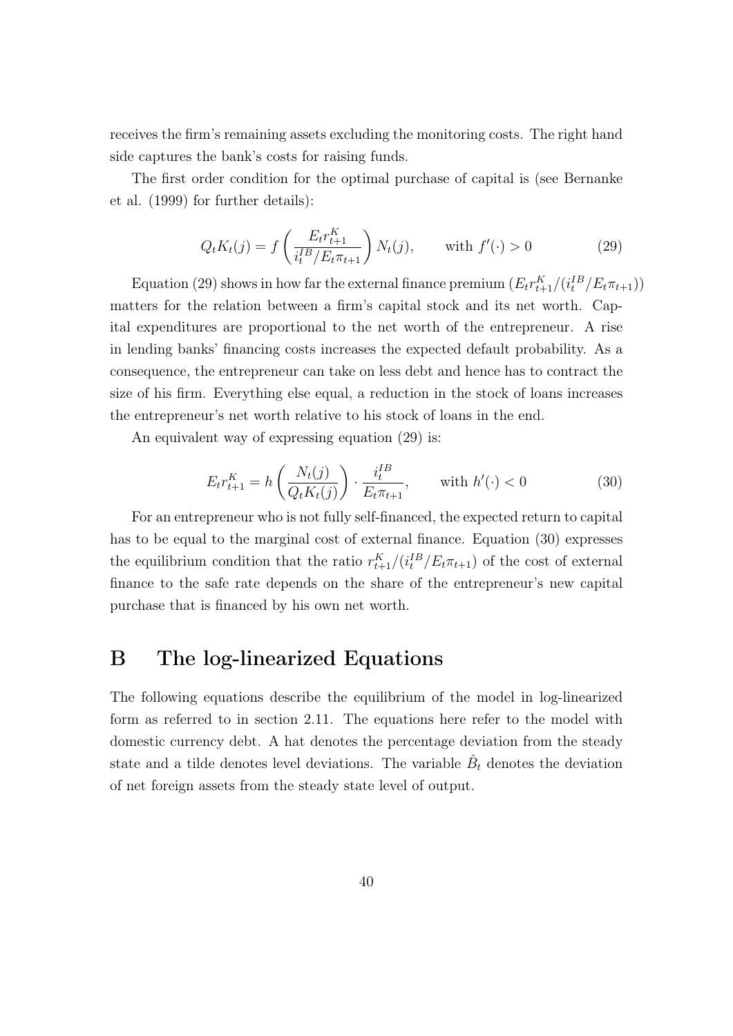receives the firm's remaining assets excluding the monitoring costs. The right hand side captures the bank's costs for raising funds.

The first order condition for the optimal purchase of capital is (see Bernanke et al. (1999) for further details):

$$Q_t K_t(j) = f\left(\frac{E_t r^K_{t+1}}{i^{IB}_t / E_t \pi_{t+1}}\right) N_t(j), \qquad \text{with } f'(\cdot) > 0 \tag{29}$$

Equation (29) shows in how far the external finance premium $(E_t r^K_{t+1}/(i^{IB}_t/E_t\pi_{t+1}))$ matters for the relation between a firm's capital stock and its net worth. Capital expenditures are proportional to the net worth of the entrepreneur. A rise in lending banks' financing costs increases the expected default probability. As a consequence, the entrepreneur can take on less debt and hence has to contract the size of his firm. Everything else equal, a reduction in the stock of loans increases the entrepreneur's net worth relative to his stock of loans in the end.

An equivalent way of expressing equation (29) is:

$$E_t r^K_{t+1} = h\left(\frac{N_t(j)}{Q_t K_t(j)}\right) \cdot \frac{i^{IB}_t}{E_t \pi_{t+1}}, \qquad \text{with } h'(\cdot) < 0 \tag{30}$$

For an entrepreneur who is not fully self-financed, the expected return to capital has to be equal to the marginal cost of external finance. Equation (30) expresses the equilibrium condition that the ratio $r^K_{t+1}/(i^{IB}_t/E_t\pi_{t+1})$ of the cost of external finance to the safe rate depends on the share of the entrepreneur's new capital purchase that is financed by his own net worth.

# B The log-linearized Equations

The following equations describe the equilibrium of the model in log-linearized form as referred to in section 2.11. The equations here refer to the model with domestic currency debt. A hat denotes the percentage deviation from the steady state and a tilde denotes level deviations. The variable $\hat{B}_t$ denotes the deviation of net foreign assets from the steady state level of output.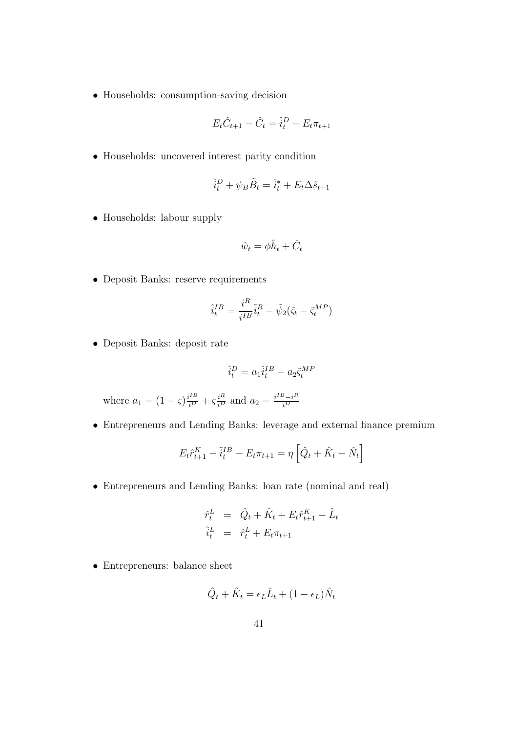- Households: consumption-saving decision

$$E_t\hat{C}_{t+1} - \hat{C}_t = \hat{i}_t^D - E_t\pi_{t+1}$$

- Households: uncovered interest parity condition

$$\hat{i}_t^D + \psi_B\tilde{B}_t = \hat{i}_t^* + E_t\Delta\hat{s}_{t+1}$$

- Households: labour supply

$$\hat{w}_t = \phi\hat{h}_t + \hat{C}_t$$

- Deposit Banks: reserve requirements

$$\hat{i}_t^{IB} = \frac{i^R}{i^{IB}}\tilde{i}_t^R - \tilde{\psi}_2(\tilde{\varsigma}_t - \tilde{\varsigma}_t^{MP})$$

- Deposit Banks: deposit rate

$$\hat{i}_t^D = a_1\hat{i}_t^{IB} - a_2\tilde{\varsigma}_t^{MP}$$

  where $a_1 = (1-\varsigma)\frac{i^{IB}}{i^D} + \varsigma\frac{i^R}{i^D}$ and $a_2 = \frac{i^{IB}-i^R}{i^D}$

- Entrepreneurs and Lending Banks: leverage and external finance premium

$$E_t\hat{r}_{t+1}^K - \tilde{i}_t^{IB} + E_t\pi_{t+1} = \eta\left[\hat{Q}_t + \hat{K}_t - \hat{N}_t\right]$$

- Entrepreneurs and Lending Banks: loan rate (nominal and real)

$$\begin{aligned}
\hat{r}_t^L &= \hat{Q}_t + \hat{K}_t + E_t\hat{r}_{t+1}^K - \hat{L}_t \\
\hat{i}_t^L &= \hat{r}_t^L + E_t\pi_{t+1}
\end{aligned}$$

- Entrepreneurs: balance sheet

$$\hat{Q}_t + \hat{K}_t = \epsilon_L\hat{L}_t + (1-\epsilon_L)\hat{N}_t$$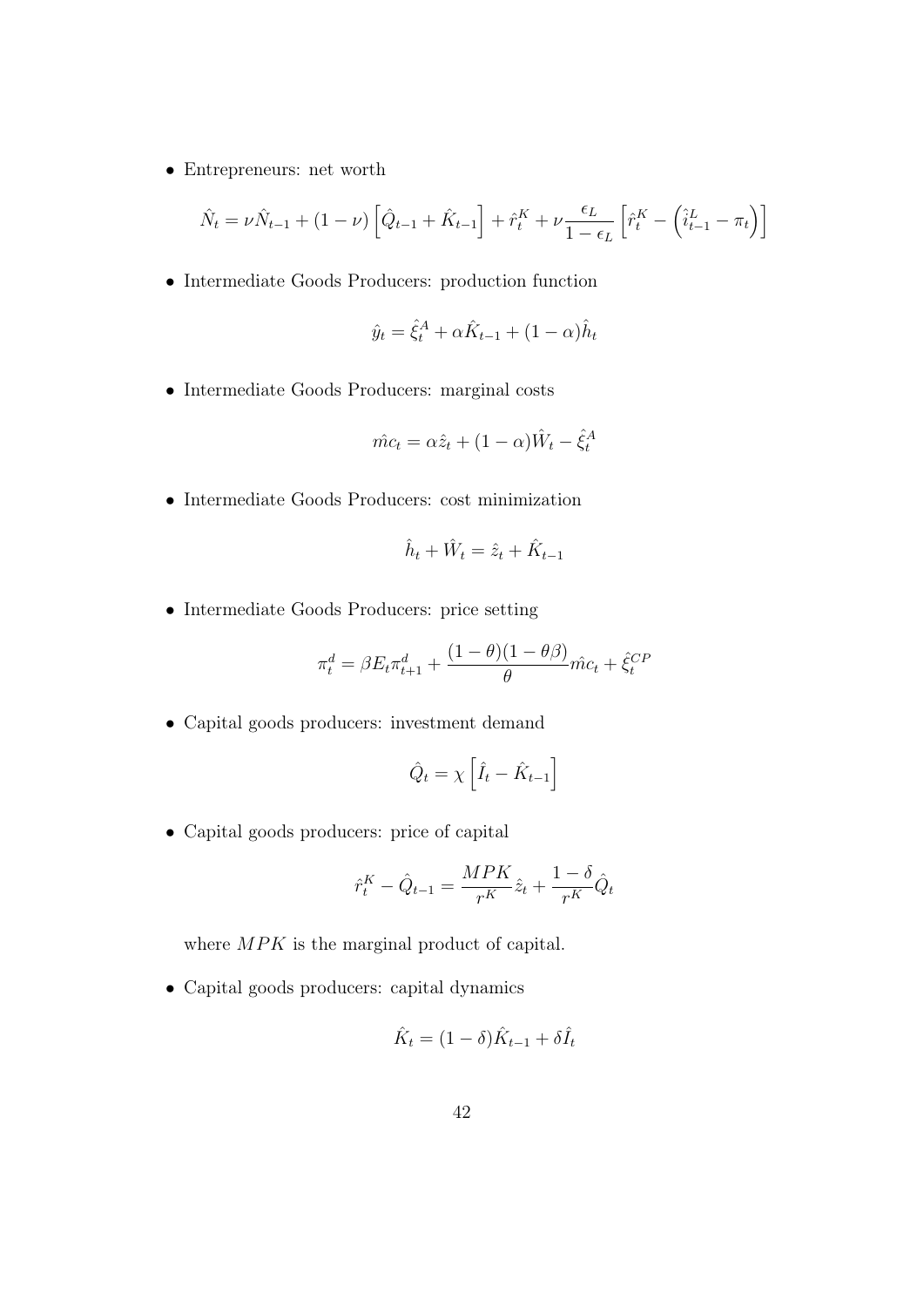- Entrepreneurs: net worth

$$\hat{N}_t = \nu \hat{N}_{t-1} + (1-\nu)\left[\hat{Q}_{t-1} + \hat{K}_{t-1}\right] + \hat{r}_t^K + \nu \frac{\epsilon_L}{1-\epsilon_L}\left[\hat{r}_t^K - \left(\hat{i}_{t-1}^L - \pi_t\right)\right]$$

- Intermediate Goods Producers: production function

$$\hat{y}_t = \hat{\xi}_t^A + \alpha \hat{K}_{t-1} + (1-\alpha)\hat{h}_t$$

- Intermediate Goods Producers: marginal costs

$$\hat{mc}_t = \alpha \hat{z}_t + (1-\alpha)\hat{W}_t - \hat{\xi}_t^A$$

- Intermediate Goods Producers: cost minimization

$$\hat{h}_t + \hat{W}_t = \hat{z}_t + \hat{K}_{t-1}$$

- Intermediate Goods Producers: price setting

$$\pi_t^d = \beta E_t \pi_{t+1}^d + \frac{(1-\theta)(1-\theta\beta)}{\theta}\hat{mc}_t + \hat{\xi}_t^{CP}$$

- Capital goods producers: investment demand

$$\hat{Q}_t = \chi\left[\hat{I}_t - \hat{K}_{t-1}\right]$$

- Capital goods producers: price of capital

$$\hat{r}_t^K - \hat{Q}_{t-1} = \frac{MPK}{r^K}\hat{z}_t + \frac{1-\delta}{r^K}\hat{Q}_t$$

where $MPK$ is the marginal product of capital.

- Capital goods producers: capital dynamics

$$\hat{K}_t = (1-\delta)\hat{K}_{t-1} + \delta \hat{I}_t$$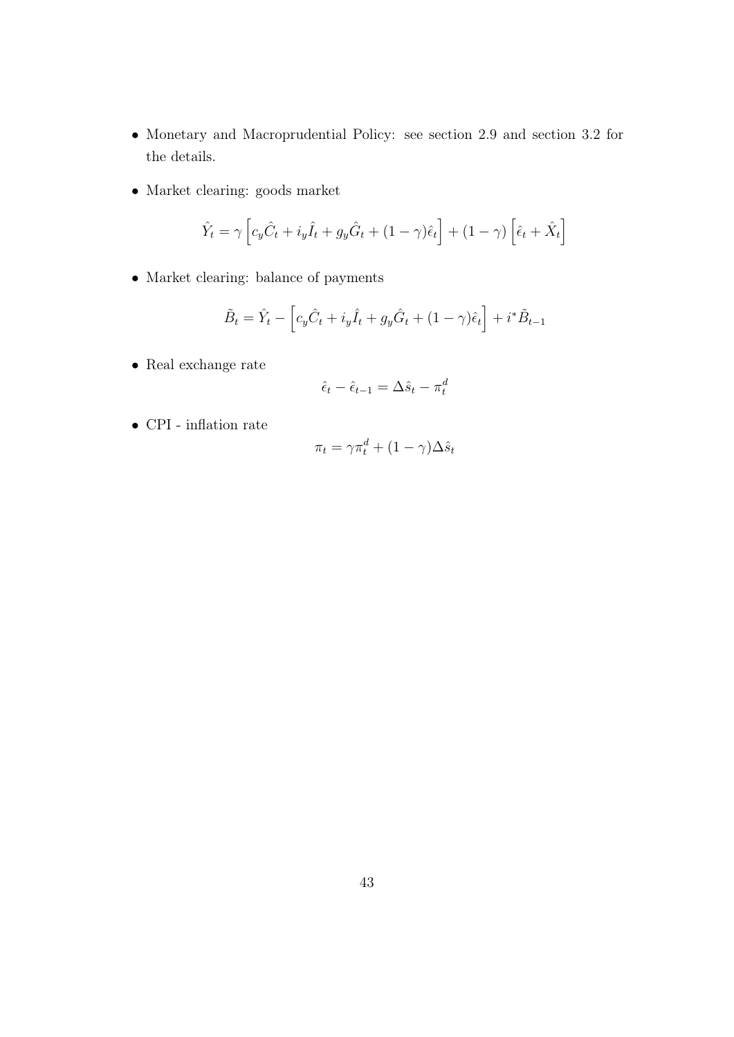- Monetary and Macroprudential Policy: see section 2.9 and section 3.2 for the details.

- Market clearing: goods market

$$\hat{Y}_t = \gamma \left[ c_y \hat{C}_t + i_y \hat{I}_t + g_y \hat{G}_t + (1-\gamma)\hat{\epsilon}_t \right] + (1-\gamma) \left[ \hat{\epsilon}_t + \hat{X}_t \right]$$

- Market clearing: balance of payments

$$\tilde{B}_t = \hat{Y}_t - \left[ c_y \hat{C}_t + i_y \hat{I}_t + g_y \hat{G}_t + (1-\gamma)\hat{\epsilon}_t \right] + i^* \tilde{B}_{t-1}$$

- Real exchange rate

$$\hat{\epsilon}_t - \hat{\epsilon}_{t-1} = \Delta \hat{s}_t - \pi_t^d$$

- CPI - inflation rate

$$\pi_t = \gamma \pi_t^d + (1-\gamma)\Delta \hat{s}_t$$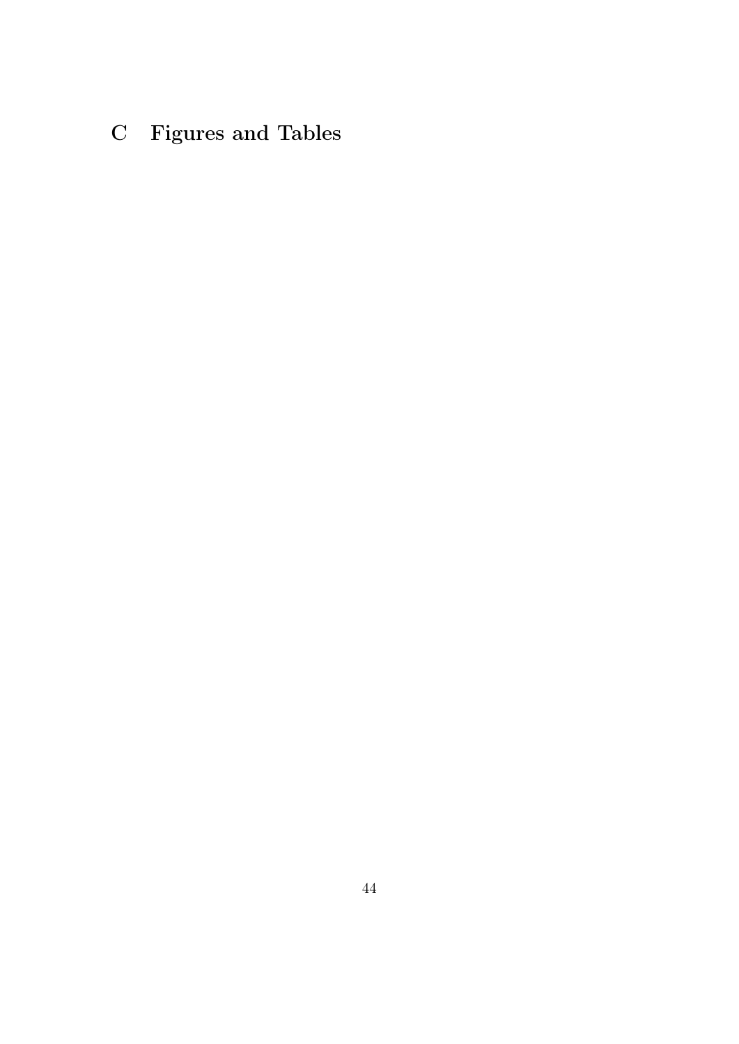# C Figures and Tables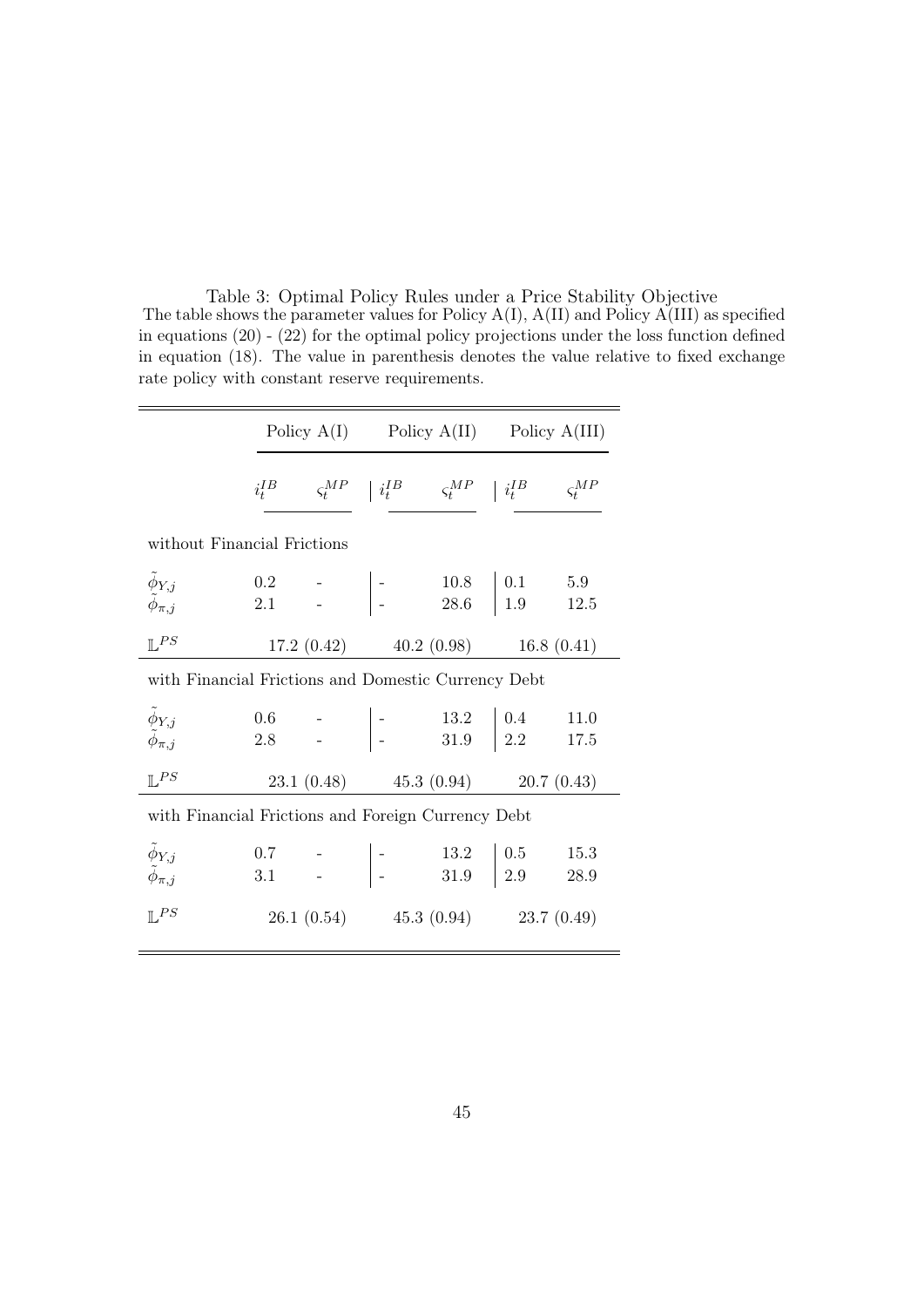Table 3: Optimal Policy Rules under a Price Stability Objective

The table shows the parameter values for Policy A(I), A(II) and Policy A(III) as specified in equations (20) - (22) for the optimal policy projections under the loss function defined in equation (18). The value in parenthesis denotes the value relative to fixed exchange rate policy with constant reserve requirements.

| | Policy A(I) | | Policy A(II) | | Policy A(III) | |
|---|---|---|---|---|---|---|
| | $i_t^{IB}$ | $\varsigma_t^{MP}$ | $i_t^{IB}$ | $\varsigma_t^{MP}$ | $i_t^{IB}$ | $\varsigma_t^{MP}$ |
| without Financial Frictions | | | | | | |
| $\tilde{\phi}_{Y,j}$ | 0.2 | - | - | 10.8 | 0.1 | 5.9 |
| $\tilde{\phi}_{\pi,j}$ | 2.1 | - | - | 28.6 | 1.9 | 12.5 |
| $\mathbb{L}^{PS}$ | 17.2 (0.42) | | 40.2 (0.98) | | 16.8 (0.41) | |
| with Financial Frictions and Domestic Currency Debt | | | | | | |
| $\tilde{\phi}_{Y,j}$ | 0.6 | - | - | 13.2 | 0.4 | 11.0 |
| $\tilde{\phi}_{\pi,j}$ | 2.8 | - | - | 31.9 | 2.2 | 17.5 |
| $\mathbb{L}^{PS}$ | 23.1 (0.48) | | 45.3 (0.94) | | 20.7 (0.43) | |
| with Financial Frictions and Foreign Currency Debt | | | | | | |
| $\tilde{\phi}_{Y,j}$ | 0.7 | - | - | 13.2 | 0.5 | 15.3 |
| $\tilde{\phi}_{\pi,j}$ | 3.1 | - | - | 31.9 | 2.9 | 28.9 |
| $\mathbb{L}^{PS}$ | 26.1 (0.54) | | 45.3 (0.94) | | 23.7 (0.49) | |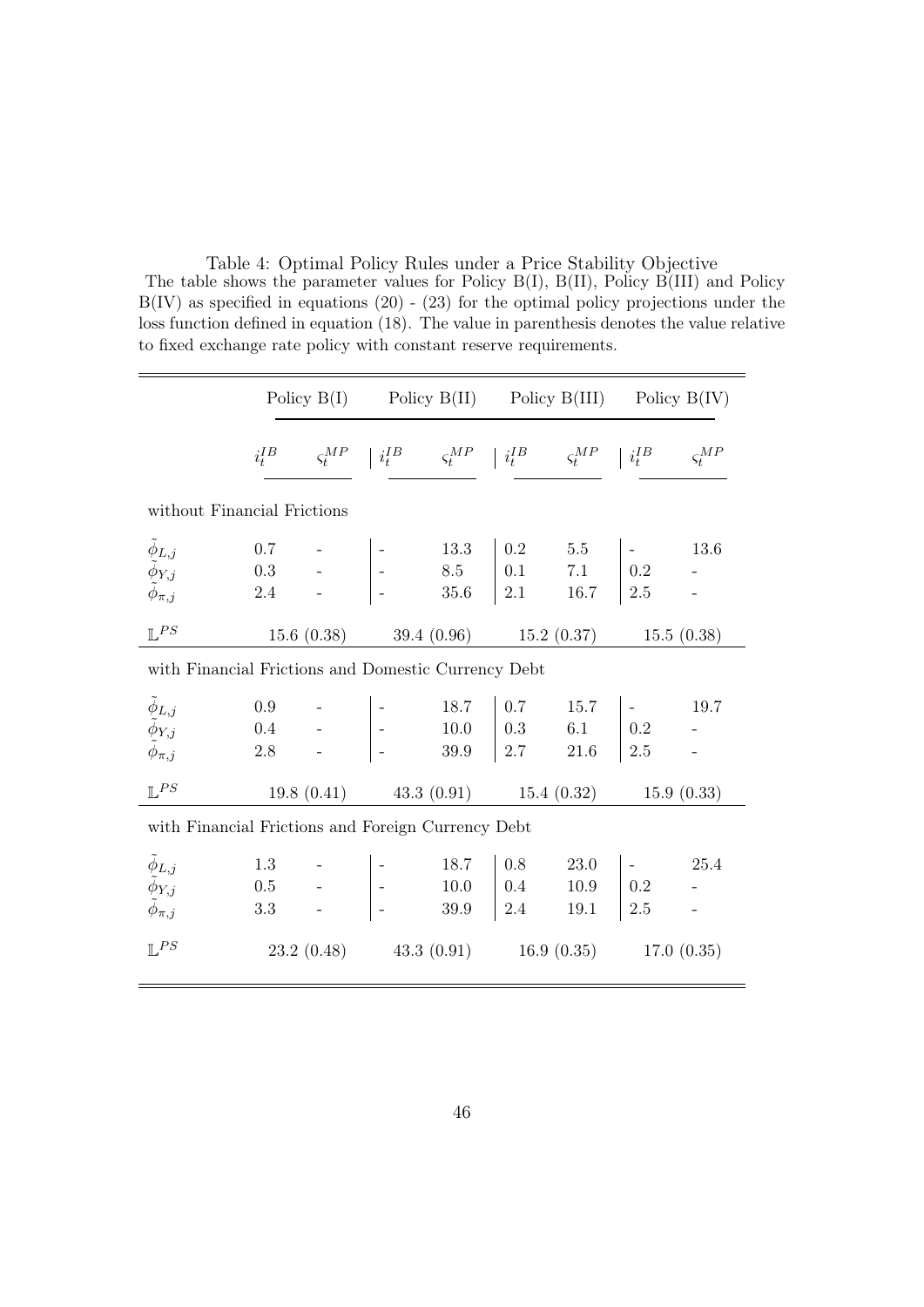Table 4: Optimal Policy Rules under a Price Stability Objective
The table shows the parameter values for Policy B(I), B(II), Policy B(III) and Policy B(IV) as specified in equations (20) - (23) for the optimal policy projections under the loss function defined in equation (18). The value in parenthesis denotes the value relative to fixed exchange rate policy with constant reserve requirements.

| | Policy B(I) | | Policy B(II) | | Policy B(III) | | Policy B(IV) | |
|---|---|---|---|---|---|---|---|---|
| | $i_t^{IB}$ | $\varsigma_t^{MP}$ | $i_t^{IB}$ | $\varsigma_t^{MP}$ | $i_t^{IB}$ | $\varsigma_t^{MP}$ | $i_t^{IB}$ | $\varsigma_t^{MP}$ |
| without Financial Frictions | | | | | | | | |
| $\tilde{\phi}_{L,j}$ | 0.7 | - | - | 13.3 | 0.2 | 5.5 | - | 13.6 |
| $\tilde{\phi}_{Y,j}$ | 0.3 | - | - | 8.5 | 0.1 | 7.1 | 0.2 | - |
| $\tilde{\phi}_{\pi,j}$ | 2.4 | - | - | 35.6 | 2.1 | 16.7 | 2.5 | - |
| $\mathbb{L}^{PS}$ | 15.6 (0.38) | | 39.4 (0.96) | | 15.2 (0.37) | | 15.5 (0.38) | |
| with Financial Frictions and Domestic Currency Debt | | | | | | | | |
| $\tilde{\phi}_{L,j}$ | 0.9 | - | - | 18.7 | 0.7 | 15.7 | - | 19.7 |
| $\tilde{\phi}_{Y,j}$ | 0.4 | - | - | 10.0 | 0.3 | 6.1 | 0.2 | - |
| $\tilde{\phi}_{\pi,j}$ | 2.8 | - | - | 39.9 | 2.7 | 21.6 | 2.5 | - |
| $\mathbb{L}^{PS}$ | 19.8 (0.41) | | 43.3 (0.91) | | 15.4 (0.32) | | 15.9 (0.33) | |
| with Financial Frictions and Foreign Currency Debt | | | | | | | | |
| $\tilde{\phi}_{L,j}$ | 1.3 | - | - | 18.7 | 0.8 | 23.0 | - | 25.4 |
| $\tilde{\phi}_{Y,j}$ | 0.5 | - | - | 10.0 | 0.4 | 10.9 | 0.2 | - |
| $\tilde{\phi}_{\pi,j}$ | 3.3 | - | - | 39.9 | 2.4 | 19.1 | 2.5 | - |
| $\mathbb{L}^{PS}$ | 23.2 (0.48) | | 43.3 (0.91) | | 16.9 (0.35) | | 17.0 (0.35) | |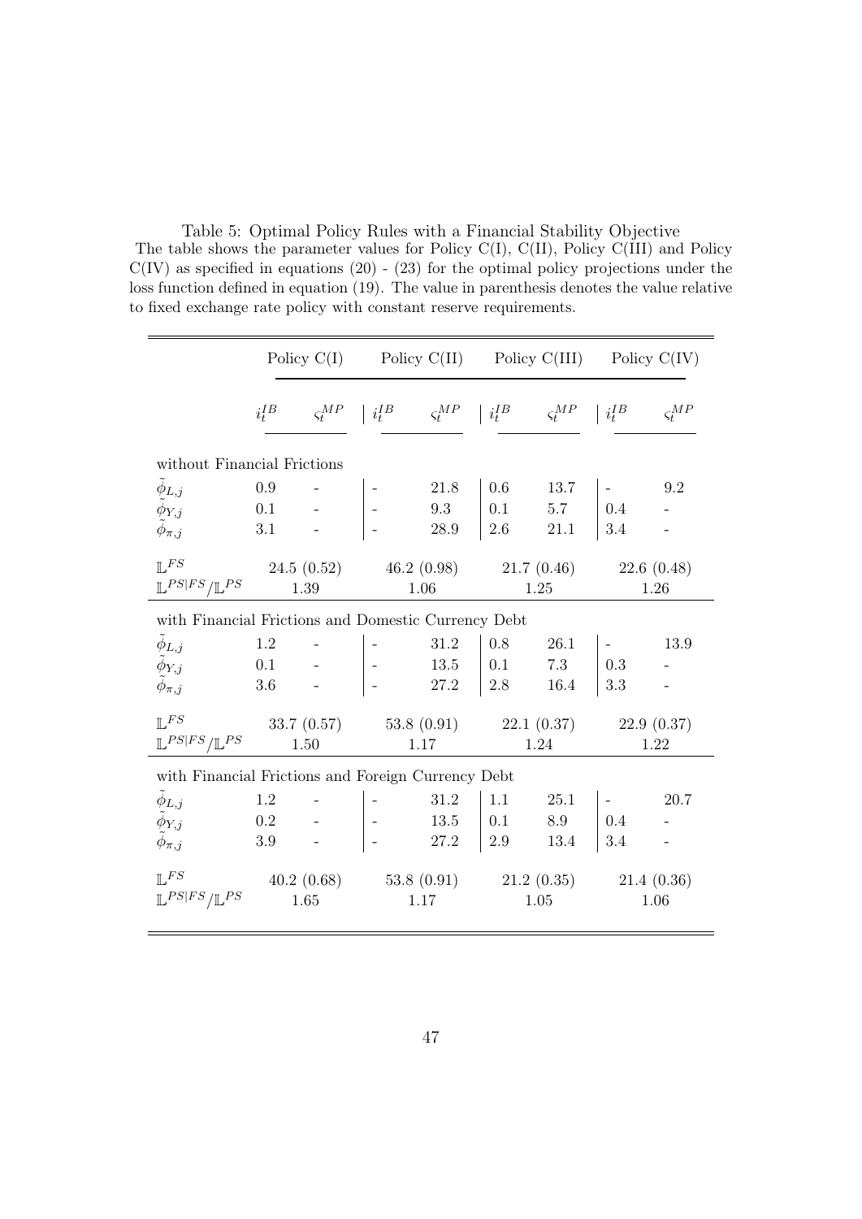Table 5: Optimal Policy Rules with a Financial Stability Objective

The table shows the parameter values for Policy C(I), C(II), Policy C(III) and Policy C(IV) as specified in equations (20) - (23) for the optimal policy projections under the loss function defined in equation (19). The value in parenthesis denotes the value relative to fixed exchange rate policy with constant reserve requirements.

| | Policy C(I) | | Policy C(II) | | Policy C(III) | | Policy C(IV) | |
|---|---|---|---|---|---|---|---|---|
| | $i_t^{IB}$ | $\varsigma_t^{MP}$ | $i_t^{IB}$ | $\varsigma_t^{MP}$ | $i_t^{IB}$ | $\varsigma_t^{MP}$ | $i_t^{IB}$ | $\varsigma_t^{MP}$ |
| without Financial Frictions | | | | | | | | |
| $\tilde{\phi}_{L,j}$ | 0.9 | - | - | 21.8 | 0.6 | 13.7 | - | 9.2 |
| $\tilde{\phi}_{Y,j}$ | 0.1 | - | - | 9.3 | 0.1 | 5.7 | 0.4 | - |
| $\tilde{\phi}_{\pi,j}$ | 3.1 | - | - | 28.9 | 2.6 | 21.1 | 3.4 | - |
| $\mathbb{L}^{FS}$ | 24.5 (0.52) | | 46.2 (0.98) | | 21.7 (0.46) | | 22.6 (0.48) | |
| $\mathbb{L}^{PS\|FS}/\mathbb{L}^{PS}$ | 1.39 | | 1.06 | | 1.25 | | 1.26 | |
| with Financial Frictions and Domestic Currency Debt | | | | | | | | |
| $\tilde{\phi}_{L,j}$ | 1.2 | - | - | 31.2 | 0.8 | 26.1 | - | 13.9 |
| $\tilde{\phi}_{Y,j}$ | 0.1 | - | - | 13.5 | 0.1 | 7.3 | 0.3 | - |
| $\tilde{\phi}_{\pi,j}$ | 3.6 | - | - | 27.2 | 2.8 | 16.4 | 3.3 | - |
| $\mathbb{L}^{FS}$ | 33.7 (0.57) | | 53.8 (0.91) | | 22.1 (0.37) | | 22.9 (0.37) | |
| $\mathbb{L}^{PS\|FS}/\mathbb{L}^{PS}$ | 1.50 | | 1.17 | | 1.24 | | 1.22 | |
| with Financial Frictions and Foreign Currency Debt | | | | | | | | |
| $\tilde{\phi}_{L,j}$ | 1.2 | - | - | 31.2 | 1.1 | 25.1 | - | 20.7 |
| $\tilde{\phi}_{Y,j}$ | 0.2 | - | - | 13.5 | 0.1 | 8.9 | 0.4 | - |
| $\tilde{\phi}_{\pi,j}$ | 3.9 | - | - | 27.2 | 2.9 | 13.4 | 3.4 | - |
| $\mathbb{L}^{FS}$ | 40.2 (0.68) | | 53.8 (0.91) | | 21.2 (0.35) | | 21.4 (0.36) | |
| $\mathbb{L}^{PS\|FS}/\mathbb{L}^{PS}$ | 1.65 | | 1.17 | | 1.05 | | 1.06 | |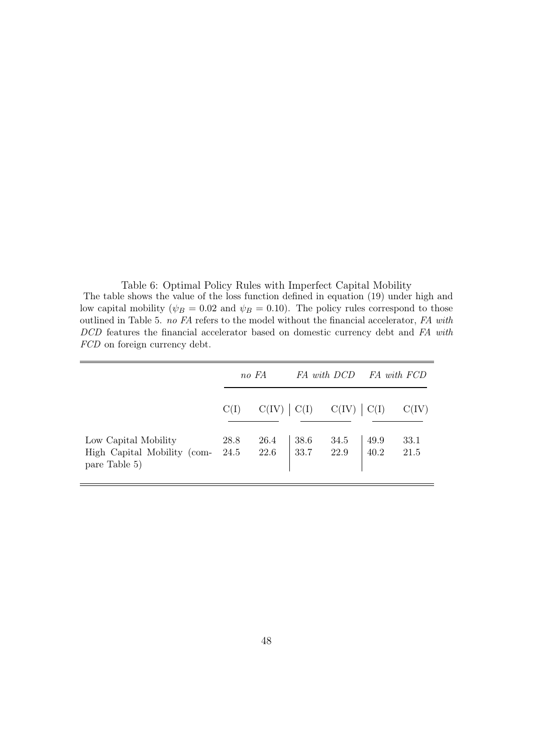Table 6: Optimal Policy Rules with Imperfect Capital Mobility

The table shows the value of the loss function defined in equation (19) under high and low capital mobility ($\psi_B = 0.02$ and $\psi_B = 0.10$). The policy rules correspond to those outlined in Table 5. *no FA* refers to the model without the financial accelerator, *FA with DCD* features the financial accelerator based on domestic currency debt and *FA with FCD* on foreign currency debt.

| | *no FA* | | *FA with DCD* | | *FA with FCD* | |
|---|---|---|---|---|---|---|
| | C(I) | C(IV) | C(I) | C(IV) | C(I) | C(IV) |
| Low Capital Mobility | 28.8 | 26.4 | 38.6 | 34.5 | 49.9 | 33.1 |
| High Capital Mobility (compare Table 5) | 24.5 | 22.6 | 33.7 | 22.9 | 40.2 | 21.5 |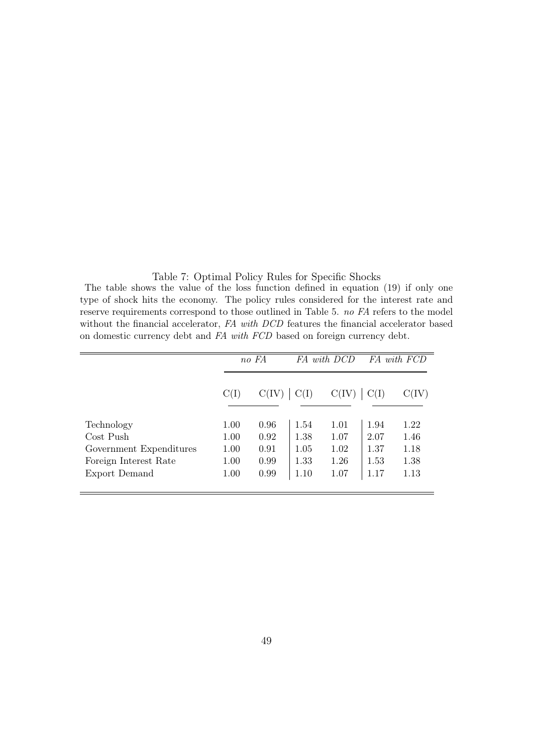Table 7: Optimal Policy Rules for Specific Shocks

The table shows the value of the loss function defined in equation (19) if only one type of shock hits the economy. The policy rules considered for the interest rate and reserve requirements correspond to those outlined in Table 5. *no FA* refers to the model without the financial accelerator, *FA with DCD* features the financial accelerator based on domestic currency debt and *FA with FCD* based on foreign currency debt.

| | *no FA* | | *FA with DCD* | | *FA with FCD* | |
|---|---|---|---|---|---|---|
| | C(I) | C(IV) | C(I) | C(IV) | C(I) | C(IV) |
| Technology | 1.00 | 0.96 | 1.54 | 1.01 | 1.94 | 1.22 |
| Cost Push | 1.00 | 0.92 | 1.38 | 1.07 | 2.07 | 1.46 |
| Government Expenditures | 1.00 | 0.91 | 1.05 | 1.02 | 1.37 | 1.18 |
| Foreign Interest Rate | 1.00 | 0.99 | 1.33 | 1.26 | 1.53 | 1.38 |
| Export Demand | 1.00 | 0.99 | 1.10 | 1.07 | 1.17 | 1.13 |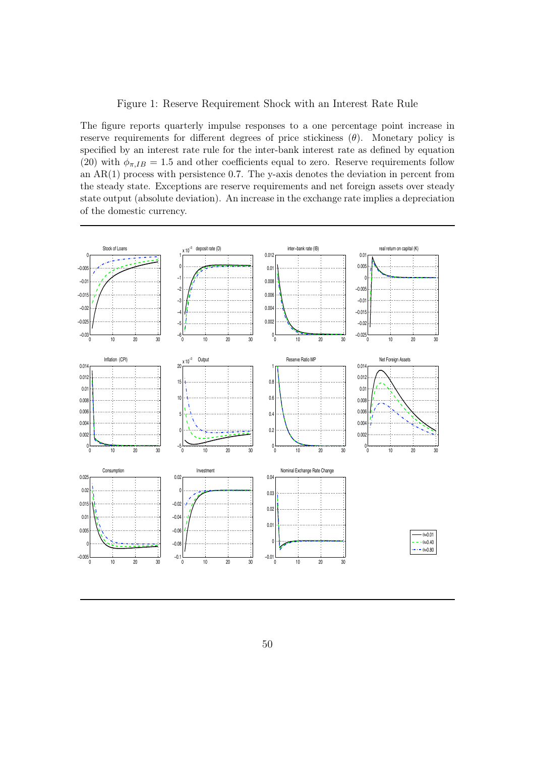Figure 1: Reserve Requirement Shock with an Interest Rate Rule

The figure reports quarterly impulse responses to a one percentage point increase in reserve requirements for different degrees of price stickiness ($\theta$). Monetary policy is specified by an interest rate rule for the inter-bank interest rate as defined by equation (20) with $\phi_{\pi,IB} = 1.5$ and other coefficients equal to zero. Reserve requirements follow an AR(1) process with persistence 0.7. The y-axis denotes the deviation in percent from the steady state. Exceptions are reserve requirements and net foreign assets over steady state output (absolute deviation). An increase in the exchange rate implies a depreciation of the domestic currency.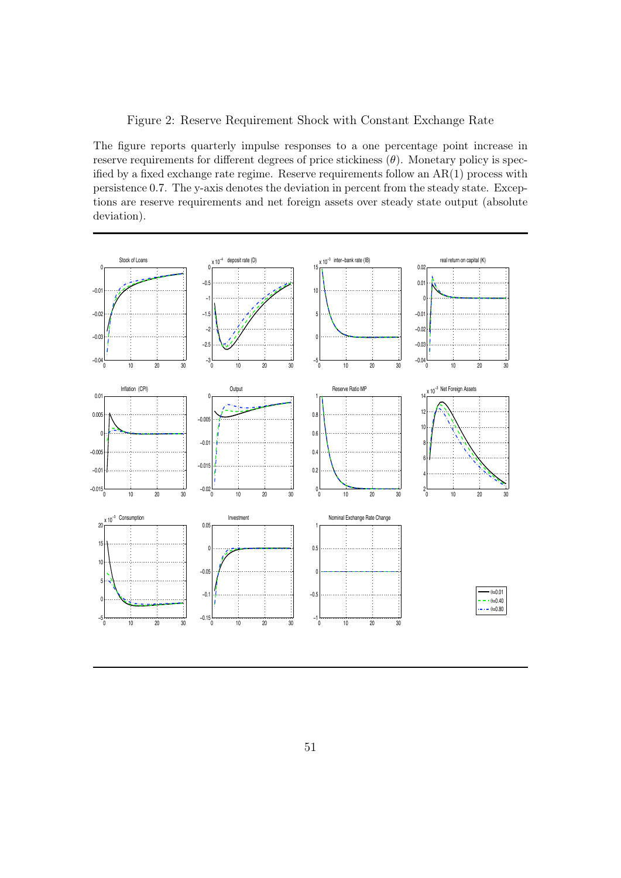Figure 2: Reserve Requirement Shock with Constant Exchange Rate

The figure reports quarterly impulse responses to a one percentage point increase in reserve requirements for different degrees of price stickiness ($\theta$). Monetary policy is specified by a fixed exchange rate regime. Reserve requirements follow an AR(1) process with persistence 0.7. The y-axis denotes the deviation in percent from the steady state. Exceptions are reserve requirements and net foreign assets over steady state output (absolute deviation).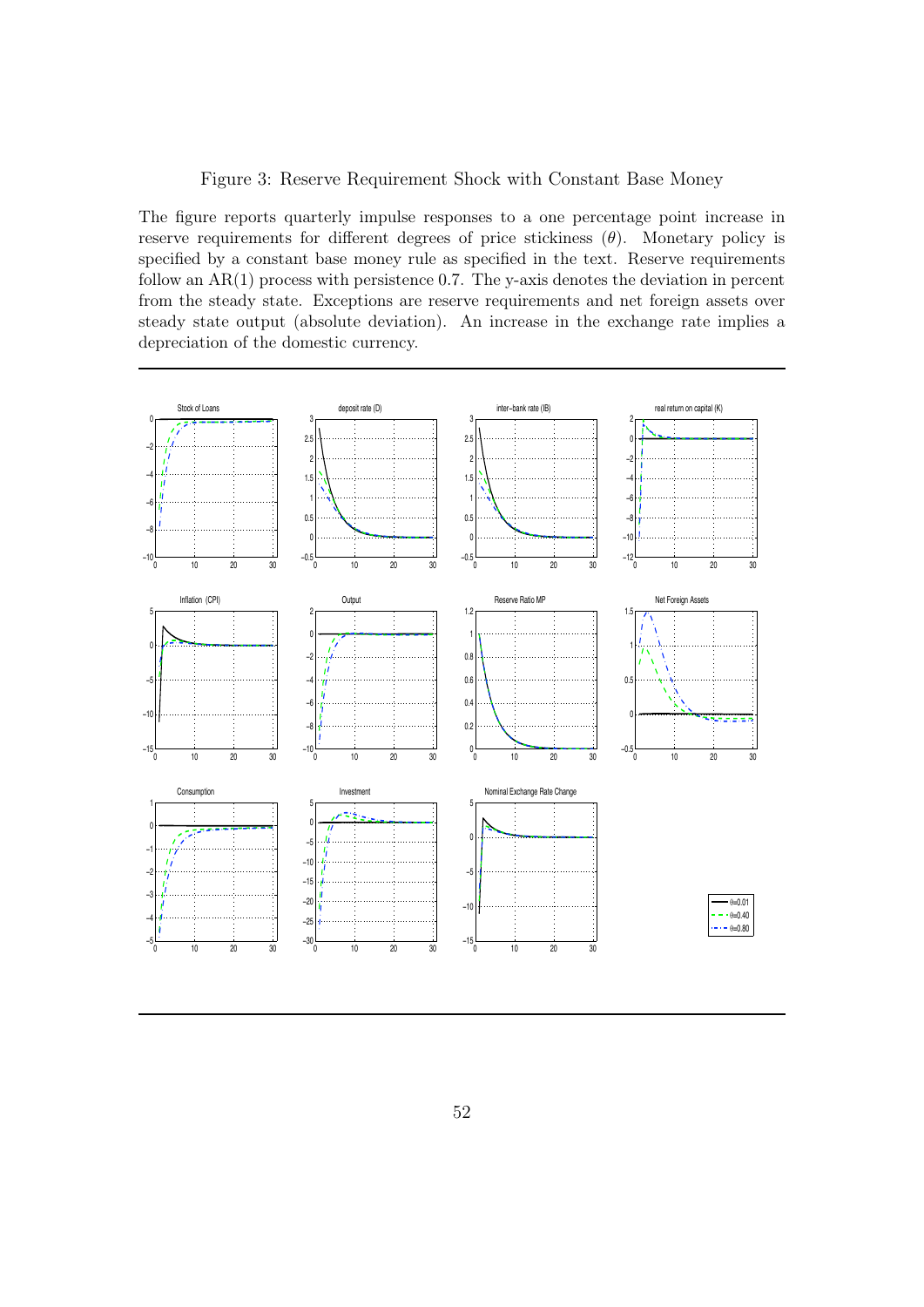Figure 3: Reserve Requirement Shock with Constant Base Money

The figure reports quarterly impulse responses to a one percentage point increase in reserve requirements for different degrees of price stickiness ($\theta$). Monetary policy is specified by a constant base money rule as specified in the text. Reserve requirements follow an AR(1) process with persistence 0.7. The y-axis denotes the deviation in percent from the steady state. Exceptions are reserve requirements and net foreign assets over steady state output (absolute deviation). An increase in the exchange rate implies a depreciation of the domestic currency.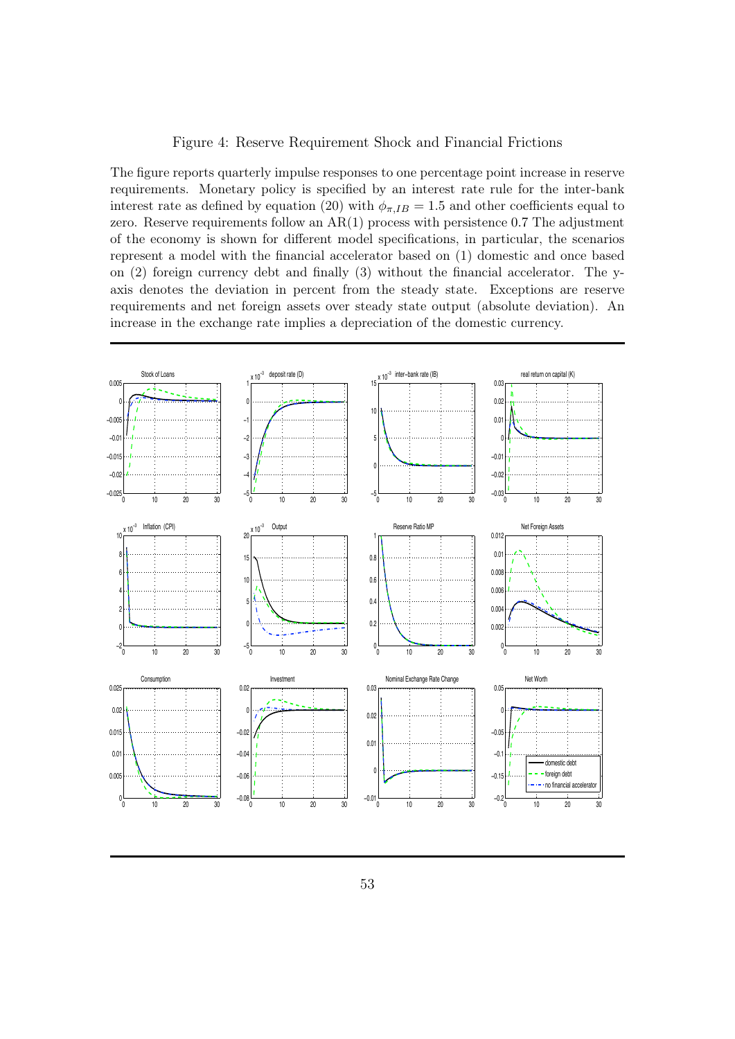Figure 4: Reserve Requirement Shock and Financial Frictions

The figure reports quarterly impulse responses to one percentage point increase in reserve requirements. Monetary policy is specified by an interest rate rule for the inter-bank interest rate as defined by equation (20) with $\phi_{\pi,IB} = 1.5$ and other coefficients equal to zero. Reserve requirements follow an AR(1) process with persistence 0.7 The adjustment of the economy is shown for different model specifications, in particular, the scenarios represent a model with the financial accelerator based on (1) domestic and once based on (2) foreign currency debt and finally (3) without the financial accelerator. The y-axis denotes the deviation in percent from the steady state. Exceptions are reserve requirements and net foreign assets over steady state output (absolute deviation). An increase in the exchange rate implies a depreciation of the domestic currency.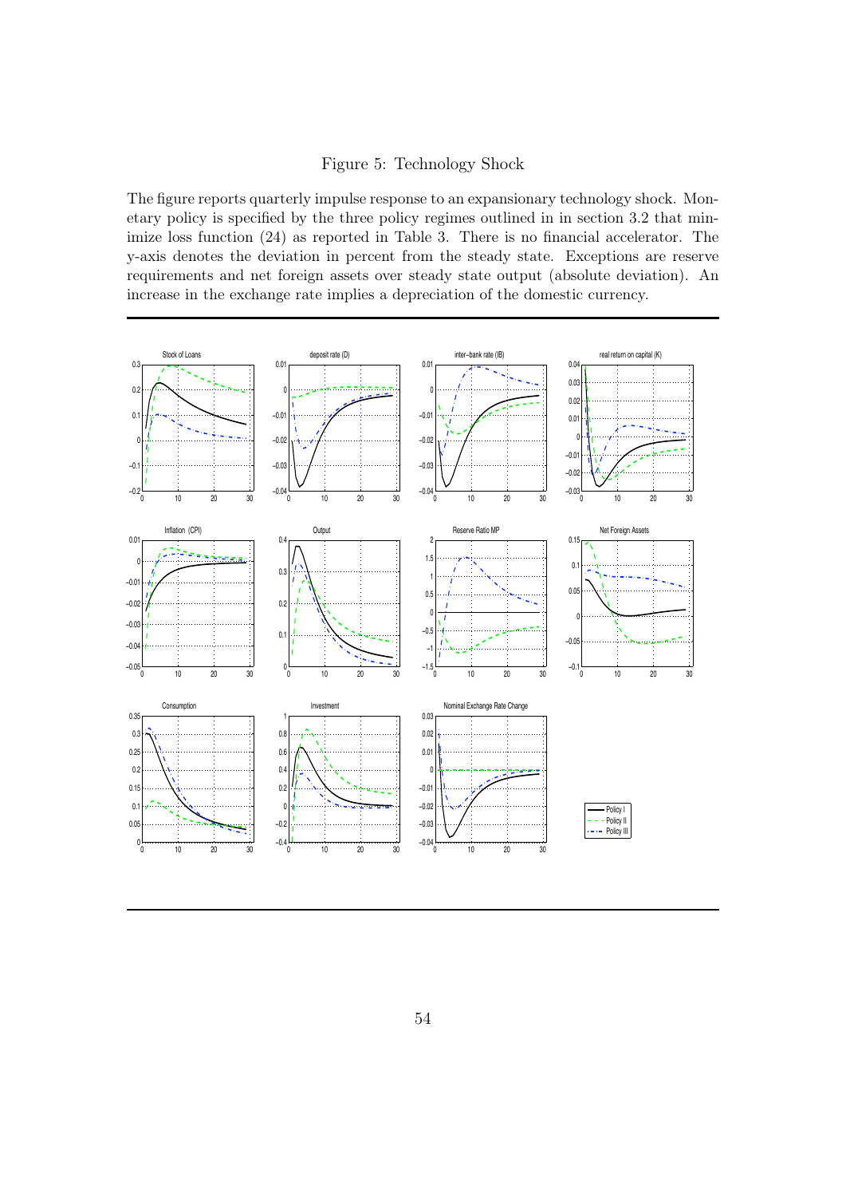Figure 5: Technology Shock

The figure reports quarterly impulse response to an expansionary technology shock. Monetary policy is specified by the three policy regimes outlined in in section 3.2 that minimize loss function (24) as reported in Table 3. There is no financial accelerator. The y-axis denotes the deviation in percent from the steady state. Exceptions are reserve requirements and net foreign assets over steady state output (absolute deviation). An increase in the exchange rate implies a depreciation of the domestic currency.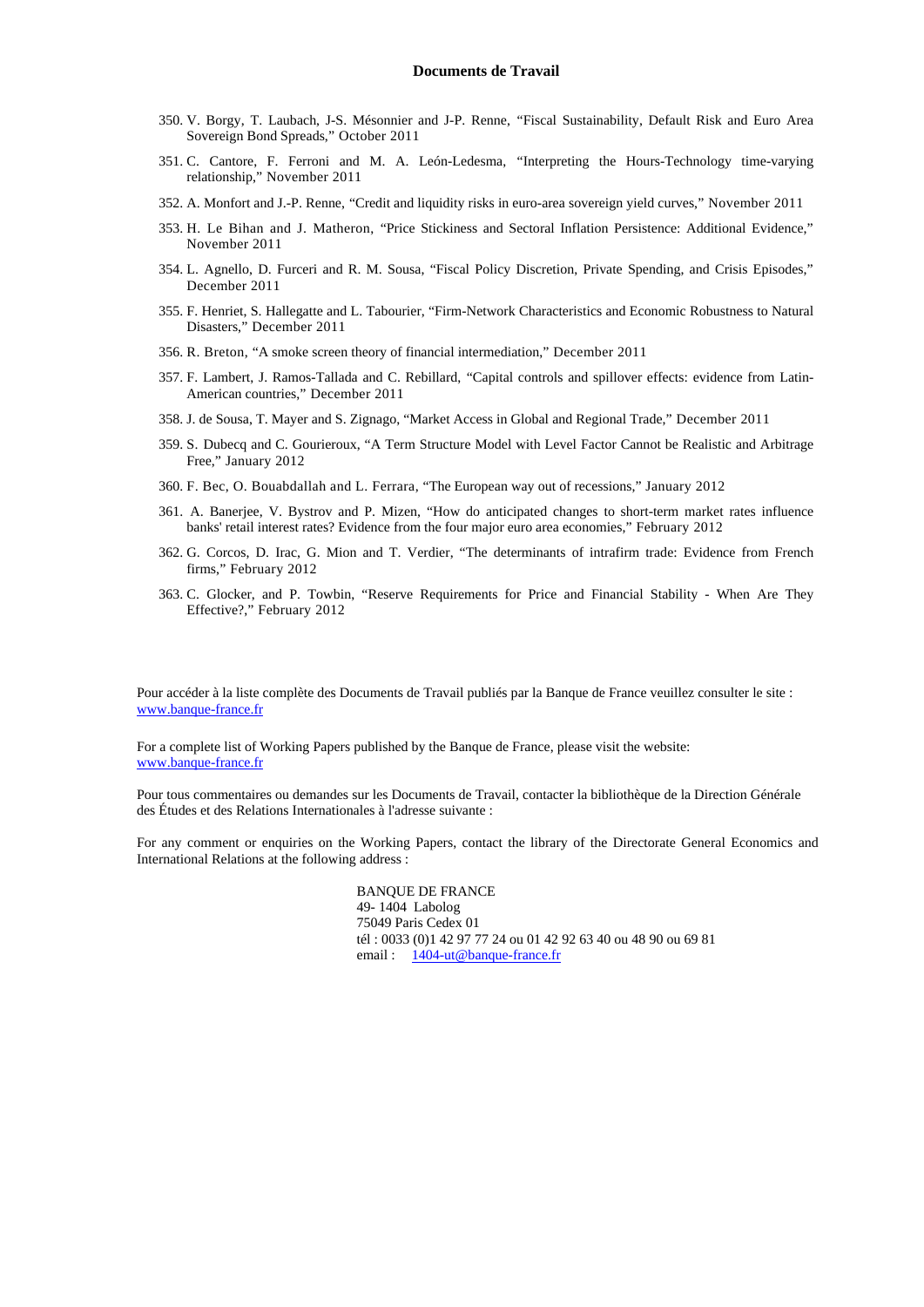**Documents de Travail**

350. V. Borgy, T. Laubach, J-S. Mésonnier and J-P. Renne, "Fiscal Sustainability, Default Risk and Euro Area Sovereign Bond Spreads," October 2011

351. C. Cantore, F. Ferroni and M. A. León-Ledesma, "Interpreting the Hours-Technology time-varying relationship," November 2011

352. A. Monfort and J.-P. Renne, "Credit and liquidity risks in euro-area sovereign yield curves," November 2011

353. H. Le Bihan and J. Matheron, "Price Stickiness and Sectoral Inflation Persistence: Additional Evidence," November 2011

354. L. Agnello, D. Furceri and R. M. Sousa, "Fiscal Policy Discretion, Private Spending, and Crisis Episodes," December 2011

355. F. Henriet, S. Hallegatte and L. Tabourier, "Firm-Network Characteristics and Economic Robustness to Natural Disasters," December 2011

356. R. Breton, "A smoke screen theory of financial intermediation," December 2011

357. F. Lambert, J. Ramos-Tallada and C. Rebillard, "Capital controls and spillover effects: evidence from Latin-American countries," December 2011

358. J. de Sousa, T. Mayer and S. Zignago, "Market Access in Global and Regional Trade," December 2011

359. S. Dubecq and C. Gourieroux, "A Term Structure Model with Level Factor Cannot be Realistic and Arbitrage Free," January 2012

360. F. Bec, O. Bouabdallah and L. Ferrara, "The European way out of recessions," January 2012

361. A. Banerjee, V. Bystrov and P. Mizen, "How do anticipated changes to short-term market rates influence banks' retail interest rates? Evidence from the four major euro area economies," February 2012

362. G. Corcos, D. Irac, G. Mion and T. Verdier, "The determinants of intrafirm trade: Evidence from French firms," February 2012

363. C. Glocker, and P. Towbin, "Reserve Requirements for Price and Financial Stability - When Are They Effective?," February 2012

Pour accéder à la liste complète des Documents de Travail publiés par la Banque de France veuillez consulter le site : www.banque-france.fr

For a complete list of Working Papers published by the Banque de France, please visit the website: www.banque-france.fr

Pour tous commentaires ou demandes sur les Documents de Travail, contacter la bibliothèque de la Direction Générale des Études et des Relations Internationales à l'adresse suivante :

For any comment or enquiries on the Working Papers, contact the library of the Directorate General Economics and International Relations at the following address :

BANQUE DE FRANCE
49- 1404 Labolog
75049 Paris Cedex 01
tél : 0033 (0)1 42 97 77 24 ou 01 42 92 63 40 ou 48 90 ou 69 81
email : 1404-ut@banque-france.fr